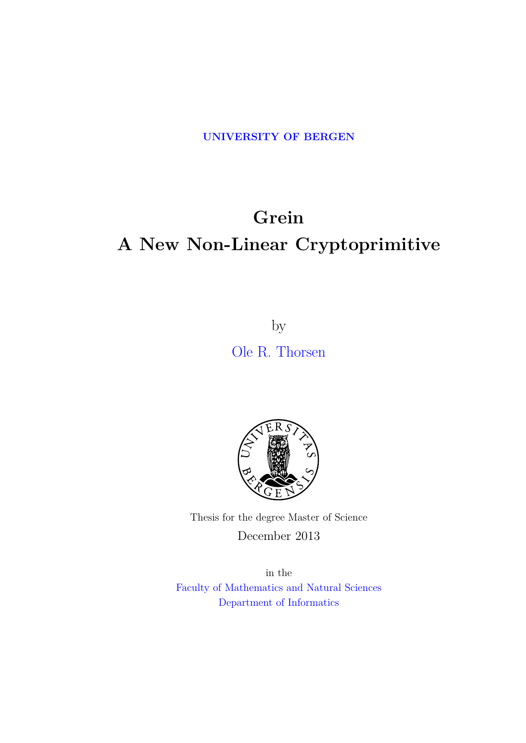**UNIVERSITY OF BERGEN**

# Grein
# A New Non-Linear Cryptoprimitive

by

Ole R. Thorsen

Thesis for the degree Master of Science

December 2013

in the

Faculty of Mathematics and Natural Sciences
Department of Informatics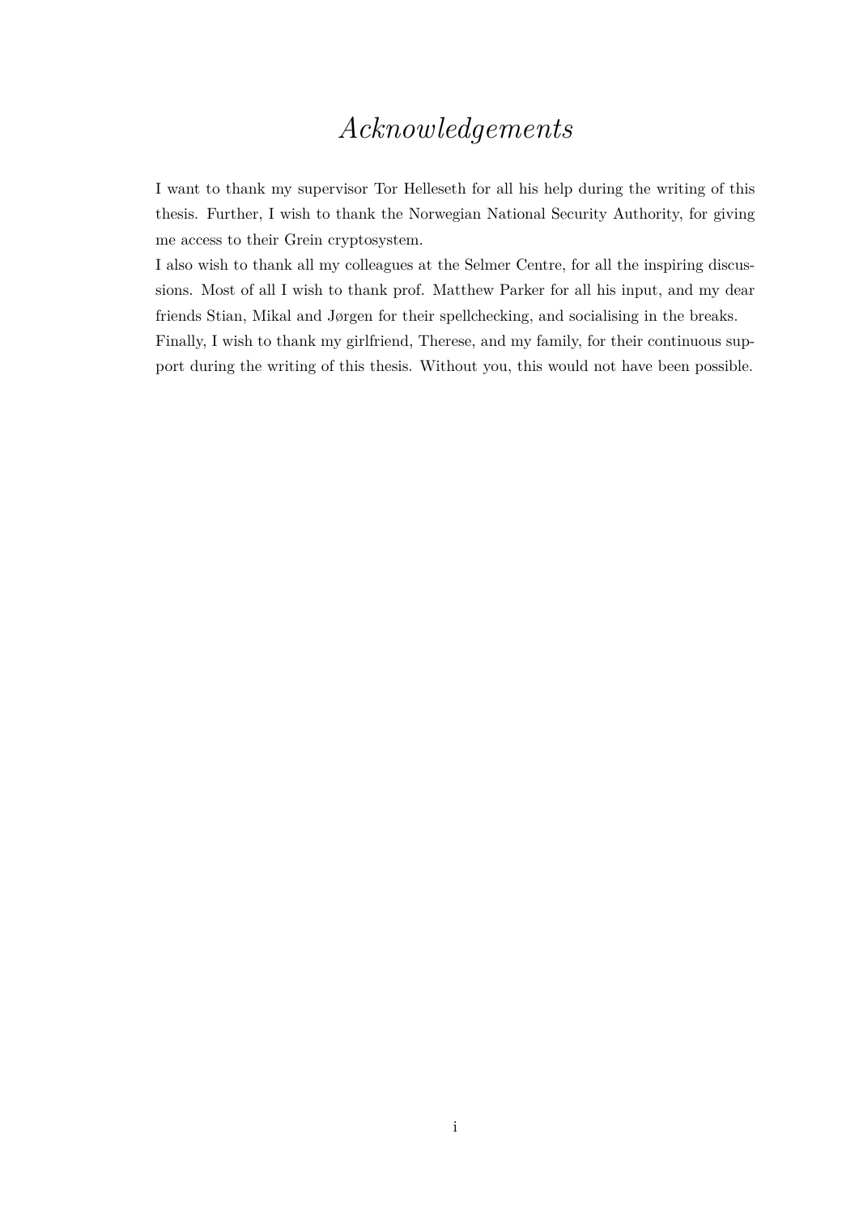# *Acknowledgements*

I want to thank my supervisor Tor Helleseth for all his help during the writing of this thesis. Further, I wish to thank the Norwegian National Security Authority, for giving me access to their Grein cryptosystem.

I also wish to thank all my colleagues at the Selmer Centre, for all the inspiring discussions. Most of all I wish to thank prof. Matthew Parker for all his input, and my dear friends Stian, Mikal and Jørgen for their spellchecking, and socialising in the breaks.

Finally, I wish to thank my girlfriend, Therese, and my family, for their continuous support during the writing of this thesis. Without you, this would not have been possible.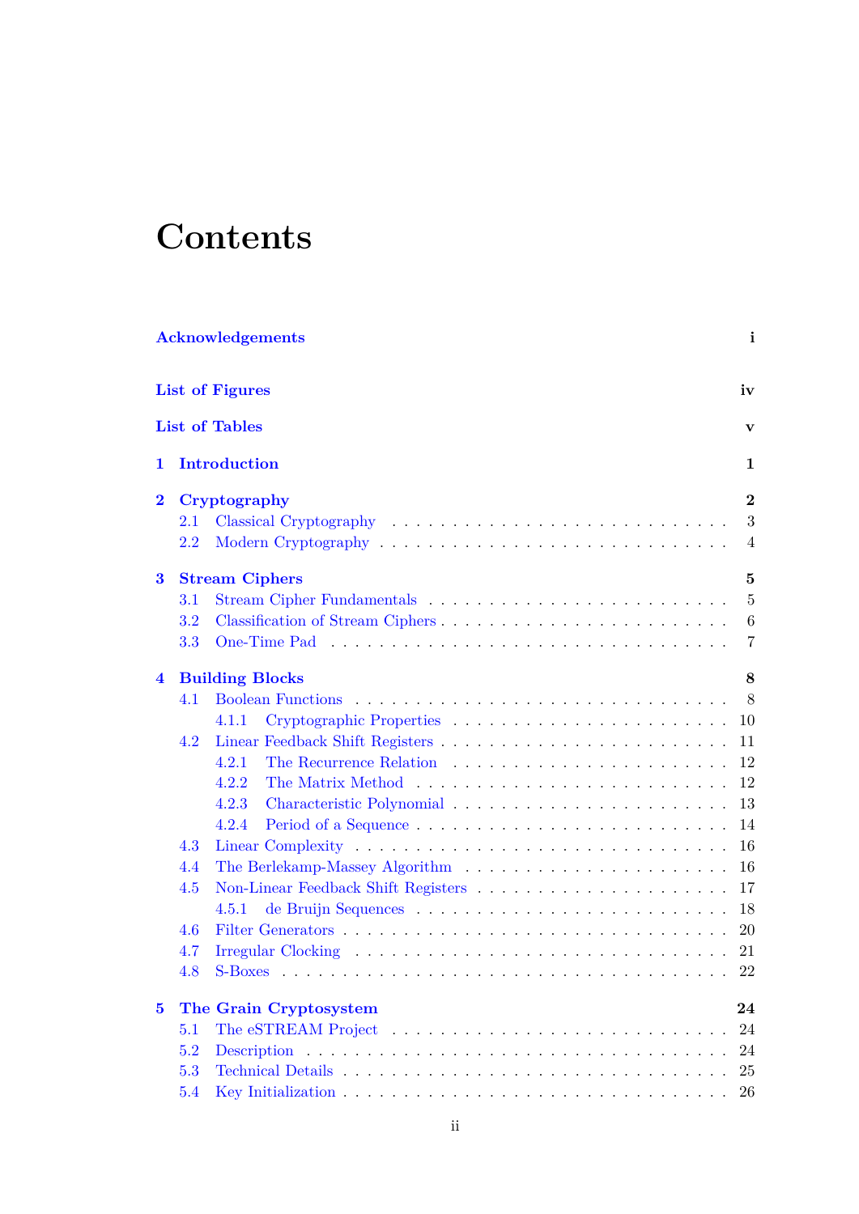# Contents

**Acknowledgements** — i

**List of Figures** — iv

**List of Tables** — v

**1 Introduction** — 1

**2 Cryptography** — 2
- 2.1 Classical Cryptography — 3
- 2.2 Modern Cryptography — 4

**3 Stream Ciphers** — 5
- 3.1 Stream Cipher Fundamentals — 5
- 3.2 Classification of Stream Ciphers — 6
- 3.3 One-Time Pad — 7

**4 Building Blocks** — 8
- 4.1 Boolean Functions — 8
  - 4.1.1 Cryptographic Properties — 10
- 4.2 Linear Feedback Shift Registers — 11
  - 4.2.1 The Recurrence Relation — 12
  - 4.2.2 The Matrix Method — 12
  - 4.2.3 Characteristic Polynomial — 13
  - 4.2.4 Period of a Sequence — 14
- 4.3 Linear Complexity — 16
- 4.4 The Berlekamp-Massey Algorithm — 16
- 4.5 Non-Linear Feedback Shift Registers — 17
  - 4.5.1 de Bruijn Sequences — 18
- 4.6 Filter Generators — 20
- 4.7 Irregular Clocking — 21
- 4.8 S-Boxes — 22

**5 The Grain Cryptosystem** — 24
- 5.1 The eSTREAM Project — 24
- 5.2 Description — 24
- 5.3 Technical Details — 25
- 5.4 Key Initialization — 26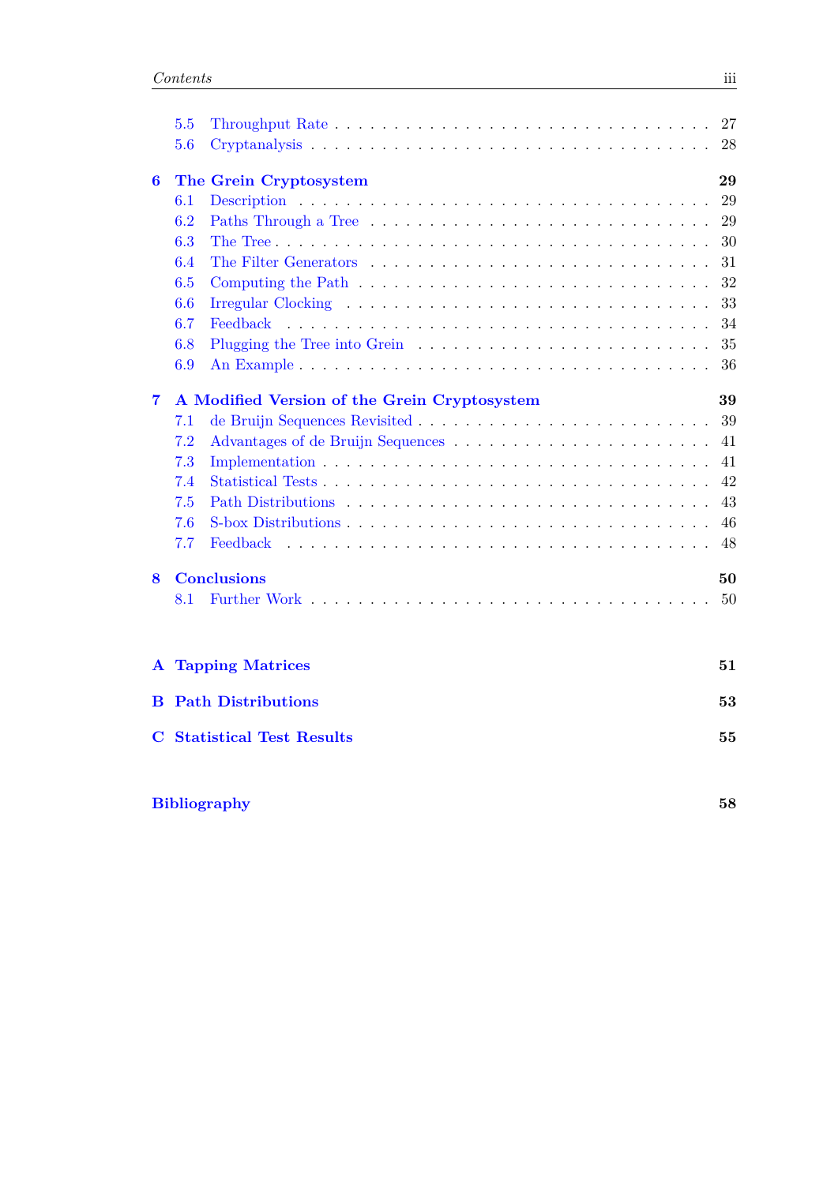- 5.5 Throughput Rate . . . . . . . . . . 27
- 5.6 Cryptanalysis . . . . . . . . . . 28

**6 The Grein Cryptosystem** **29**

- 6.1 Description . . . . . . . . . . 29
- 6.2 Paths Through a Tree . . . . . . . . . . 29
- 6.3 The Tree . . . . . . . . . . 30
- 6.4 The Filter Generators . . . . . . . . . . 31
- 6.5 Computing the Path . . . . . . . . . . 32
- 6.6 Irregular Clocking . . . . . . . . . . 33
- 6.7 Feedback . . . . . . . . . . 34
- 6.8 Plugging the Tree into Grein . . . . . . . . . . 35
- 6.9 An Example . . . . . . . . . . 36

**7 A Modified Version of the Grein Cryptosystem** **39**

- 7.1 de Bruijn Sequences Revisited . . . . . . . . . . 39
- 7.2 Advantages of de Bruijn Sequences . . . . . . . . . . 41
- 7.3 Implementation . . . . . . . . . . 41
- 7.4 Statistical Tests . . . . . . . . . . 42
- 7.5 Path Distributions . . . . . . . . . . 43
- 7.6 S-box Distributions . . . . . . . . . . 46
- 7.7 Feedback . . . . . . . . . . 48

**8 Conclusions** **50**

- 8.1 Further Work . . . . . . . . . . 50

**A Tapping Matrices** **51**

**B Path Distributions** **53**

**C Statistical Test Results** **55**

**Bibliography** **58**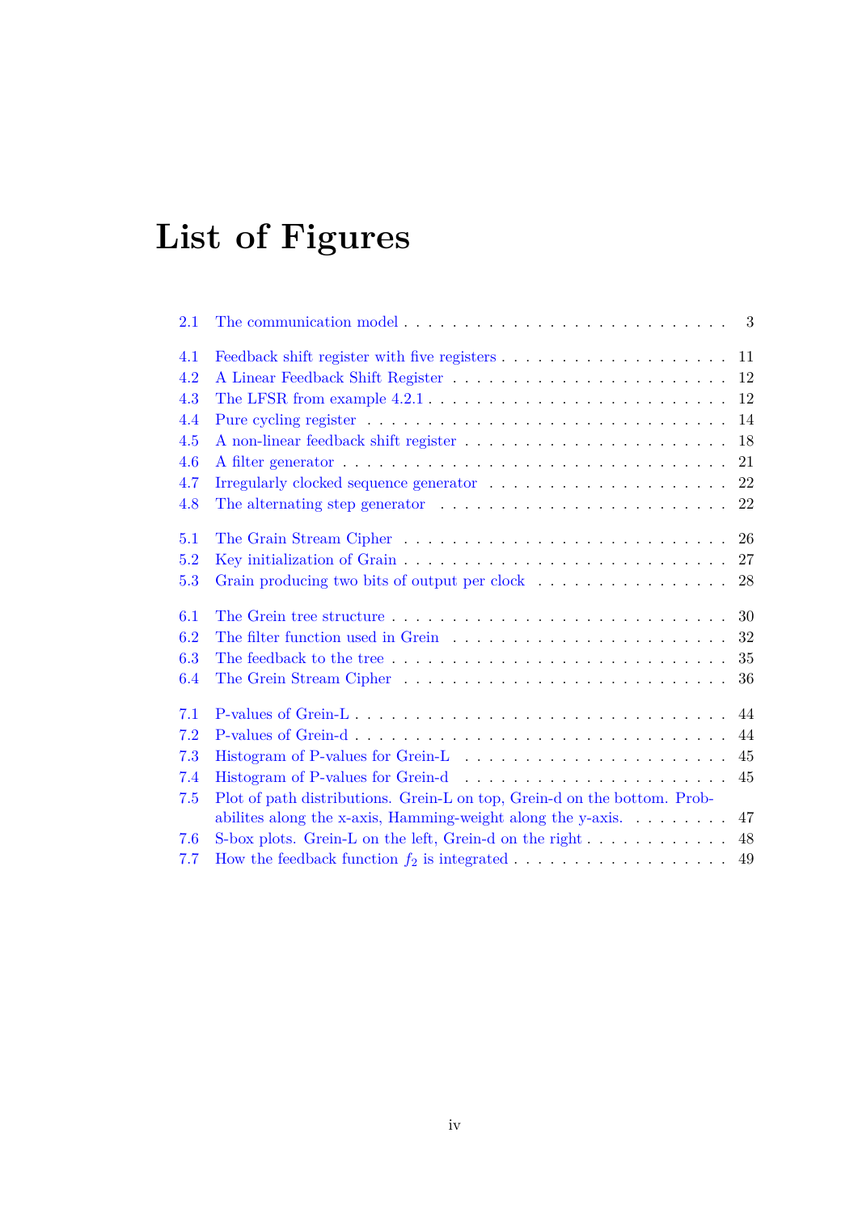# List of Figures

- 2.1 The communication model . . . 3
- 4.1 Feedback shift register with five registers . . . 11
- 4.2 A Linear Feedback Shift Register . . . 12
- 4.3 The LFSR from example 4.2.1 . . . 12
- 4.4 Pure cycling register . . . 14
- 4.5 A non-linear feedback shift register . . . 18
- 4.6 A filter generator . . . 21
- 4.7 Irregularly clocked sequence generator . . . 22
- 4.8 The alternating step generator . . . 22
- 5.1 The Grain Stream Cipher . . . 26
- 5.2 Key initialization of Grain . . . 27
- 5.3 Grain producing two bits of output per clock . . . 28
- 6.1 The Grein tree structure . . . 30
- 6.2 The filter function used in Grein . . . 32
- 6.3 The feedback to the tree . . . 35
- 6.4 The Grein Stream Cipher . . . 36
- 7.1 P-values of Grein-L . . . 44
- 7.2 P-values of Grein-d . . . 44
- 7.3 Histogram of P-values for Grein-L . . . 45
- 7.4 Histogram of P-values for Grein-d . . . 45
- 7.5 Plot of path distributions. Grein-L on top, Grein-d on the bottom. Probabilites along the x-axis, Hamming-weight along the y-axis. . . . 47
- 7.6 S-box plots. Grein-L on the left, Grein-d on the right . . . 48
- 7.7 How the feedback function $f_2$ is integrated . . . 49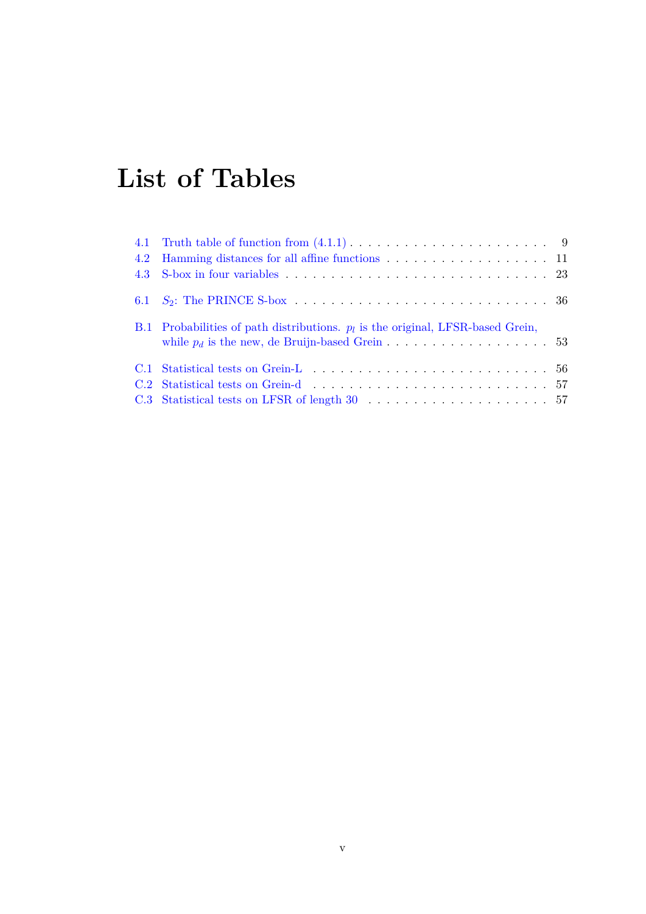# List of Tables

4.1 Truth table of function from (4.1.1) . . . . . . . . . . . . . . . . . . . . . . . 9
4.2 Hamming distances for all affine functions . . . . . . . . . . . . . . . . . . . 11
4.3 S-box in four variables . . . . . . . . . . . . . . . . . . . . . . . . . . . . . 23

6.1 $S_2$: The PRINCE S-box . . . . . . . . . . . . . . . . . . . . . . . . . . . 36

B.1 Probabilities of path distributions. $p_l$ is the original, LFSR-based Grein, while $p_d$ is the new, de Bruijn-based Grein . . . . . . . . . . . . . . . . . . . 53

C.1 Statistical tests on Grein-L . . . . . . . . . . . . . . . . . . . . . . . . . . 56
C.2 Statistical tests on Grein-d . . . . . . . . . . . . . . . . . . . . . . . . . . 57
C.3 Statistical tests on LFSR of length 30 . . . . . . . . . . . . . . . . . . . . 57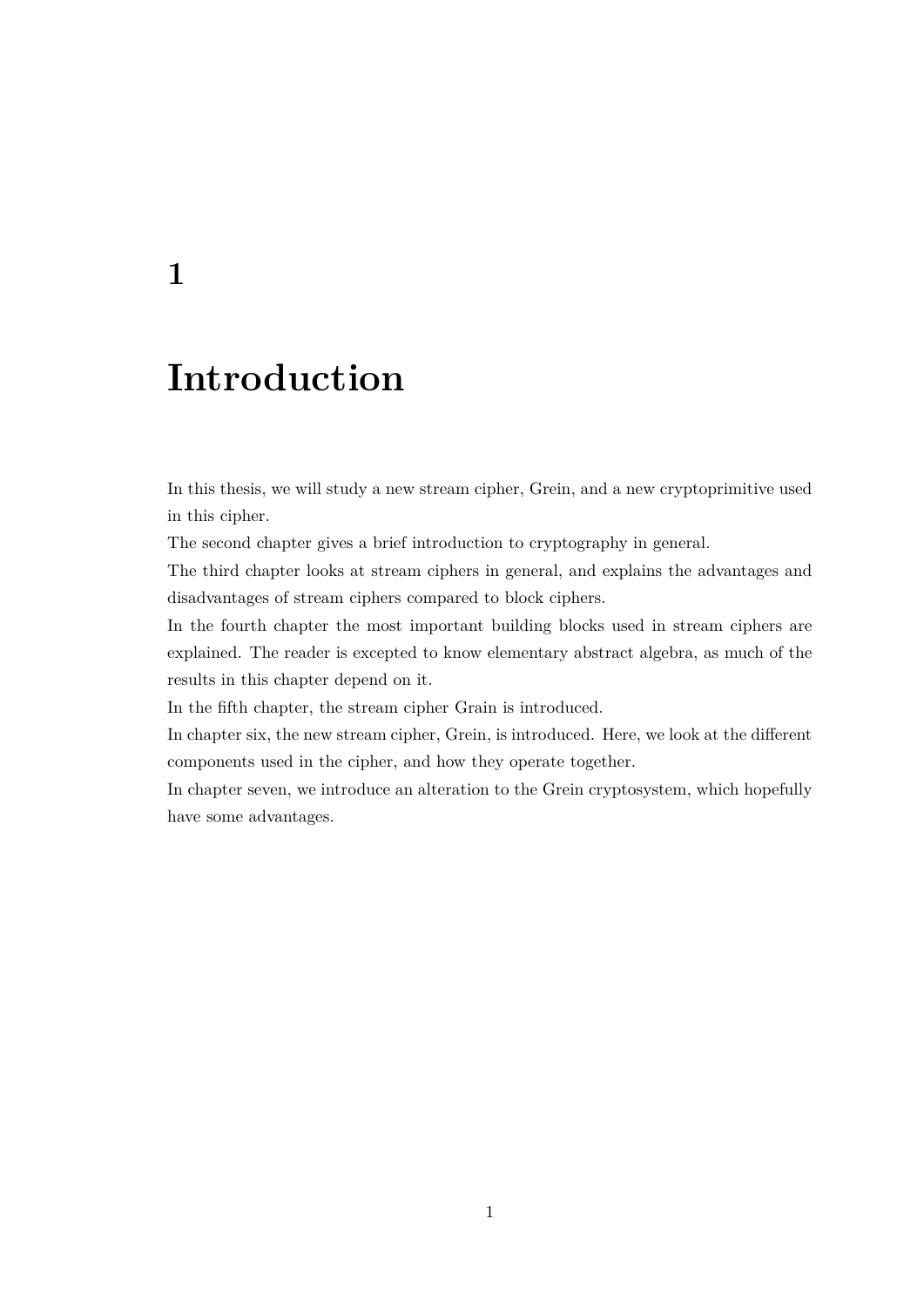# 1 Introduction

In this thesis, we will study a new stream cipher, Grein, and a new cryptoprimitive used in this cipher.

The second chapter gives a brief introduction to cryptography in general.

The third chapter looks at stream ciphers in general, and explains the advantages and disadvantages of stream ciphers compared to block ciphers.

In the fourth chapter the most important building blocks used in stream ciphers are explained. The reader is excepted to know elementary abstract algebra, as much of the results in this chapter depend on it.

In the fifth chapter, the stream cipher Grain is introduced.

In chapter six, the new stream cipher, Grein, is introduced. Here, we look at the different components used in the cipher, and how they operate together.

In chapter seven, we introduce an alteration to the Grein cryptosystem, which hopefully have some advantages.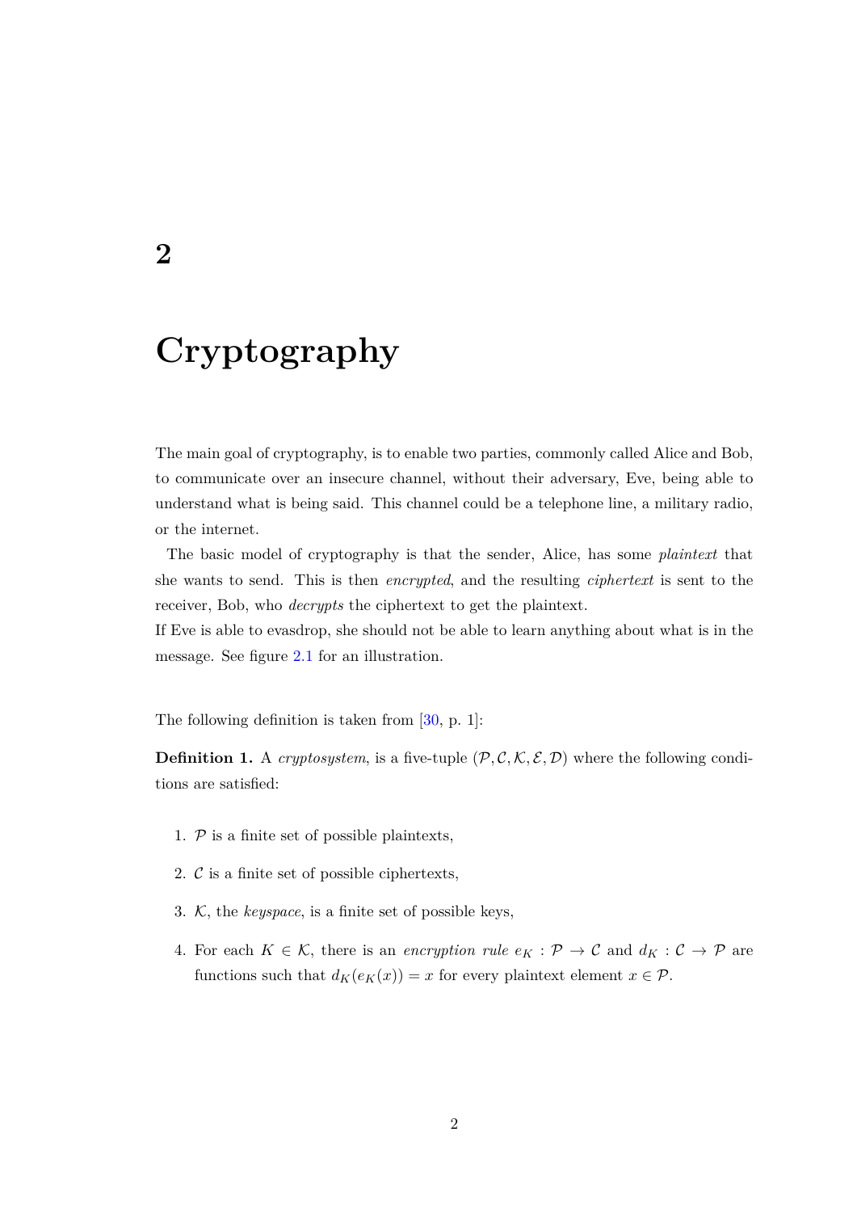# 2

# Cryptography

The main goal of cryptography, is to enable two parties, commonly called Alice and Bob, to communicate over an insecure channel, without their adversary, Eve, being able to understand what is being said. This channel could be a telephone line, a military radio, or the internet.

The basic model of cryptography is that the sender, Alice, has some *plaintext* that she wants to send. This is then *encrypted*, and the resulting *ciphertext* is sent to the receiver, Bob, who *decrypts* the ciphertext to get the plaintext.
If Eve is able to evasdrop, she should not be able to learn anything about what is in the message. See figure 2.1 for an illustration.

The following definition is taken from [30, p. 1]:

**Definition 1.** A *cryptosystem*, is a five-tuple $(\mathcal{P}, \mathcal{C}, \mathcal{K}, \mathcal{E}, \mathcal{D})$ where the following conditions are satisfied:

1. $\mathcal{P}$ is a finite set of possible plaintexts,
2. $\mathcal{C}$ is a finite set of possible ciphertexts,
3. $\mathcal{K}$, the *keyspace*, is a finite set of possible keys,
4. For each $K \in \mathcal{K}$, there is an *encryption rule* $e_K : \mathcal{P} \to \mathcal{C}$ and $d_K : \mathcal{C} \to \mathcal{P}$ are functions such that $d_K(e_K(x)) = x$ for every plaintext element $x \in \mathcal{P}$.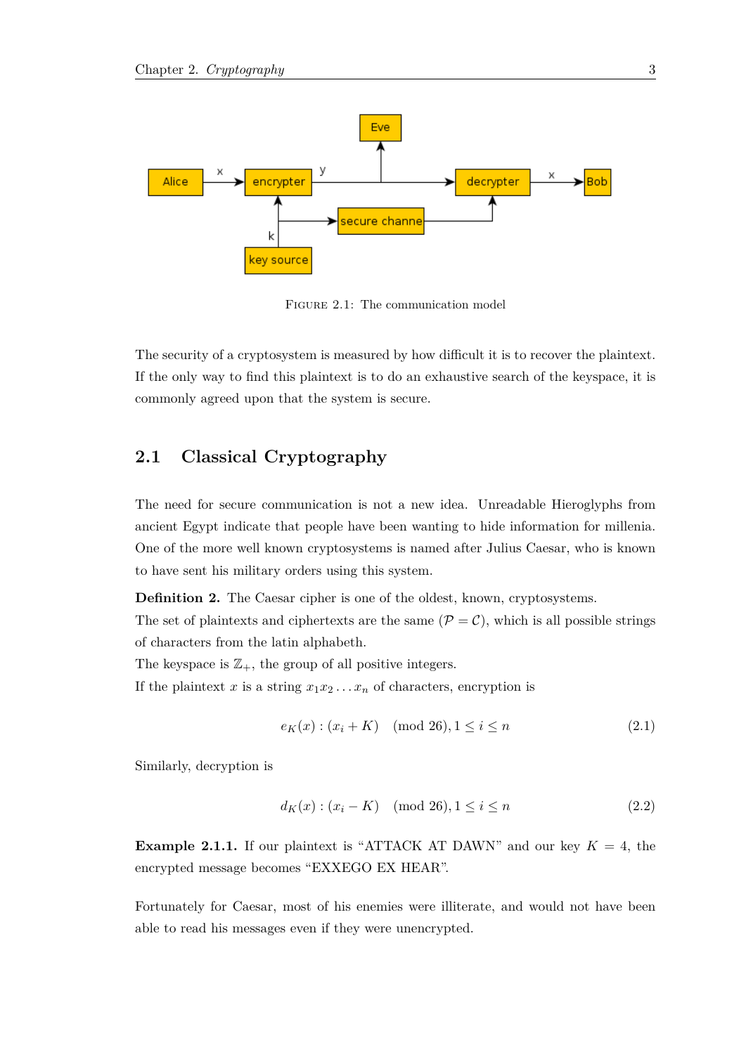FIGURE 2.1: The communication model

The security of a cryptosystem is measured by how difficult it is to recover the plaintext. If the only way to find this plaintext is to do an exhaustive search of the keyspace, it is commonly agreed upon that the system is secure.

## 2.1 Classical Cryptography

The need for secure communication is not a new idea. Unreadable Hieroglyphs from ancient Egypt indicate that people have been wanting to hide information for millenia. One of the more well known cryptosystems is named after Julius Caesar, who is known to have sent his military orders using this system.

**Definition 2.** The Caesar cipher is one of the oldest, known, cryptosystems.
The set of plaintexts and ciphertexts are the same ($\mathcal{P} = \mathcal{C}$), which is all possible strings of characters from the latin alphabeth.
The keyspace is $\mathbb{Z}_+$, the group of all positive integers.
If the plaintext $x$ is a string $x_1x_2 \dots x_n$ of characters, encryption is

$$e_K(x) : (x_i + K) \pmod{26}, 1 \leq i \leq n \tag{2.1}$$

Similarly, decryption is

$$d_K(x) : (x_i - K) \pmod{26}, 1 \leq i \leq n \tag{2.2}$$

**Example 2.1.1.** If our plaintext is "ATTACK AT DAWN" and our key $K = 4$, the encrypted message becomes "EXXEGO EX HEAR".

Fortunately for Caesar, most of his enemies were illiterate, and would not have been able to read his messages even if they were unencrypted.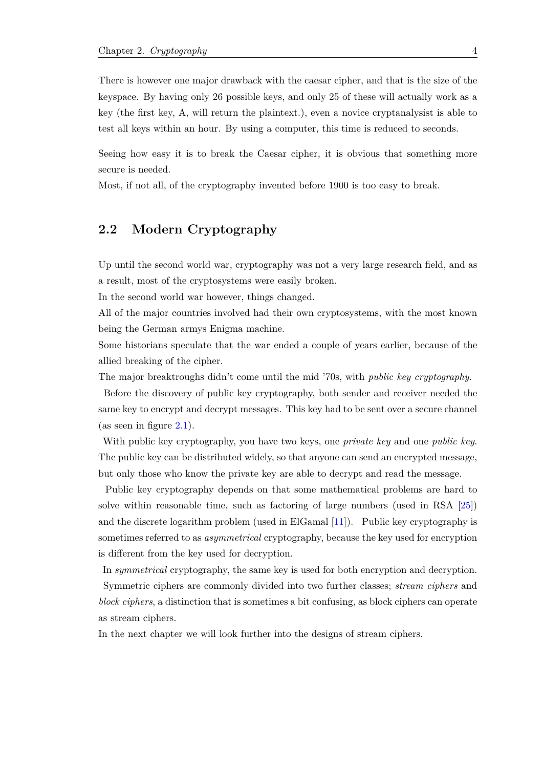There is however one major drawback with the caesar cipher, and that is the size of the keyspace. By having only 26 possible keys, and only 25 of these will actually work as a key (the first key, A, will return the plaintext.), even a novice cryptanalysist is able to test all keys within an hour. By using a computer, this time is reduced to seconds.

Seeing how easy it is to break the Caesar cipher, it is obvious that something more secure is needed.
Most, if not all, of the cryptography invented before 1900 is too easy to break.

## 2.2 Modern Cryptography

Up until the second world war, cryptography was not a very large research field, and as a result, most of the cryptosystems were easily broken.
In the second world war however, things changed.
All of the major countries involved had their own cryptosystems, with the most known being the German armys Enigma machine.
Some historians speculate that the war ended a couple of years earlier, because of the allied breaking of the cipher.
The major breaktroughs didn't come until the mid '70s, with *public key cryptography*.

Before the discovery of public key cryptography, both sender and receiver needed the same key to encrypt and decrypt messages. This key had to be sent over a secure channel (as seen in figure 2.1).

With public key cryptography, you have two keys, one *private key* and one *public key*. The public key can be distributed widely, so that anyone can send an encrypted message, but only those who know the private key are able to decrypt and read the message.

Public key cryptography depends on that some mathematical problems are hard to solve within reasonable time, such as factoring of large numbers (used in RSA [25]) and the discrete logarithm problem (used in ElGamal [11]). Public key cryptography is sometimes referred to as *asymmetrical* cryptography, because the key used for encryption is different from the key used for decryption.

In *symmetrical* cryptography, the same key is used for both encryption and decryption.

Symmetric ciphers are commonly divided into two further classes; *stream ciphers* and *block ciphers*, a distinction that is sometimes a bit confusing, as block ciphers can operate as stream ciphers.
In the next chapter we will look further into the designs of stream ciphers.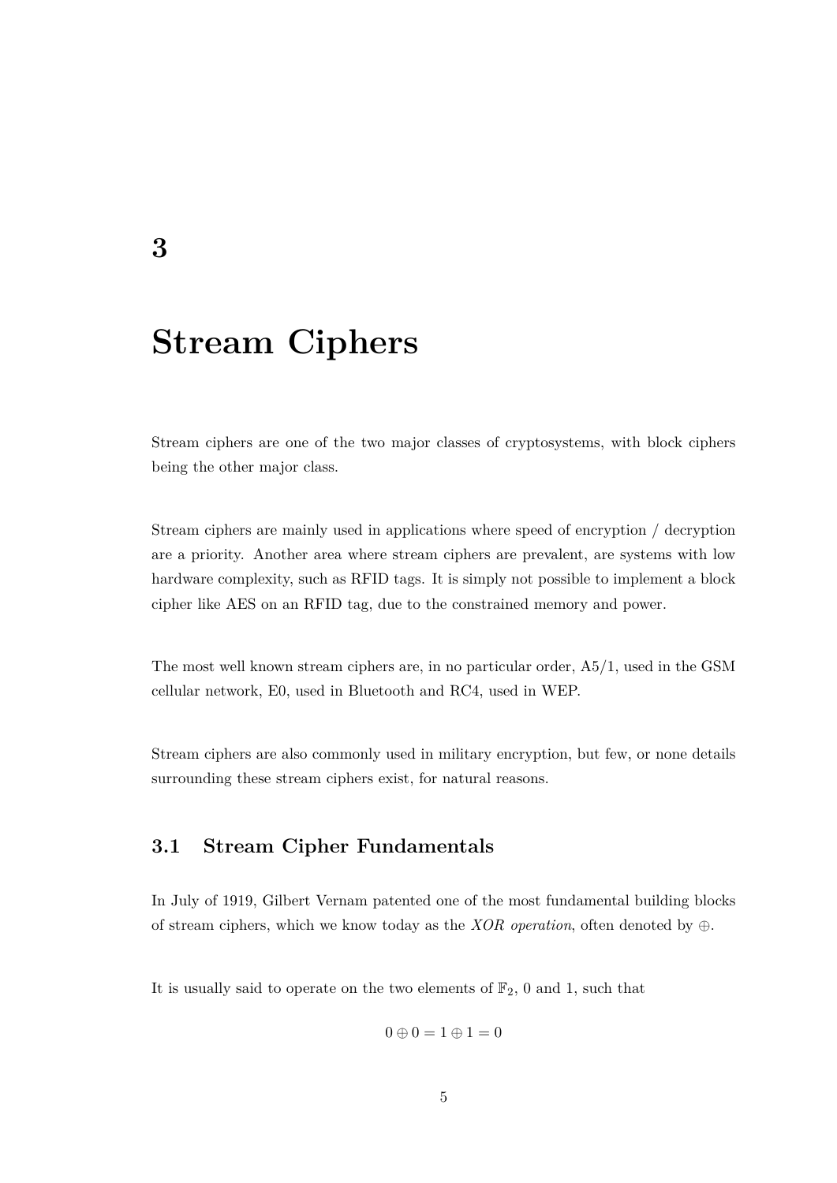# 3

# Stream Ciphers

Stream ciphers are one of the two major classes of cryptosystems, with block ciphers being the other major class.

Stream ciphers are mainly used in applications where speed of encryption / decryption are a priority. Another area where stream ciphers are prevalent, are systems with low hardware complexity, such as RFID tags. It is simply not possible to implement a block cipher like AES on an RFID tag, due to the constrained memory and power.

The most well known stream ciphers are, in no particular order, A5/1, used in the GSM cellular network, E0, used in Bluetooth and RC4, used in WEP.

Stream ciphers are also commonly used in military encryption, but few, or none details surrounding these stream ciphers exist, for natural reasons.

## 3.1 Stream Cipher Fundamentals

In July of 1919, Gilbert Vernam patented one of the most fundamental building blocks of stream ciphers, which we know today as the *XOR operation*, often denoted by $\oplus$.

It is usually said to operate on the two elements of $\mathbb{F}_2$, 0 and 1, such that

$$0 \oplus 0 = 1 \oplus 1 = 0$$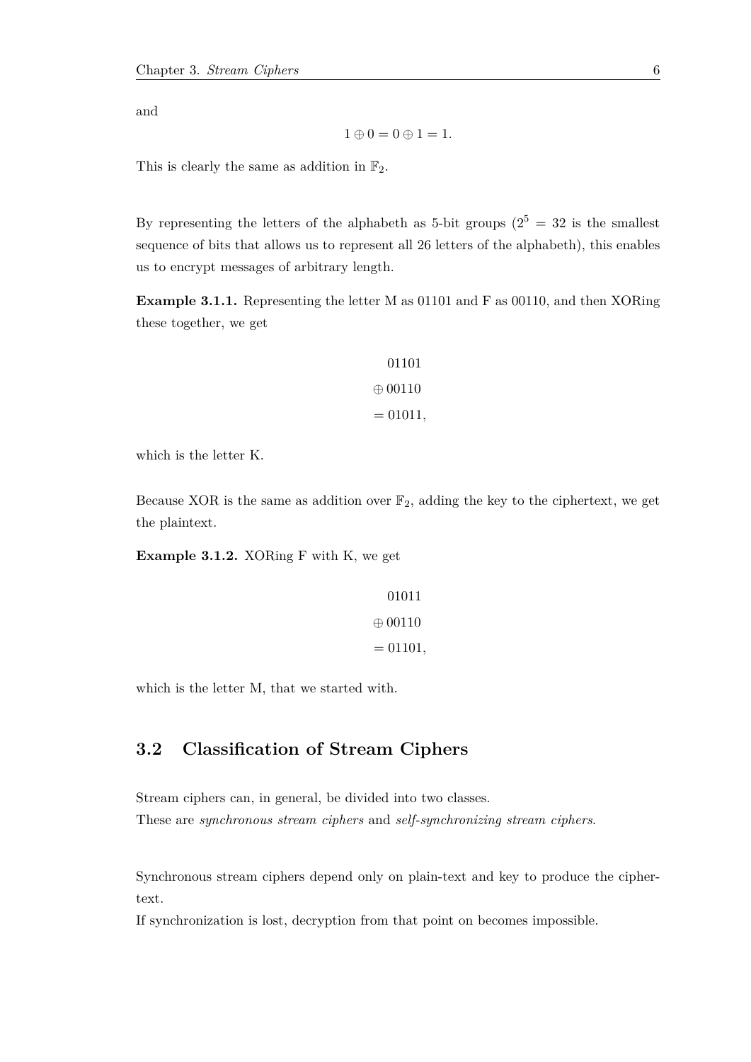and

$$1 \oplus 0 = 0 \oplus 1 = 1.$$

This is clearly the same as addition in $\mathbb{F}_2$.

By representing the letters of the alphabeth as 5-bit groups ($2^5 = 32$ is the smallest sequence of bits that allows us to represent all 26 letters of the alphabeth), this enables us to encrypt messages of arbitrary length.

**Example 3.1.1.** Representing the letter M as 01101 and F as 00110, and then XORing these together, we get

$$\begin{aligned} &01101 \\ \oplus\, &00110 \\ =\, &01011, \end{aligned}$$

which is the letter K.

Because XOR is the same as addition over $\mathbb{F}_2$, adding the key to the ciphertext, we get the plaintext.

**Example 3.1.2.** XORing F with K, we get

$$\begin{aligned} &01011 \\ \oplus\, &00110 \\ =\, &01101, \end{aligned}$$

which is the letter M, that we started with.

## 3.2 Classification of Stream Ciphers

Stream ciphers can, in general, be divided into two classes.
These are *synchronous stream ciphers* and *self-synchronizing stream ciphers*.

Synchronous stream ciphers depend only on plain-text and key to produce the cipher-text.
If synchronization is lost, decryption from that point on becomes impossible.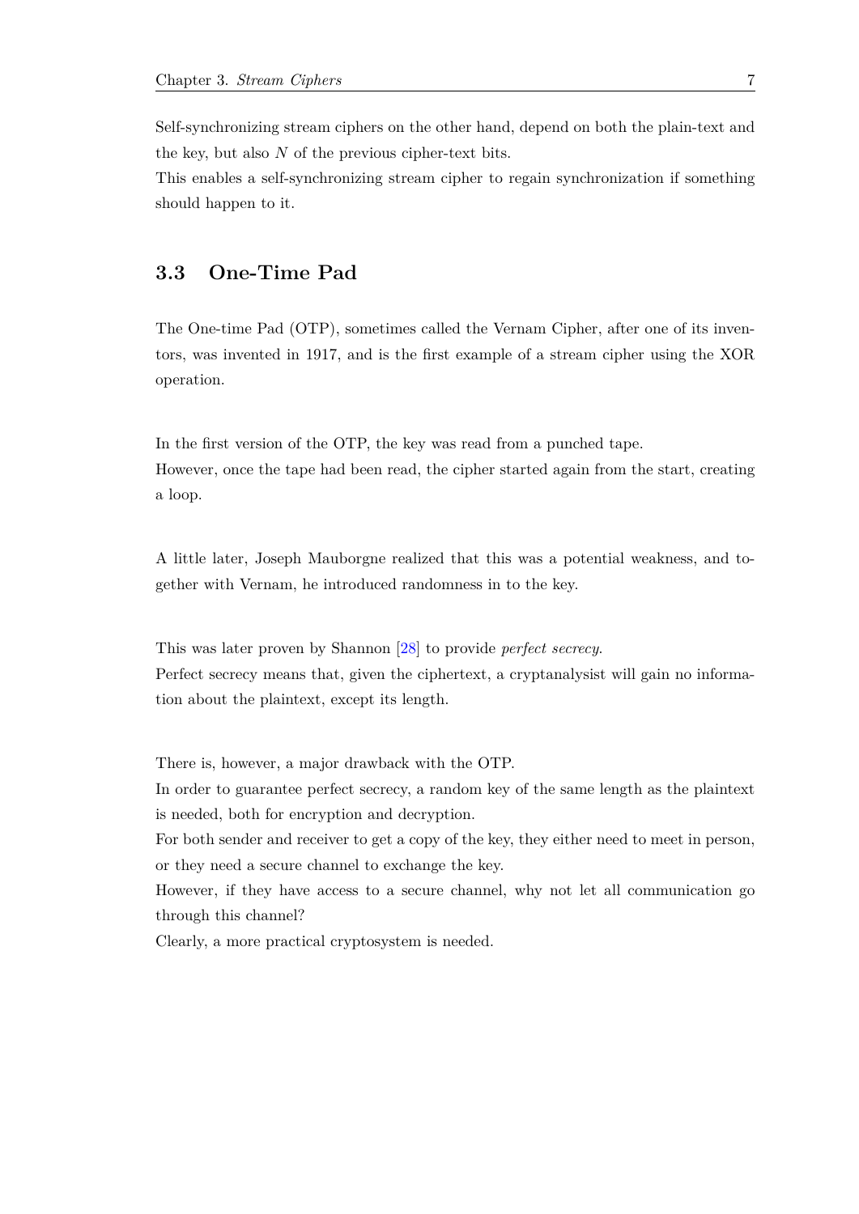Self-synchronizing stream ciphers on the other hand, depend on both the plain-text and the key, but also $N$ of the previous cipher-text bits.
This enables a self-synchronizing stream cipher to regain synchronization if something should happen to it.

## 3.3 One-Time Pad

The One-time Pad (OTP), sometimes called the Vernam Cipher, after one of its inventors, was invented in 1917, and is the first example of a stream cipher using the XOR operation.

In the first version of the OTP, the key was read from a punched tape.
However, once the tape had been read, the cipher started again from the start, creating a loop.

A little later, Joseph Mauborgne realized that this was a potential weakness, and together with Vernam, he introduced randomness in to the key.

This was later proven by Shannon [28] to provide *perfect secrecy*.
Perfect secrecy means that, given the ciphertext, a cryptanalysist will gain no information about the plaintext, except its length.

There is, however, a major drawback with the OTP.
In order to guarantee perfect secrecy, a random key of the same length as the plaintext is needed, both for encryption and decryption.
For both sender and receiver to get a copy of the key, they either need to meet in person, or they need a secure channel to exchange the key.
However, if they have access to a secure channel, why not let all communication go through this channel?
Clearly, a more practical cryptosystem is needed.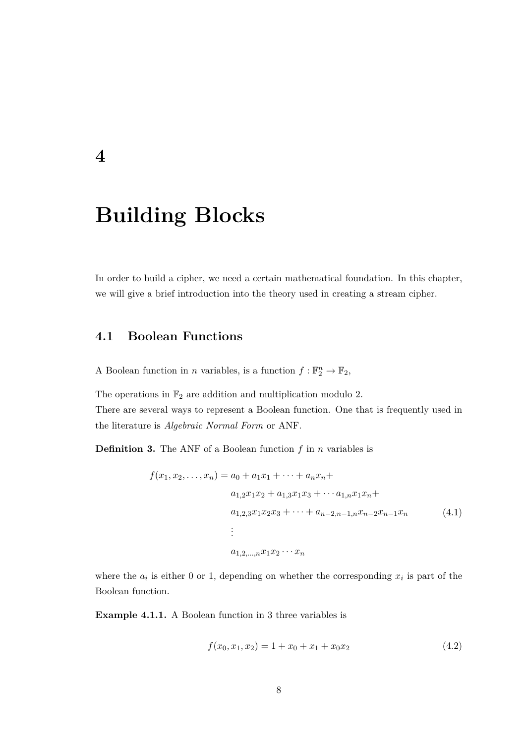# 4

# Building Blocks

In order to build a cipher, we need a certain mathematical foundation. In this chapter, we will give a brief introduction into the theory used in creating a stream cipher.

## 4.1 Boolean Functions

A Boolean function in $n$ variables, is a function $f : \mathbb{F}_2^n \to \mathbb{F}_2$,

The operations in $\mathbb{F}_2$ are addition and multiplication modulo 2.
There are several ways to represent a Boolean function. One that is frequently used in the literature is *Algebraic Normal Form* or ANF.

**Definition 3.** The ANF of a Boolean function $f$ in $n$ variables is

$$
\begin{aligned}
f(x_1, x_2, \ldots, x_n) = {} & a_0 + a_1 x_1 + \cdots + a_n x_n + \\
& a_{1,2} x_1 x_2 + a_{1,3} x_1 x_3 + \cdots a_{1,n} x_1 x_n + \\
& a_{1,2,3} x_1 x_2 x_3 + \cdots + a_{n-2,n-1,n} x_{n-2} x_{n-1} x_n \\
& \vdots \\
& a_{1,2,\ldots,n} x_1 x_2 \cdots x_n
\end{aligned}
\tag{4.1}
$$

where the $a_i$ is either 0 or 1, depending on whether the corresponding $x_i$ is part of the Boolean function.

**Example 4.1.1.** A Boolean function in 3 three variables is

$$
f(x_0, x_1, x_2) = 1 + x_0 + x_1 + x_0 x_2 \tag{4.2}
$$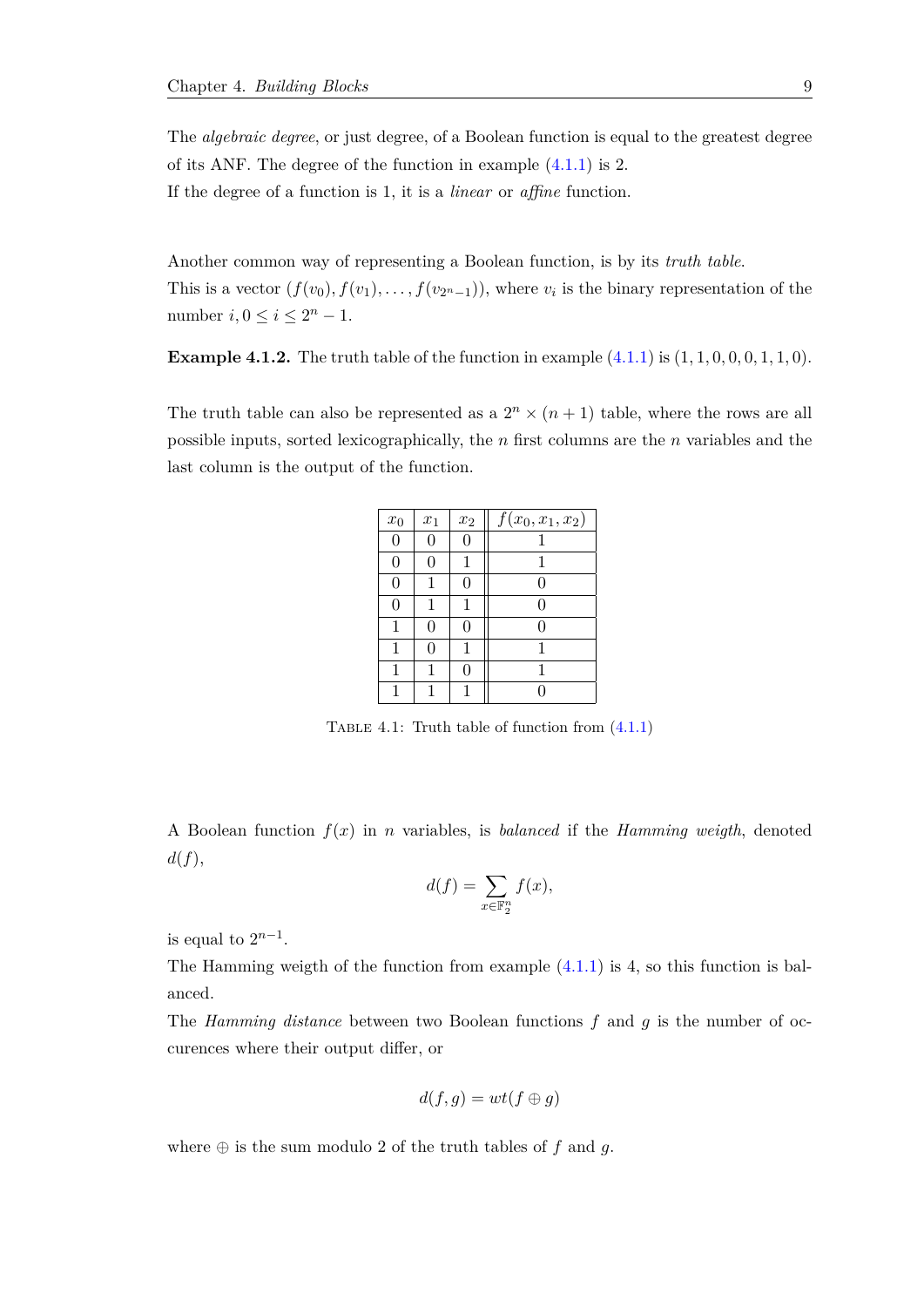The *algebraic degree*, or just degree, of a Boolean function is equal to the greatest degree of its ANF. The degree of the function in example (4.1.1) is 2.
If the degree of a function is 1, it is a *linear* or *affine* function.

Another common way of representing a Boolean function, is by its *truth table*.
This is a vector $(f(v_0), f(v_1), \ldots, f(v_{2^n-1}))$, where $v_i$ is the binary representation of the number $i, 0 \leq i \leq 2^n - 1$.

**Example 4.1.2.** The truth table of the function in example (4.1.1) is $(1, 1, 0, 0, 0, 1, 1, 0)$.

The truth table can also be represented as a $2^n \times (n + 1)$ table, where the rows are all possible inputs, sorted lexicographically, the $n$ first columns are the $n$ variables and the last column is the output of the function.

| $x_0$ | $x_1$ | $x_2$ | $f(x_0, x_1, x_2)$ |
|---|---|---|---|
| 0 | 0 | 0 | 1 |
| 0 | 0 | 1 | 1 |
| 0 | 1 | 0 | 0 |
| 0 | 1 | 1 | 0 |
| 1 | 0 | 0 | 0 |
| 1 | 0 | 1 | 1 |
| 1 | 1 | 0 | 1 |
| 1 | 1 | 1 | 0 |

Table 4.1: Truth table of function from (4.1.1)

A Boolean function $f(x)$ in $n$ variables, is *balanced* if the *Hamming weigth*, denoted $d(f)$,

$$d(f) = \sum_{x \in \mathbb{F}_2^n} f(x),$$

is equal to $2^{n-1}$.
The Hamming weigth of the function from example (4.1.1) is 4, so this function is balanced.
The *Hamming distance* between two Boolean functions $f$ and $g$ is the number of occurences where their output differ, or

$$d(f, g) = wt(f \oplus g)$$

where $\oplus$ is the sum modulo 2 of the truth tables of $f$ and $g$.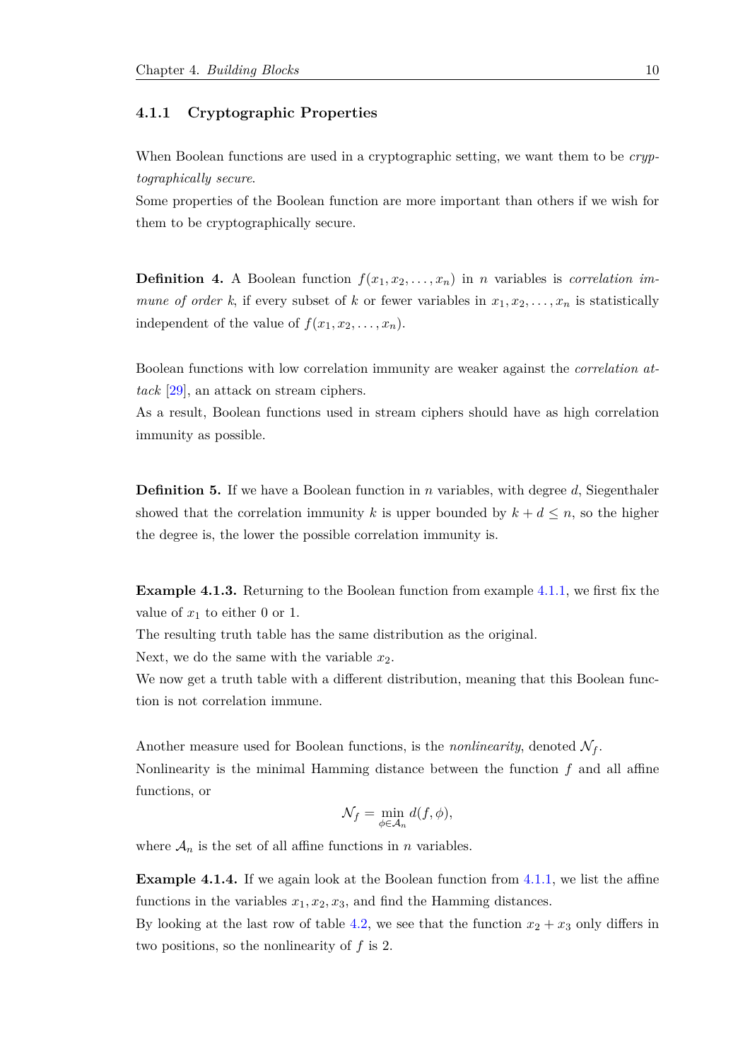### 4.1.1 Cryptographic Properties

When Boolean functions are used in a cryptographic setting, we want them to be *cryptographically secure*.
Some properties of the Boolean function are more important than others if we wish for them to be cryptographically secure.

**Definition 4.** A Boolean function $f(x_1, x_2, \ldots, x_n)$ in $n$ variables is *correlation immune of order $k$*, if every subset of $k$ or fewer variables in $x_1, x_2, \ldots, x_n$ is statistically independent of the value of $f(x_1, x_2, \ldots, x_n)$.

Boolean functions with low correlation immunity are weaker against the *correlation attack* [29], an attack on stream ciphers.
As a result, Boolean functions used in stream ciphers should have as high correlation immunity as possible.

**Definition 5.** If we have a Boolean function in $n$ variables, with degree $d$, Siegenthaler showed that the correlation immunity $k$ is upper bounded by $k + d \leq n$, so the higher the degree is, the lower the possible correlation immunity is.

**Example 4.1.3.** Returning to the Boolean function from example 4.1.1, we first fix the value of $x_1$ to either 0 or 1.
The resulting truth table has the same distribution as the original.
Next, we do the same with the variable $x_2$.
We now get a truth table with a different distribution, meaning that this Boolean function is not correlation immune.

Another measure used for Boolean functions, is the *nonlinearity*, denoted $\mathcal{N}_f$.
Nonlinearity is the minimal Hamming distance between the function $f$ and all affine functions, or

$$\mathcal{N}_f = \min_{\phi \in \mathcal{A}_n} d(f, \phi),$$

where $\mathcal{A}_n$ is the set of all affine functions in $n$ variables.

**Example 4.1.4.** If we again look at the Boolean function from 4.1.1, we list the affine functions in the variables $x_1, x_2, x_3$, and find the Hamming distances.
By looking at the last row of table 4.2, we see that the function $x_2 + x_3$ only differs in two positions, so the nonlinearity of $f$ is 2.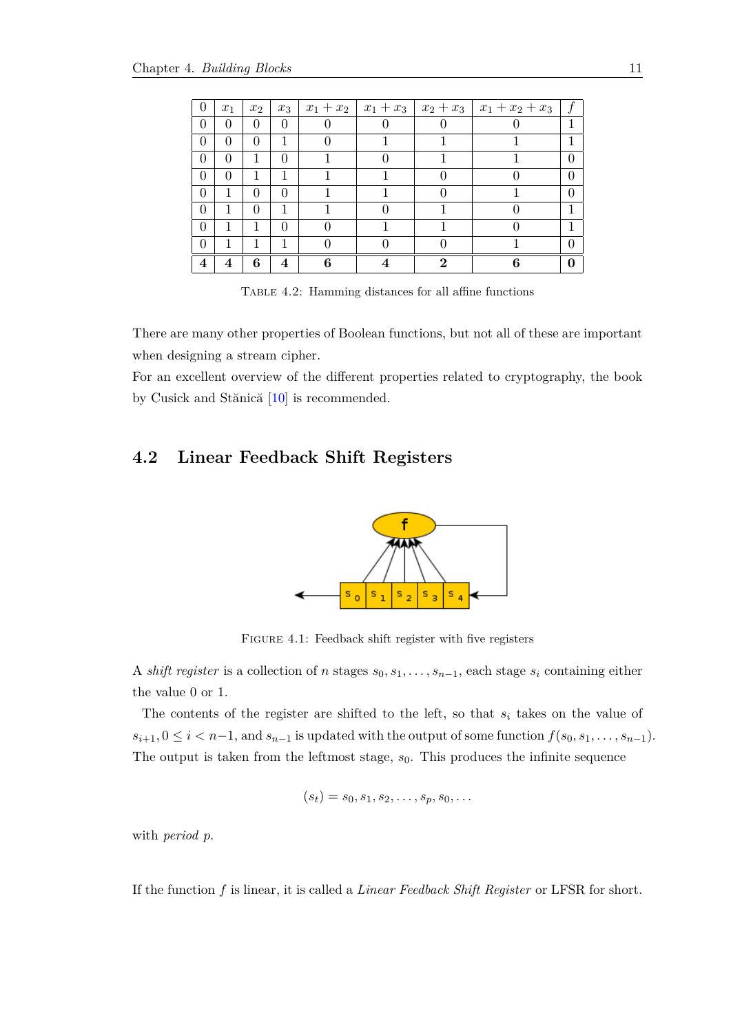| $0$ | $x_1$ | $x_2$ | $x_3$ | $x_1 + x_2$ | $x_1 + x_3$ | $x_2 + x_3$ | $x_1 + x_2 + x_3$ | $f$ |
|---|---|---|---|---|---|---|---|---|
| 0 | 0 | 0 | 0 | 0 | 0 | 0 | 0 | 1 |
| 0 | 0 | 0 | 1 | 0 | 1 | 1 | 1 | 1 |
| 0 | 0 | 1 | 0 | 1 | 0 | 1 | 1 | 0 |
| 0 | 0 | 1 | 1 | 1 | 1 | 0 | 0 | 0 |
| 0 | 1 | 0 | 0 | 1 | 1 | 0 | 1 | 0 |
| 0 | 1 | 0 | 1 | 1 | 0 | 1 | 0 | 1 |
| 0 | 1 | 1 | 0 | 0 | 1 | 1 | 0 | 1 |
| 0 | 1 | 1 | 1 | 0 | 0 | 0 | 1 | 0 |
| **4** | **4** | **6** | **4** | **6** | **4** | **2** | **6** | **0** |

Table 4.2: Hamming distances for all affine functions

There are many other properties of Boolean functions, but not all of these are important when designing a stream cipher.

For an excellent overview of the different properties related to cryptography, the book by Cusick and Stănică [10] is recommended.

## 4.2 Linear Feedback Shift Registers

Figure 4.1: Feedback shift register with five registers

A *shift register* is a collection of $n$ stages $s_0, s_1, \ldots, s_{n-1}$, each stage $s_i$ containing either the value 0 or 1.

The contents of the register are shifted to the left, so that $s_i$ takes on the value of $s_{i+1}, 0 \leq i < n-1$, and $s_{n-1}$ is updated with the output of some function $f(s_0, s_1, \ldots, s_{n-1})$. The output is taken from the leftmost stage, $s_0$. This produces the infinite sequence

$$(s_t) = s_0, s_1, s_2, \ldots, s_p, s_0, \ldots$$

with *period* $p$.

If the function $f$ is linear, it is called a *Linear Feedback Shift Register* or LFSR for short.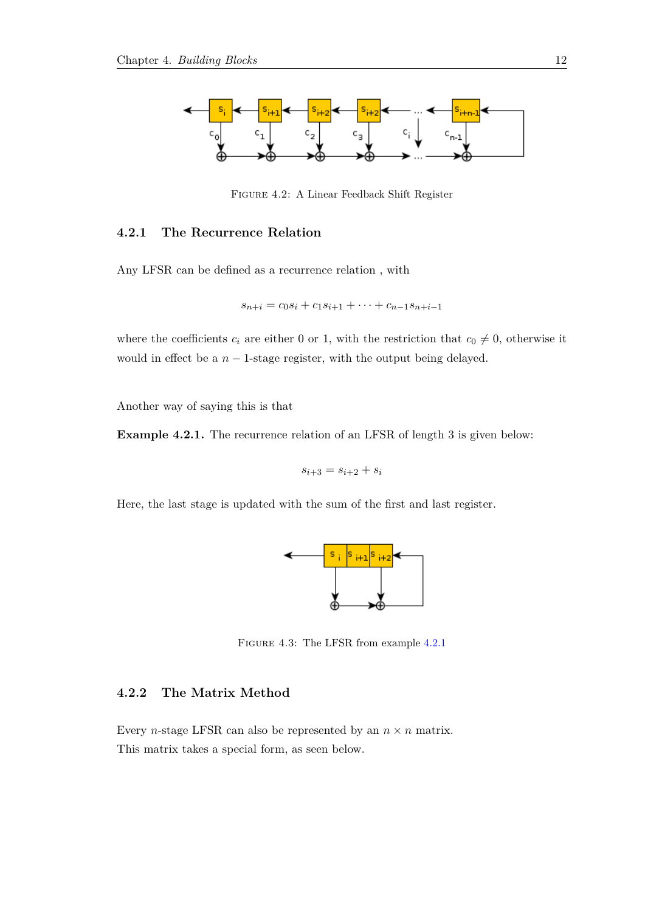FIGURE 4.2: A Linear Feedback Shift Register

### 4.2.1 The Recurrence Relation

Any LFSR can be defined as a recurrence relation , with

$$s_{n+i} = c_0 s_i + c_1 s_{i+1} + \cdots + c_{n-1} s_{n+i-1}$$

where the coefficients $c_i$ are either 0 or 1, with the restriction that $c_0 \neq 0$, otherwise it would in effect be a $n-1$-stage register, with the output being delayed.

Another way of saying this is that

**Example 4.2.1.** The recurrence relation of an LFSR of length 3 is given below:

$$s_{i+3} = s_{i+2} + s_i$$

Here, the last stage is updated with the sum of the first and last register.

FIGURE 4.3: The LFSR from example 4.2.1

### 4.2.2 The Matrix Method

Every $n$-stage LFSR can also be represented by an $n \times n$ matrix.
This matrix takes a special form, as seen below.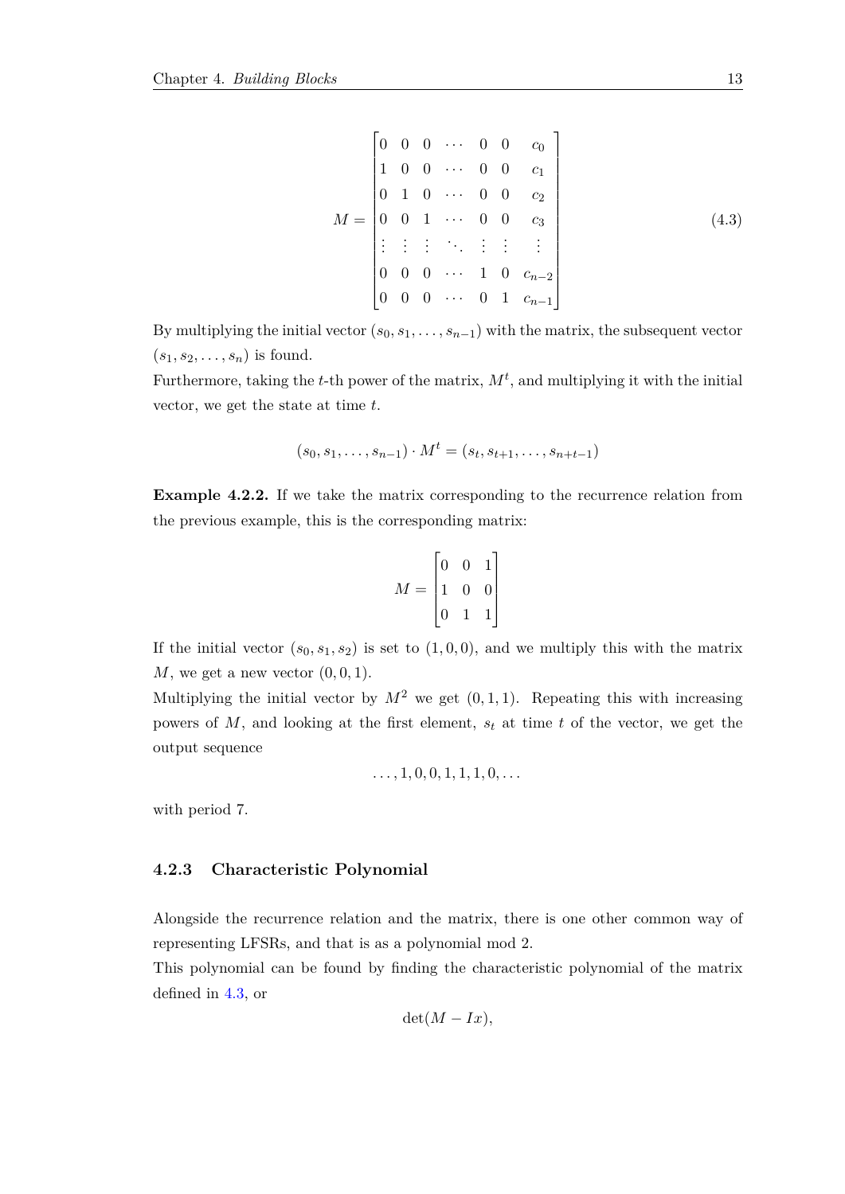$$M = \begin{bmatrix} 0 & 0 & 0 & \cdots & 0 & 0 & c_0 \\ 1 & 0 & 0 & \cdots & 0 & 0 & c_1 \\ 0 & 1 & 0 & \cdots & 0 & 0 & c_2 \\ 0 & 0 & 1 & \cdots & 0 & 0 & c_3 \\ \vdots & \vdots & \vdots & \ddots & \vdots & \vdots & \vdots \\ 0 & 0 & 0 & \cdots & 1 & 0 & c_{n-2} \\ 0 & 0 & 0 & \cdots & 0 & 1 & c_{n-1} \end{bmatrix} \tag{4.3}$$

By multiplying the initial vector $(s_0, s_1, \ldots, s_{n-1})$ with the matrix, the subsequent vector $(s_1, s_2, \ldots, s_n)$ is found.
Furthermore, taking the $t$-th power of the matrix, $M^t$, and multiplying it with the initial vector, we get the state at time $t$.

$$(s_0, s_1, \ldots, s_{n-1}) \cdot M^t = (s_t, s_{t+1}, \ldots, s_{n+t-1})$$

**Example 4.2.2.** If we take the matrix corresponding to the recurrence relation from the previous example, this is the corresponding matrix:

$$M = \begin{bmatrix} 0 & 0 & 1 \\ 1 & 0 & 0 \\ 0 & 1 & 1 \end{bmatrix}$$

If the initial vector $(s_0, s_1, s_2)$ is set to $(1, 0, 0)$, and we multiply this with the matrix $M$, we get a new vector $(0, 0, 1)$.
Multiplying the initial vector by $M^2$ we get $(0, 1, 1)$. Repeating this with increasing powers of $M$, and looking at the first element, $s_t$ at time $t$ of the vector, we get the output sequence

$$\ldots, 1, 0, 0, 1, 1, 1, 0, \ldots$$

with period 7.

### 4.2.3 Characteristic Polynomial

Alongside the recurrence relation and the matrix, there is one other common way of representing LFSRs, and that is as a polynomial mod 2.
This polynomial can be found by finding the characteristic polynomial of the matrix defined in 4.3, or

$$\det(M - Ix),$$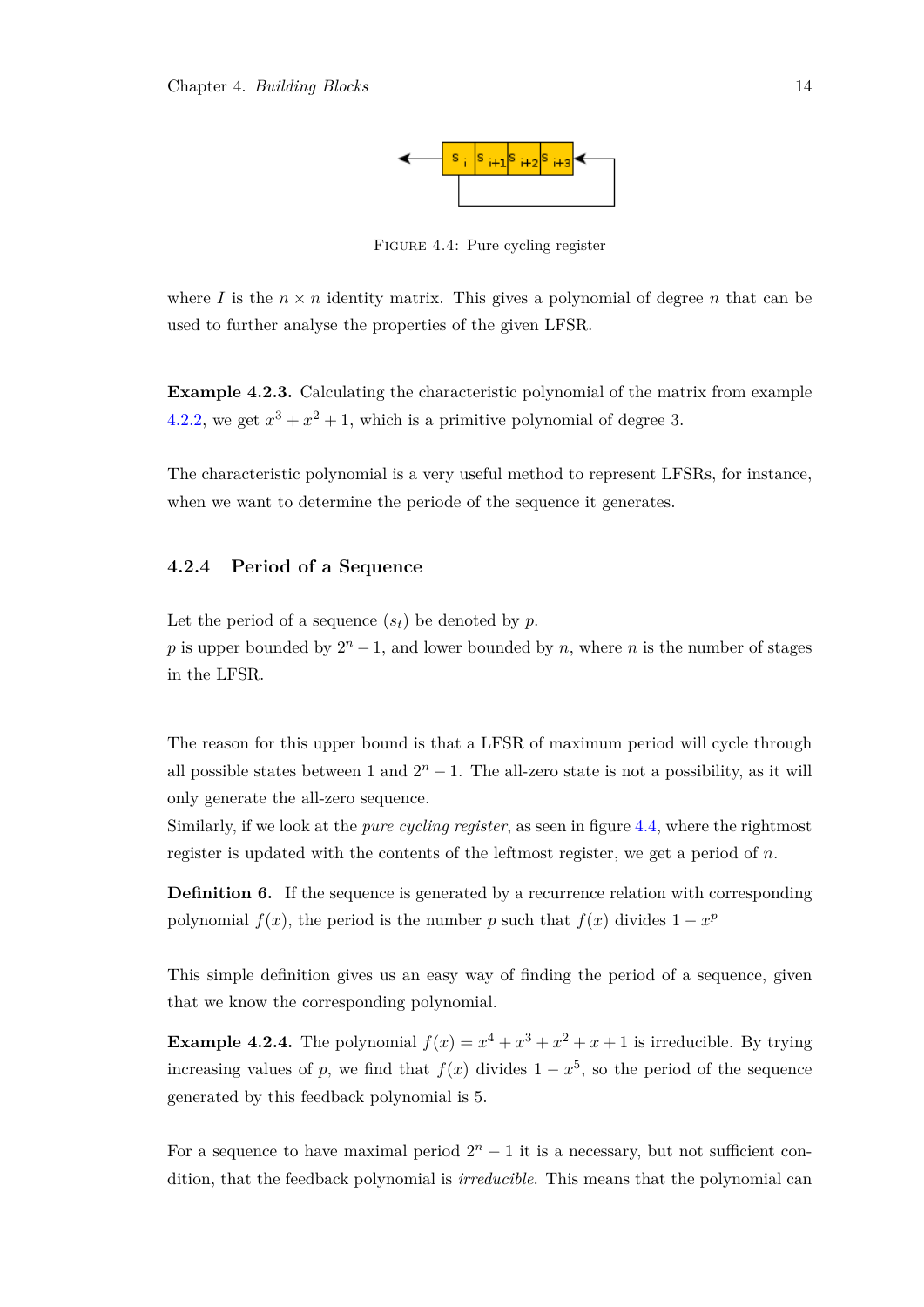FIGURE 4.4: Pure cycling register

where $I$ is the $n \times n$ identity matrix. This gives a polynomial of degree $n$ that can be used to further analyse the properties of the given LFSR.

**Example 4.2.3.** Calculating the characteristic polynomial of the matrix from example 4.2.2, we get $x^3 + x^2 + 1$, which is a primitive polynomial of degree 3.

The characteristic polynomial is a very useful method to represent LFSRs, for instance, when we want to determine the periode of the sequence it generates.

### 4.2.4 Period of a Sequence

Let the period of a sequence $(s_t)$ be denoted by $p$.
$p$ is upper bounded by $2^n - 1$, and lower bounded by $n$, where $n$ is the number of stages in the LFSR.

The reason for this upper bound is that a LFSR of maximum period will cycle through all possible states between 1 and $2^n - 1$. The all-zero state is not a possibility, as it will only generate the all-zero sequence.
Similarly, if we look at the *pure cycling register*, as seen in figure 4.4, where the rightmost register is updated with the contents of the leftmost register, we get a period of $n$.

**Definition 6.** If the sequence is generated by a recurrence relation with corresponding polynomial $f(x)$, the period is the number $p$ such that $f(x)$ divides $1 - x^p$

This simple definition gives us an easy way of finding the period of a sequence, given that we know the corresponding polynomial.

**Example 4.2.4.** The polynomial $f(x) = x^4 + x^3 + x^2 + x + 1$ is irreducible. By trying increasing values of $p$, we find that $f(x)$ divides $1 - x^5$, so the period of the sequence generated by this feedback polynomial is 5.

For a sequence to have maximal period $2^n - 1$ it is a necessary, but not sufficient condition, that the feedback polynomial is *irreducible*. This means that the polynomial can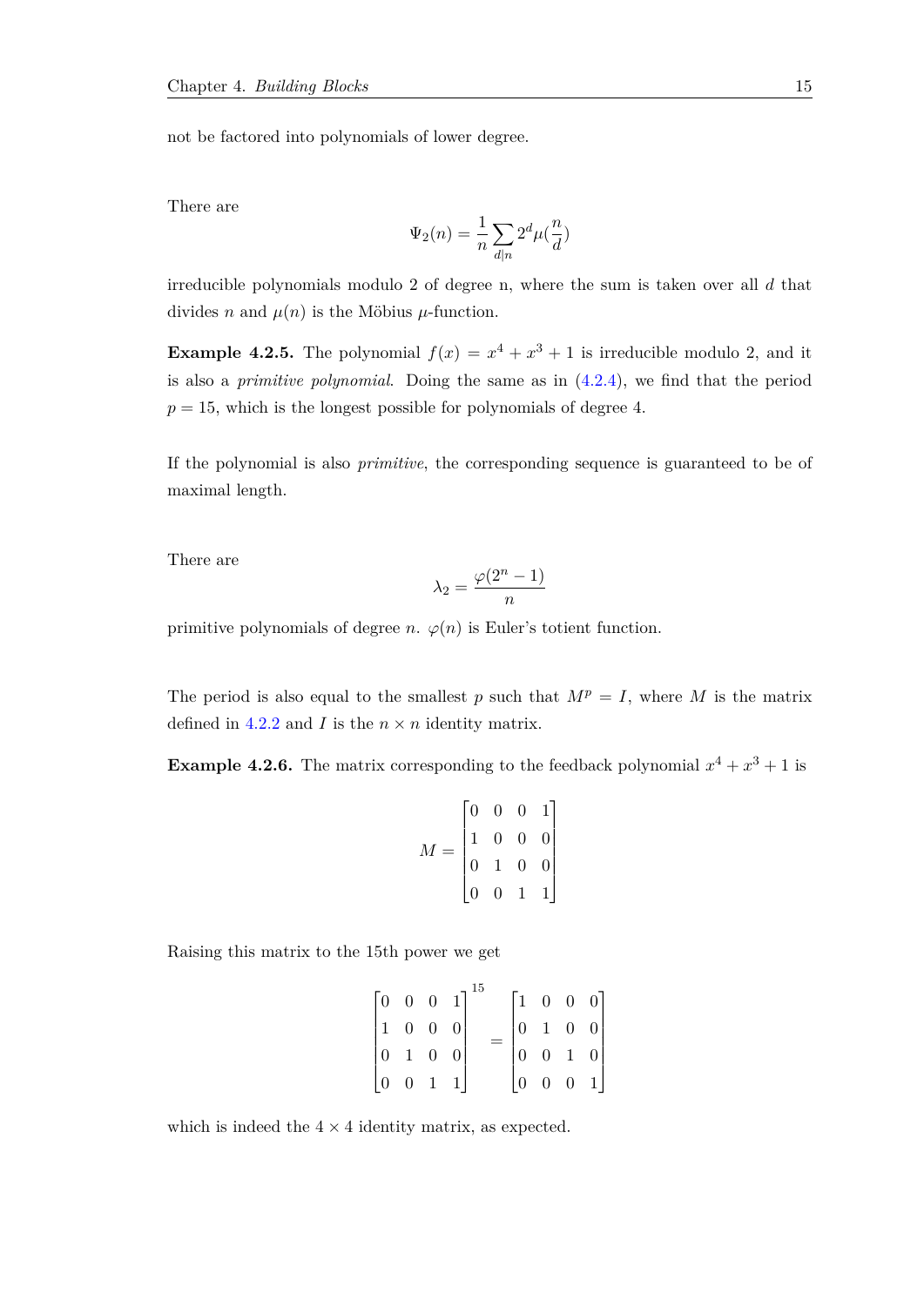not be factored into polynomials of lower degree.

There are

$$\Psi_2(n) = \frac{1}{n} \sum_{d|n} 2^d \mu(\frac{n}{d})$$

irreducible polynomials modulo 2 of degree n, where the sum is taken over all $d$ that divides $n$ and $\mu(n)$ is the Möbius $\mu$-function.

**Example 4.2.5.** The polynomial $f(x) = x^4 + x^3 + 1$ is irreducible modulo 2, and it is also a *primitive polynomial*. Doing the same as in (4.2.4), we find that the period $p = 15$, which is the longest possible for polynomials of degree 4.

If the polynomial is also *primitive*, the corresponding sequence is guaranteed to be of maximal length.

There are

$$\lambda_2 = \frac{\varphi(2^n - 1)}{n}$$

primitive polynomials of degree $n$. $\varphi(n)$ is Euler's totient function.

The period is also equal to the smallest $p$ such that $M^p = I$, where $M$ is the matrix defined in 4.2.2 and $I$ is the $n \times n$ identity matrix.

**Example 4.2.6.** The matrix corresponding to the feedback polynomial $x^4 + x^3 + 1$ is

$$M = \begin{bmatrix} 0 & 0 & 0 & 1 \\ 1 & 0 & 0 & 0 \\ 0 & 1 & 0 & 0 \\ 0 & 0 & 1 & 1 \end{bmatrix}$$

Raising this matrix to the 15th power we get

$$\begin{bmatrix} 0 & 0 & 0 & 1 \\ 1 & 0 & 0 & 0 \\ 0 & 1 & 0 & 0 \\ 0 & 0 & 1 & 1 \end{bmatrix}^{15} = \begin{bmatrix} 1 & 0 & 0 & 0 \\ 0 & 1 & 0 & 0 \\ 0 & 0 & 1 & 0 \\ 0 & 0 & 0 & 1 \end{bmatrix}$$

which is indeed the $4 \times 4$ identity matrix, as expected.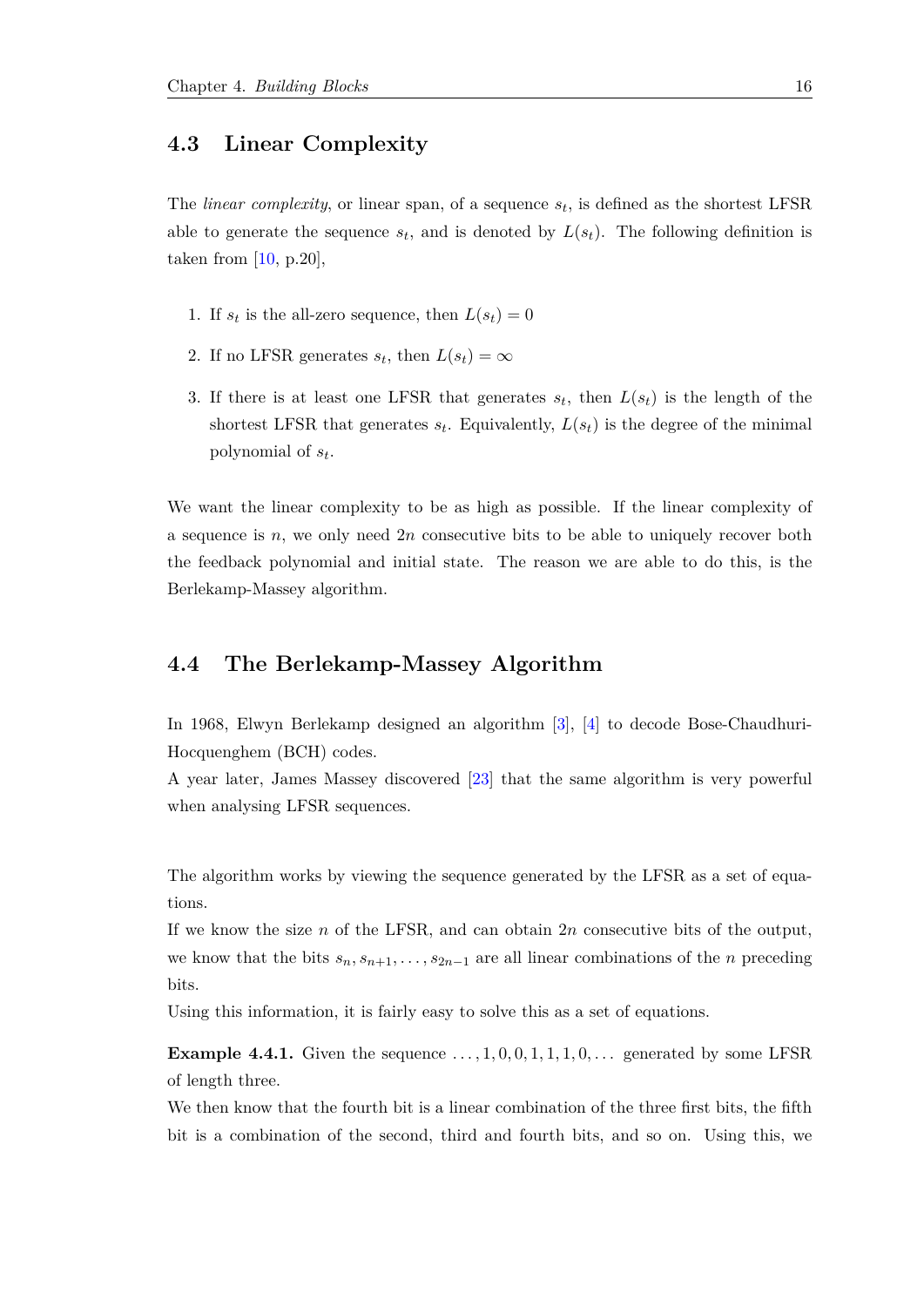## 4.3 Linear Complexity

The *linear complexity*, or linear span, of a sequence $s_t$, is defined as the shortest LFSR able to generate the sequence $s_t$, and is denoted by $L(s_t)$. The following definition is taken from [10, p.20],

1. If $s_t$ is the all-zero sequence, then $L(s_t) = 0$
2. If no LFSR generates $s_t$, then $L(s_t) = \infty$
3. If there is at least one LFSR that generates $s_t$, then $L(s_t)$ is the length of the shortest LFSR that generates $s_t$. Equivalently, $L(s_t)$ is the degree of the minimal polynomial of $s_t$.

We want the linear complexity to be as high as possible. If the linear complexity of a sequence is $n$, we only need $2n$ consecutive bits to be able to uniquely recover both the feedback polynomial and initial state. The reason we are able to do this, is the Berlekamp-Massey algorithm.

## 4.4 The Berlekamp-Massey Algorithm

In 1968, Elwyn Berlekamp designed an algorithm [3], [4] to decode Bose-Chaudhuri-Hocquenghem (BCH) codes.
A year later, James Massey discovered [23] that the same algorithm is very powerful when analysing LFSR sequences.

The algorithm works by viewing the sequence generated by the LFSR as a set of equations.
If we know the size $n$ of the LFSR, and can obtain $2n$ consecutive bits of the output, we know that the bits $s_n, s_{n+1}, \ldots, s_{2n-1}$ are all linear combinations of the $n$ preceding bits.
Using this information, it is fairly easy to solve this as a set of equations.

**Example 4.4.1.** Given the sequence $\ldots, 1, 0, 0, 1, 1, 1, 0, \ldots$ generated by some LFSR of length three.
We then know that the fourth bit is a linear combination of the three first bits, the fifth bit is a combination of the second, third and fourth bits, and so on. Using this, we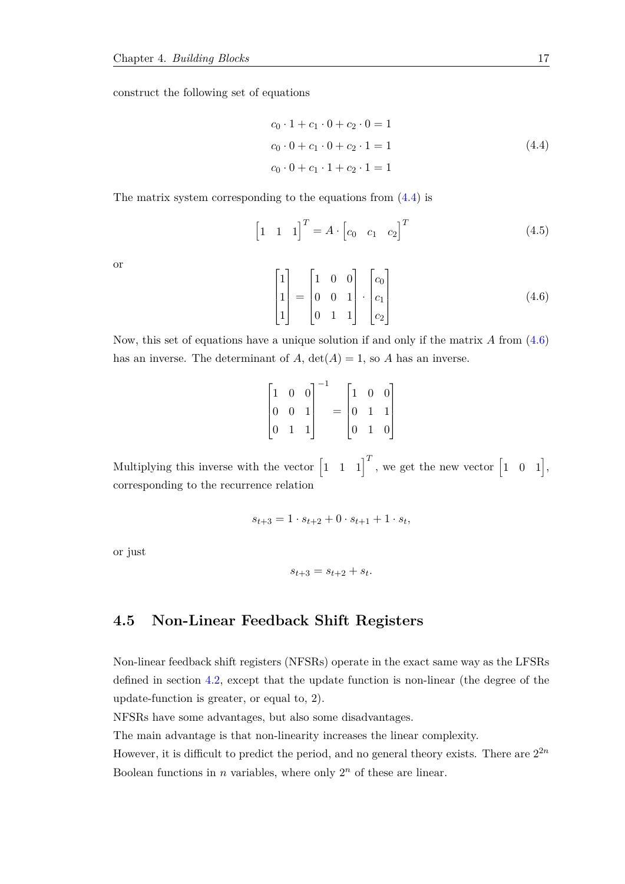construct the following set of equations

$$
\begin{aligned}
c_0 \cdot 1 + c_1 \cdot 0 + c_2 \cdot 0 &= 1 \\
c_0 \cdot 0 + c_1 \cdot 0 + c_2 \cdot 1 &= 1 \\
c_0 \cdot 0 + c_1 \cdot 1 + c_2 \cdot 1 &= 1
\end{aligned}
\tag{4.4}
$$

The matrix system corresponding to the equations from (4.4) is

$$
\begin{bmatrix} 1 & 1 & 1 \end{bmatrix}^T = A \cdot \begin{bmatrix} c_0 & c_1 & c_2 \end{bmatrix}^T \tag{4.5}
$$

or

$$
\begin{bmatrix} 1 \\ 1 \\ 1 \end{bmatrix} = \begin{bmatrix} 1 & 0 & 0 \\ 0 & 0 & 1 \\ 0 & 1 & 1 \end{bmatrix} \cdot \begin{bmatrix} c_0 \\ c_1 \\ c_2 \end{bmatrix} \tag{4.6}
$$

Now, this set of equations have a unique solution if and only if the matrix $A$ from (4.6) has an inverse. The determinant of $A$, $\det(A) = 1$, so $A$ has an inverse.

$$
\begin{bmatrix} 1 & 0 & 0 \\ 0 & 0 & 1 \\ 0 & 1 & 1 \end{bmatrix}^{-1} = \begin{bmatrix} 1 & 0 & 0 \\ 0 & 1 & 1 \\ 0 & 1 & 0 \end{bmatrix}
$$

Multiplying this inverse with the vector $\begin{bmatrix} 1 & 1 & 1 \end{bmatrix}^T$, we get the new vector $\begin{bmatrix} 1 & 0 & 1 \end{bmatrix}$, corresponding to the recurrence relation

$$
s_{t+3} = 1 \cdot s_{t+2} + 0 \cdot s_{t+1} + 1 \cdot s_t,
$$

or just

$$
s_{t+3} = s_{t+2} + s_t.
$$

## 4.5 Non-Linear Feedback Shift Registers

Non-linear feedback shift registers (NFSRs) operate in the exact same way as the LFSRs defined in section 4.2, except that the update function is non-linear (the degree of the update-function is greater, or equal to, 2).

NFSRs have some advantages, but also some disadvantages.

The main advantage is that non-linearity increases the linear complexity.

However, it is difficult to predict the period, and no general theory exists. There are $2^{2n}$ Boolean functions in $n$ variables, where only $2^n$ of these are linear.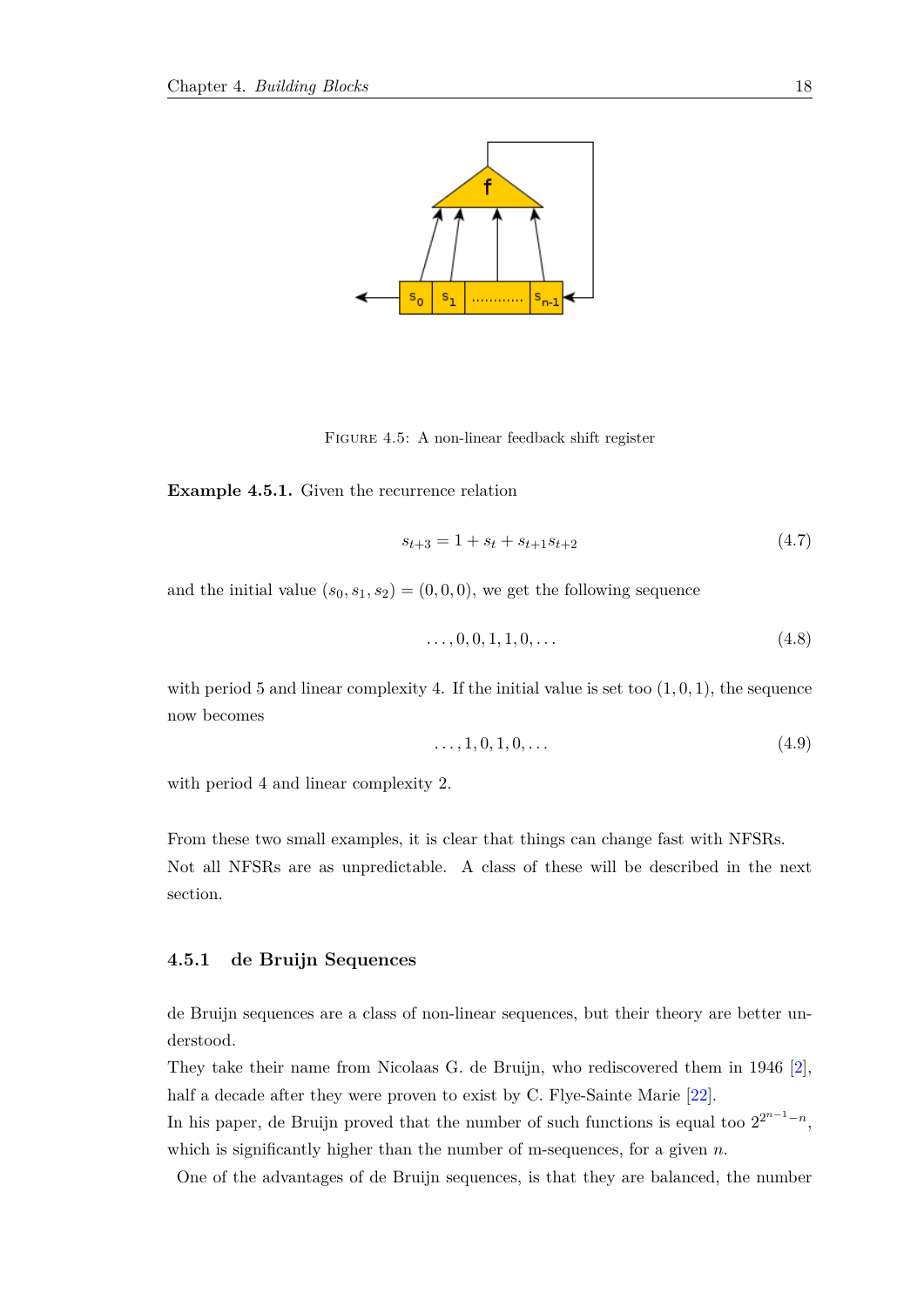Figure 4.5: A non-linear feedback shift register

**Example 4.5.1.** Given the recurrence relation

$$s_{t+3} = 1 + s_t + s_{t+1}s_{t+2} \tag{4.7}$$

and the initial value $(s_0, s_1, s_2) = (0, 0, 0)$, we get the following sequence

$$\ldots, 0, 0, 1, 1, 0, \ldots \tag{4.8}$$

with period 5 and linear complexity 4. If the initial value is set too $(1, 0, 1)$, the sequence now becomes

$$\ldots, 1, 0, 1, 0, \ldots \tag{4.9}$$

with period 4 and linear complexity 2.

From these two small examples, it is clear that things can change fast with NFSRs. Not all NFSRs are as unpredictable. A class of these will be described in the next section.

### 4.5.1 de Bruijn Sequences

de Bruijn sequences are a class of non-linear sequences, but their theory are better understood.
They take their name from Nicolaas G. de Bruijn, who rediscovered them in 1946 [2], half a decade after they were proven to exist by C. Flye-Sainte Marie [22].
In his paper, de Bruijn proved that the number of such functions is equal too $2^{2^{n-1}-n}$, which is significantly higher than the number of m-sequences, for a given $n$.
One of the advantages of de Bruijn sequences, is that they are balanced, the number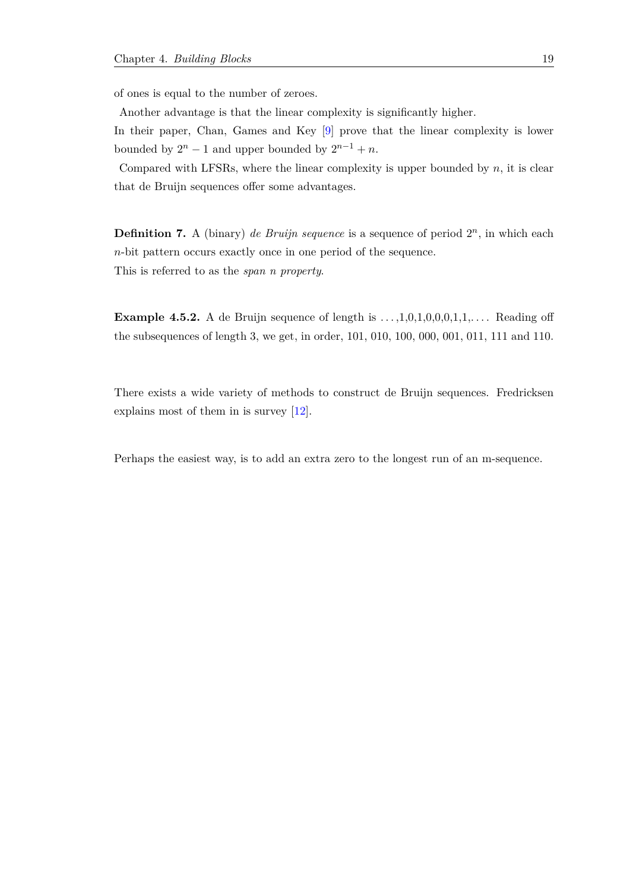of ones is equal to the number of zeroes.

Another advantage is that the linear complexity is significantly higher.

In their paper, Chan, Games and Key [9] prove that the linear complexity is lower bounded by $2^n - 1$ and upper bounded by $2^{n-1} + n$.

Compared with LFSRs, where the linear complexity is upper bounded by $n$, it is clear that de Bruijn sequences offer some advantages.

**Definition 7.** A (binary) *de Bruijn sequence* is a sequence of period $2^n$, in which each $n$-bit pattern occurs exactly once in one period of the sequence.
This is referred to as the *span n property*.

**Example 4.5.2.** A de Bruijn sequence of length is $\ldots$,1,0,1,0,0,0,1,1,$\ldots$. Reading off the subsequences of length 3, we get, in order, 101, 010, 100, 000, 001, 011, 111 and 110.

There exists a wide variety of methods to construct de Bruijn sequences. Fredricksen explains most of them in is survey [12].

Perhaps the easiest way, is to add an extra zero to the longest run of an m-sequence.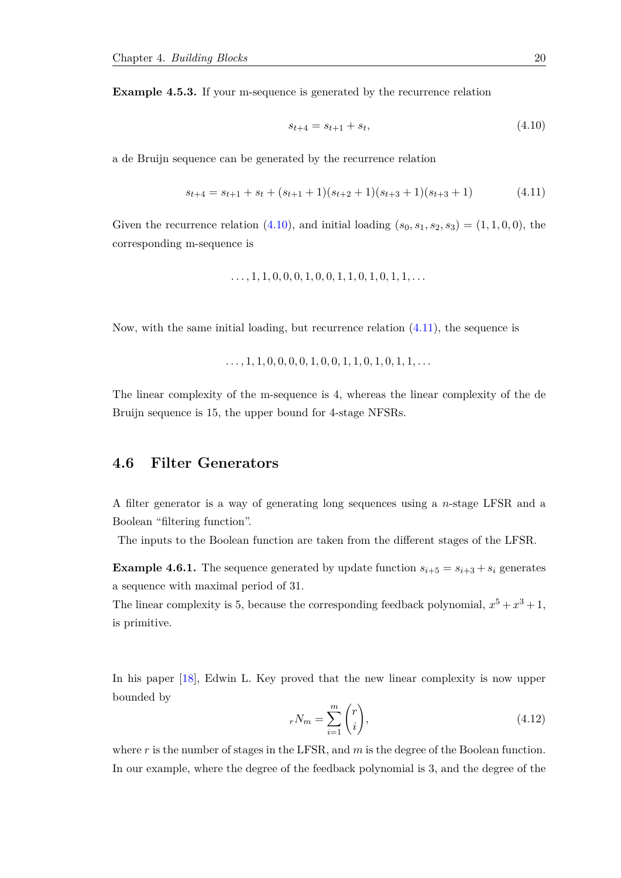**Example 4.5.3.** If your m-sequence is generated by the recurrence relation

$$s_{t+4} = s_{t+1} + s_t, \tag{4.10}$$

a de Bruijn sequence can be generated by the recurrence relation

$$s_{t+4} = s_{t+1} + s_t + (s_{t+1} + 1)(s_{t+2} + 1)(s_{t+3} + 1)(s_{t+3} + 1) \tag{4.11}$$

Given the recurrence relation (4.10), and initial loading $(s_0, s_1, s_2, s_3) = (1, 1, 0, 0)$, the corresponding m-sequence is

$$\ldots, 1, 1, 0, 0, 0, 1, 0, 0, 1, 1, 0, 1, 0, 1, 1, \ldots$$

Now, with the same initial loading, but recurrence relation (4.11), the sequence is

$$\ldots, 1, 1, 0, 0, 0, 0, 1, 0, 0, 1, 1, 0, 1, 0, 1, 1, \ldots$$

The linear complexity of the m-sequence is 4, whereas the linear complexity of the de Bruijn sequence is 15, the upper bound for 4-stage NFSRs.

## 4.6 Filter Generators

A filter generator is a way of generating long sequences using a $n$-stage LFSR and a Boolean "filtering function".

The inputs to the Boolean function are taken from the different stages of the LFSR.

**Example 4.6.1.** The sequence generated by update function $s_{i+5} = s_{i+3} + s_i$ generates a sequence with maximal period of 31.
The linear complexity is 5, because the corresponding feedback polynomial, $x^5 + x^3 + 1$, is primitive.

In his paper [18], Edwin L. Key proved that the new linear complexity is now upper bounded by

$$_rN_m = \sum_{i=1}^{m} \binom{r}{i}, \tag{4.12}$$

where $r$ is the number of stages in the LFSR, and $m$ is the degree of the Boolean function. In our example, where the degree of the feedback polynomial is 3, and the degree of the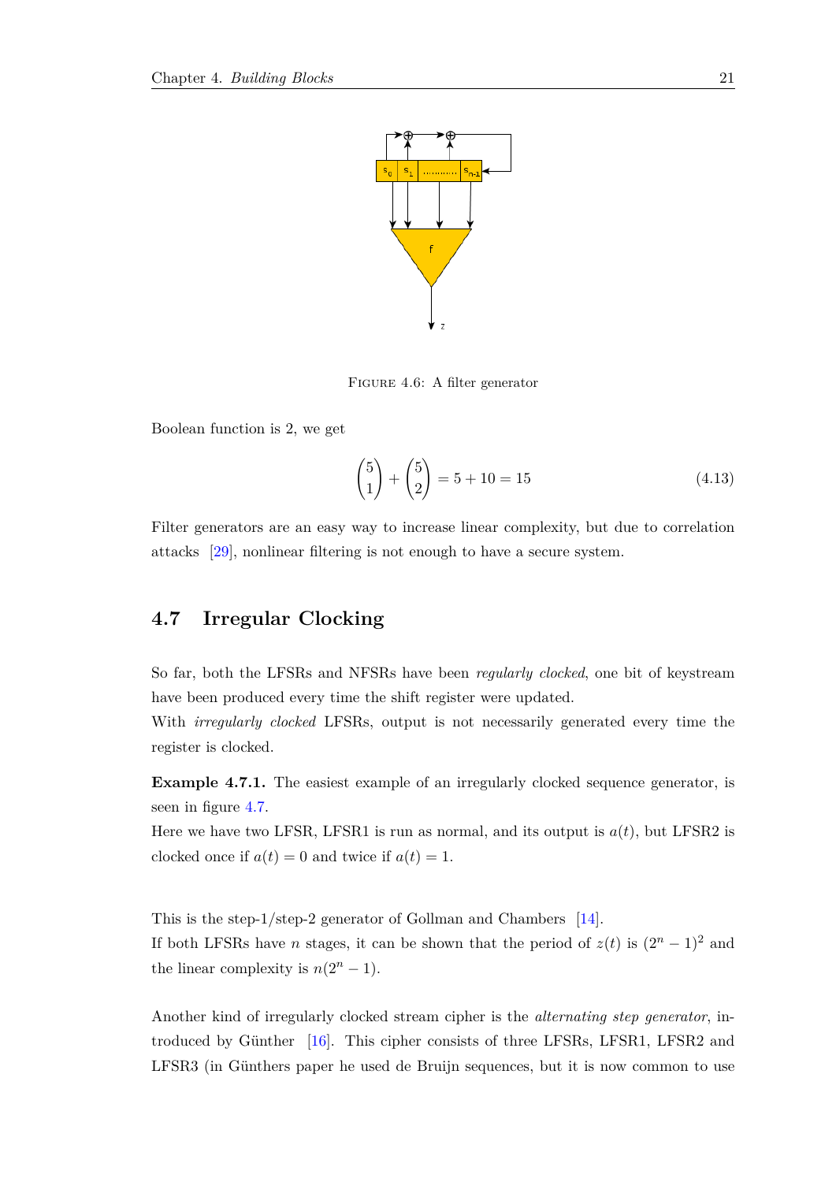FIGURE 4.6: A filter generator

Boolean function is 2, we get

$$\binom{5}{1} + \binom{5}{2} = 5 + 10 = 15 \tag{4.13}$$

Filter generators are an easy way to increase linear complexity, but due to correlation attacks [29], nonlinear filtering is not enough to have a secure system.

## 4.7 Irregular Clocking

So far, both the LFSRs and NFSRs have been *regularly clocked*, one bit of keystream have been produced every time the shift register were updated.
With *irregularly clocked* LFSRs, output is not necessarily generated every time the register is clocked.

**Example 4.7.1.** The easiest example of an irregularly clocked sequence generator, is seen in figure 4.7.
Here we have two LFSR, LFSR1 is run as normal, and its output is $a(t)$, but LFSR2 is clocked once if $a(t) = 0$ and twice if $a(t) = 1$.

This is the step-1/step-2 generator of Gollman and Chambers [14].
If both LFSRs have $n$ stages, it can be shown that the period of $z(t)$ is $(2^n - 1)^2$ and the linear complexity is $n(2^n - 1)$.

Another kind of irregularly clocked stream cipher is the *alternating step generator*, introduced by Günther [16]. This cipher consists of three LFSRs, LFSR1, LFSR2 and LFSR3 (in Günthers paper he used de Bruijn sequences, but it is now common to use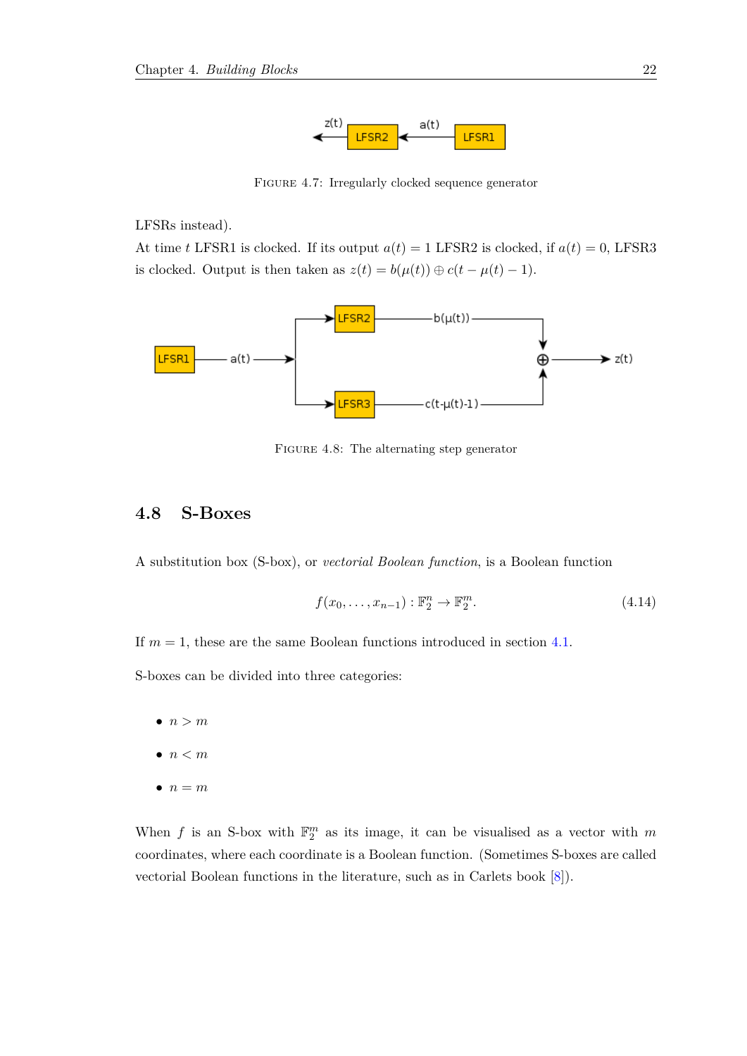FIGURE 4.7: Irregularly clocked sequence generator

LFSRs instead).

At time $t$ LFSR1 is clocked. If its output $a(t) = 1$ LFSR2 is clocked, if $a(t) = 0$, LFSR3 is clocked. Output is then taken as $z(t) = b(\mu(t)) \oplus c(t - \mu(t) - 1)$.

FIGURE 4.8: The alternating step generator

## 4.8 S-Boxes

A substitution box (S-box), or *vectorial Boolean function*, is a Boolean function

$$f(x_0, \ldots, x_{n-1}) : \mathbb{F}_2^n \to \mathbb{F}_2^m. \tag{4.14}$$

If $m = 1$, these are the same Boolean functions introduced in section 4.1.

S-boxes can be divided into three categories:

- $n > m$
- $n < m$
- $n = m$

When $f$ is an S-box with $\mathbb{F}_2^m$ as its image, it can be visualised as a vector with $m$ coordinates, where each coordinate is a Boolean function. (Sometimes S-boxes are called vectorial Boolean functions in the literature, such as in Carlets book [8]).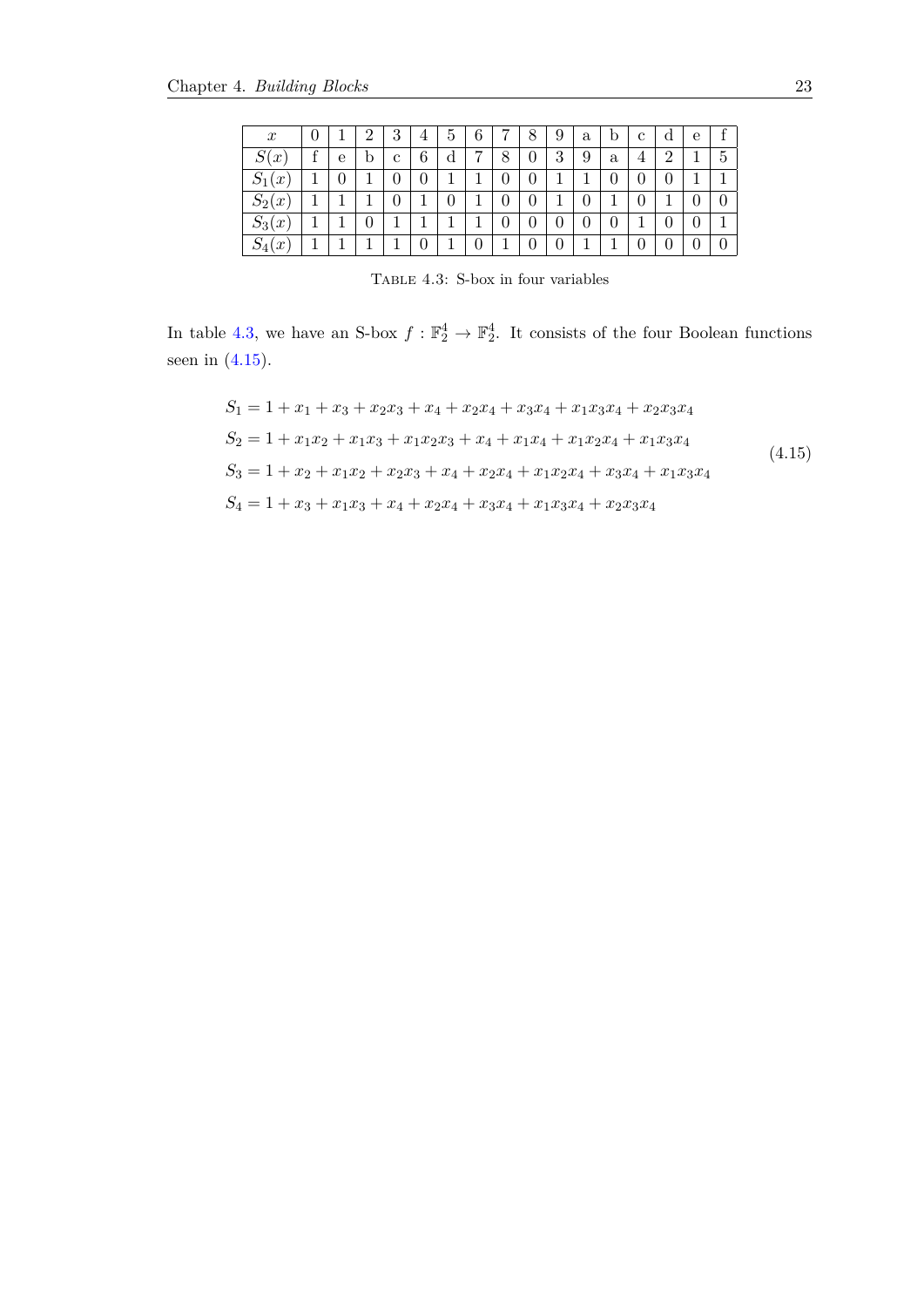| $x$ | 0 | 1 | 2 | 3 | 4 | 5 | 6 | 7 | 8 | 9 | a | b | c | d | e | f |
|---|---|---|---|---|---|---|---|---|---|---|---|---|---|---|---|---|
| $S(x)$ | f | e | b | c | 6 | d | 7 | 8 | 0 | 3 | 9 | a | 4 | 2 | 1 | 5 |
| $S_1(x)$ | 1 | 0 | 1 | 0 | 0 | 1 | 1 | 0 | 0 | 1 | 1 | 0 | 0 | 0 | 1 | 1 |
| $S_2(x)$ | 1 | 1 | 1 | 0 | 1 | 0 | 1 | 0 | 0 | 1 | 0 | 1 | 0 | 1 | 0 | 0 |
| $S_3(x)$ | 1 | 1 | 0 | 1 | 1 | 1 | 1 | 0 | 0 | 0 | 0 | 0 | 1 | 0 | 0 | 1 |
| $S_4(x)$ | 1 | 1 | 1 | 1 | 0 | 1 | 0 | 1 | 0 | 0 | 1 | 1 | 0 | 0 | 0 | 0 |

TABLE 4.3: S-box in four variables

In table 4.3, we have an S-box $f : \mathbb{F}_2^4 \rightarrow \mathbb{F}_2^4$. It consists of the four Boolean functions seen in (4.15).

$$
\begin{aligned}
S_1 &= 1 + x_1 + x_3 + x_2x_3 + x_4 + x_2x_4 + x_3x_4 + x_1x_3x_4 + x_2x_3x_4 \\
S_2 &= 1 + x_1x_2 + x_1x_3 + x_1x_2x_3 + x_4 + x_1x_4 + x_1x_2x_4 + x_1x_3x_4 \\
S_3 &= 1 + x_2 + x_1x_2 + x_2x_3 + x_4 + x_2x_4 + x_1x_2x_4 + x_3x_4 + x_1x_3x_4 \\
S_4 &= 1 + x_3 + x_1x_3 + x_4 + x_2x_4 + x_3x_4 + x_1x_3x_4 + x_2x_3x_4
\end{aligned}
\tag{4.15}
$$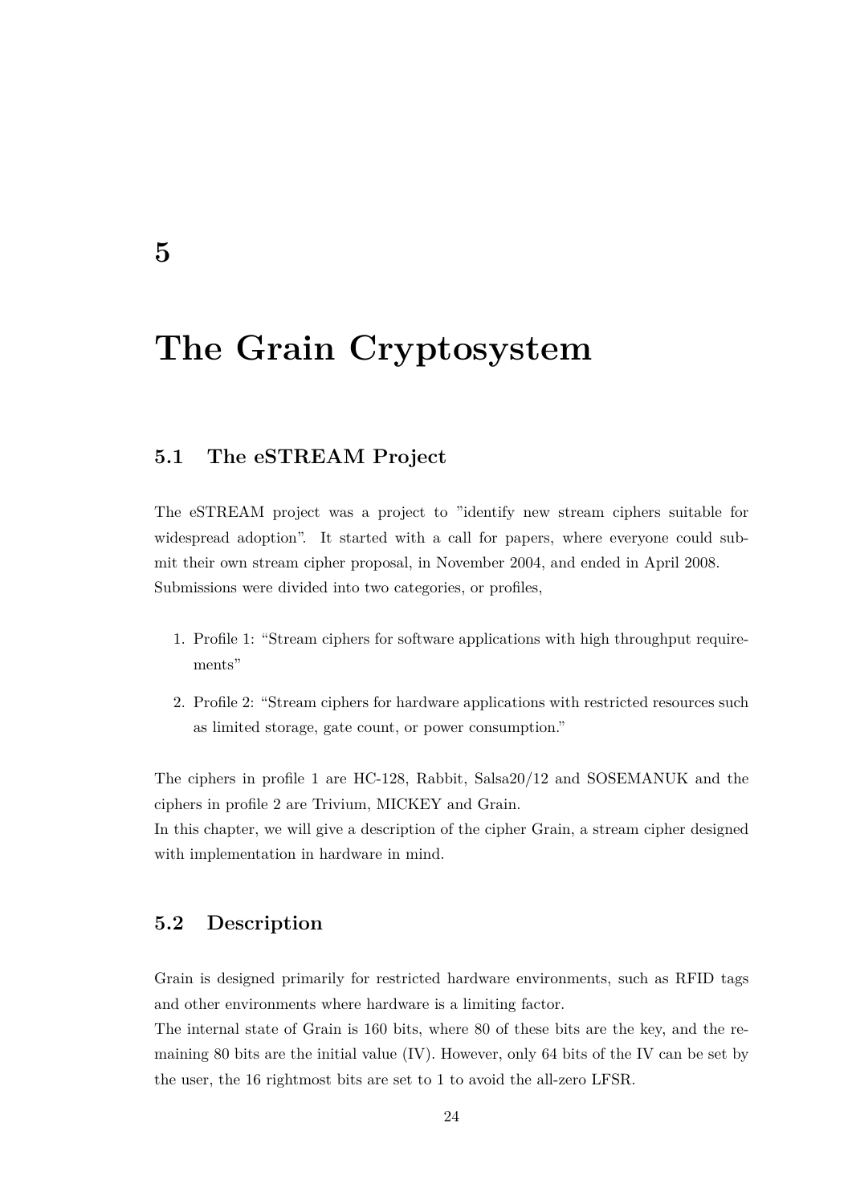# 5

# The Grain Cryptosystem

## 5.1 The eSTREAM Project

The eSTREAM project was a project to "identify new stream ciphers suitable for widespread adoption". It started with a call for papers, where everyone could submit their own stream cipher proposal, in November 2004, and ended in April 2008. Submissions were divided into two categories, or profiles,

1. Profile 1: "Stream ciphers for software applications with high throughput requirements"
2. Profile 2: "Stream ciphers for hardware applications with restricted resources such as limited storage, gate count, or power consumption."

The ciphers in profile 1 are HC-128, Rabbit, Salsa20/12 and SOSEMANUK and the ciphers in profile 2 are Trivium, MICKEY and Grain.
In this chapter, we will give a description of the cipher Grain, a stream cipher designed with implementation in hardware in mind.

## 5.2 Description

Grain is designed primarily for restricted hardware environments, such as RFID tags and other environments where hardware is a limiting factor.
The internal state of Grain is 160 bits, where 80 of these bits are the key, and the remaining 80 bits are the initial value (IV). However, only 64 bits of the IV can be set by the user, the 16 rightmost bits are set to 1 to avoid the all-zero LFSR.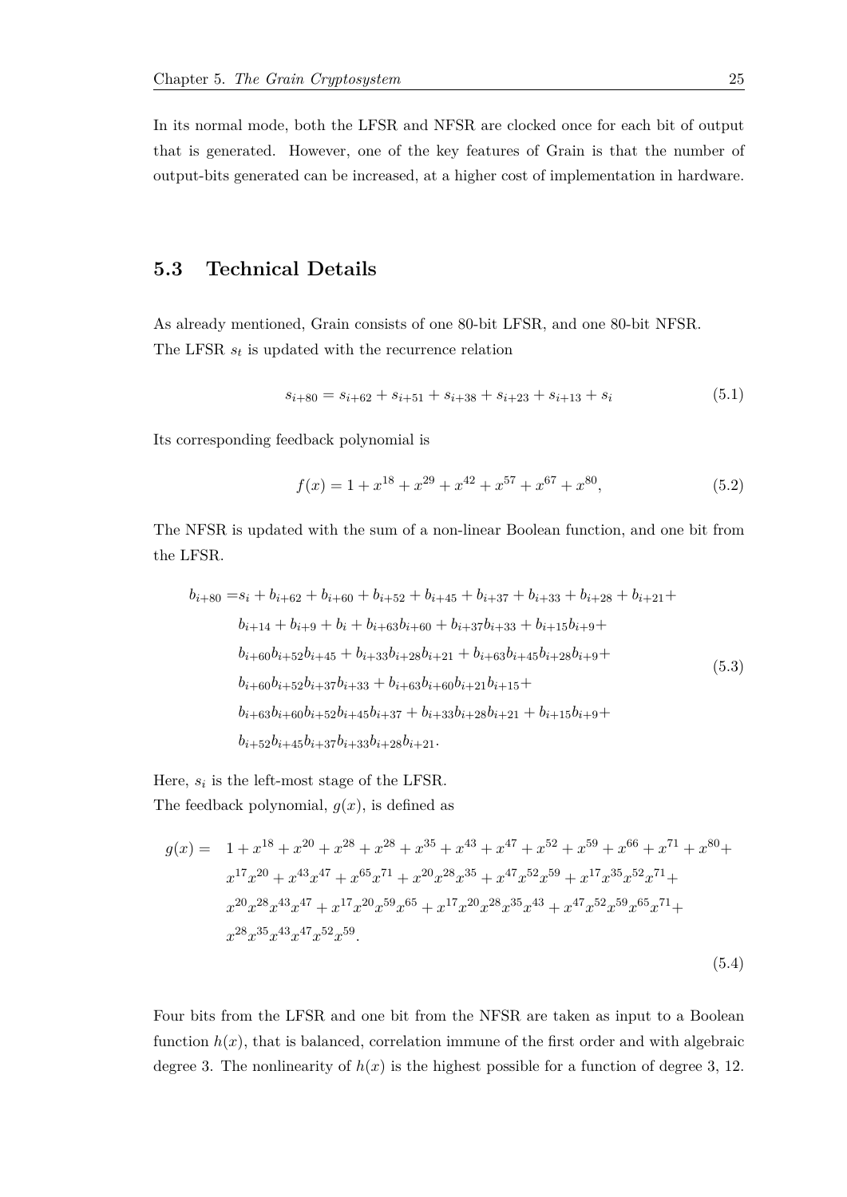In its normal mode, both the LFSR and NFSR are clocked once for each bit of output that is generated. However, one of the key features of Grain is that the number of output-bits generated can be increased, at a higher cost of implementation in hardware.

## 5.3 Technical Details

As already mentioned, Grain consists of one 80-bit LFSR, and one 80-bit NFSR. The LFSR $s_t$ is updated with the recurrence relation

$$s_{i+80} = s_{i+62} + s_{i+51} + s_{i+38} + s_{i+23} + s_{i+13} + s_i \tag{5.1}$$

Its corresponding feedback polynomial is

$$f(x) = 1 + x^{18} + x^{29} + x^{42} + x^{57} + x^{67} + x^{80}, \tag{5.2}$$

The NFSR is updated with the sum of a non-linear Boolean function, and one bit from the LFSR.

$$\begin{aligned}
b_{i+80} =& s_i + b_{i+62} + b_{i+60} + b_{i+52} + b_{i+45} + b_{i+37} + b_{i+33} + b_{i+28} + b_{i+21} + \\
& b_{i+14} + b_{i+9} + b_i + b_{i+63}b_{i+60} + b_{i+37}b_{i+33} + b_{i+15}b_{i+9} + \\
& b_{i+60}b_{i+52}b_{i+45} + b_{i+33}b_{i+28}b_{i+21} + b_{i+63}b_{i+45}b_{i+28}b_{i+9} + \\
& b_{i+60}b_{i+52}b_{i+37}b_{i+33} + b_{i+63}b_{i+60}b_{i+21}b_{i+15} + \\
& b_{i+63}b_{i+60}b_{i+52}b_{i+45}b_{i+37} + b_{i+33}b_{i+28}b_{i+21} + b_{i+15}b_{i+9} + \\
& b_{i+52}b_{i+45}b_{i+37}b_{i+33}b_{i+28}b_{i+21}.
\end{aligned} \tag{5.3}$$

Here, $s_i$ is the left-most stage of the LFSR.
The feedback polynomial, $g(x)$, is defined as

$$\begin{aligned}
g(x) = \quad & 1 + x^{18} + x^{20} + x^{28} + x^{28} + x^{35} + x^{43} + x^{47} + x^{52} + x^{59} + x^{66} + x^{71} + x^{80} + \\
& x^{17}x^{20} + x^{43}x^{47} + x^{65}x^{71} + x^{20}x^{28}x^{35} + x^{47}x^{52}x^{59} + x^{17}x^{35}x^{52}x^{71} + \\
& x^{20}x^{28}x^{43}x^{47} + x^{17}x^{20}x^{59}x^{65} + x^{17}x^{20}x^{28}x^{35}x^{43} + x^{47}x^{52}x^{59}x^{65}x^{71} + \\
& x^{28}x^{35}x^{43}x^{47}x^{52}x^{59}.
\end{aligned} \tag{5.4}$$

Four bits from the LFSR and one bit from the NFSR are taken as input to a Boolean function $h(x)$, that is balanced, correlation immune of the first order and with algebraic degree 3. The nonlinearity of $h(x)$ is the highest possible for a function of degree 3, 12.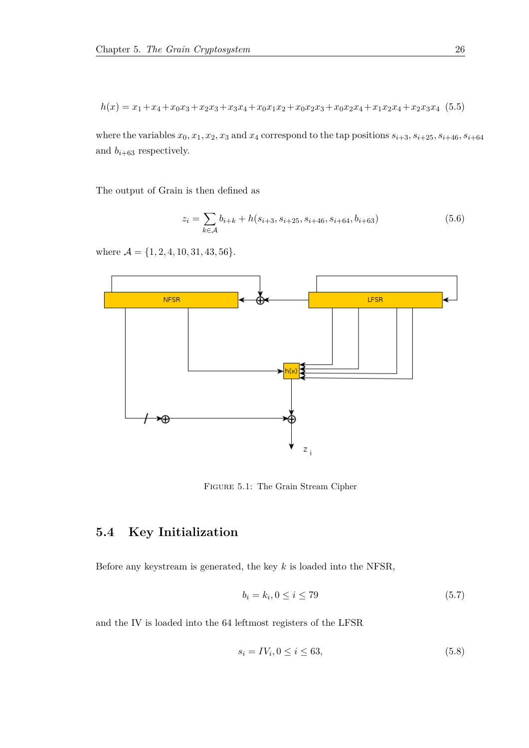$$h(x) = x_1 + x_4 + x_0x_3 + x_2x_3 + x_3x_4 + x_0x_1x_2 + x_0x_2x_3 + x_0x_2x_4 + x_1x_2x_4 + x_2x_3x_4 \quad (5.5)$$

where the variables $x_0, x_1, x_2, x_3$ and $x_4$ correspond to the tap positions $s_{i+3}, s_{i+25}, s_{i+46}, s_{i+64}$ and $b_{i+63}$ respectively.

The output of Grain is then defined as

$$z_i = \sum_{k \in \mathcal{A}} b_{i+k} + h(s_{i+3}, s_{i+25}, s_{i+46}, s_{i+64}, b_{i+63}) \tag{5.6}$$

where $\mathcal{A} = \{1, 2, 4, 10, 31, 43, 56\}$.

Figure 5.1: The Grain Stream Cipher

## 5.4 Key Initialization

Before any keystream is generated, the key $k$ is loaded into the NFSR,

$$b_i = k_i, 0 \leq i \leq 79 \tag{5.7}$$

and the IV is loaded into the 64 leftmost registers of the LFSR

$$s_i = IV_i, 0 \leq i \leq 63, \tag{5.8}$$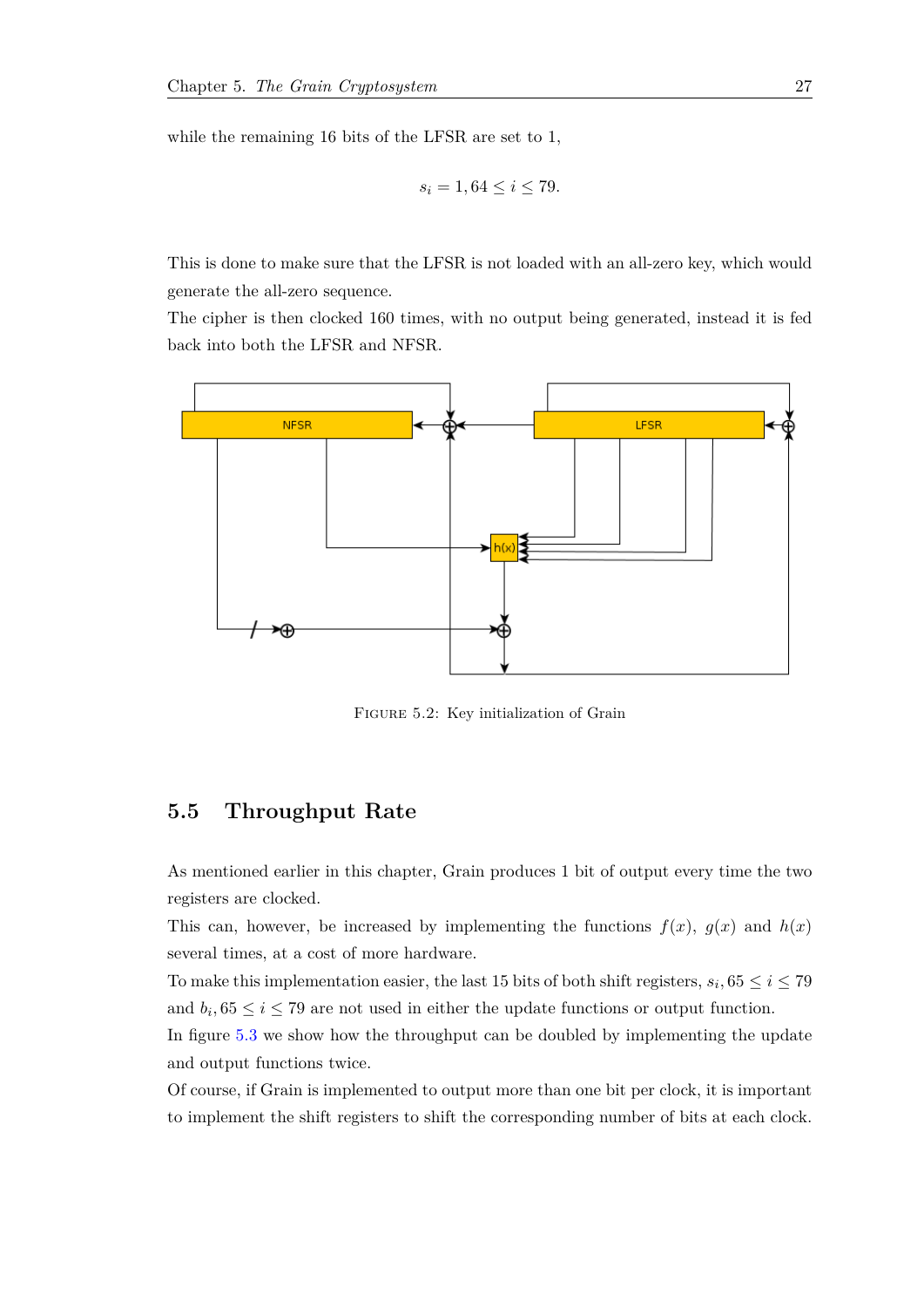while the remaining 16 bits of the LFSR are set to 1,

$$s_i = 1, 64 \leq i \leq 79.$$

This is done to make sure that the LFSR is not loaded with an all-zero key, which would generate the all-zero sequence.

The cipher is then clocked 160 times, with no output being generated, instead it is fed back into both the LFSR and NFSR.

FIGURE 5.2: Key initialization of Grain

## 5.5 Throughput Rate

As mentioned earlier in this chapter, Grain produces 1 bit of output every time the two registers are clocked.

This can, however, be increased by implementing the functions $f(x)$, $g(x)$ and $h(x)$ several times, at a cost of more hardware.

To make this implementation easier, the last 15 bits of both shift registers, $s_i, 65 \leq i \leq 79$ and $b_i, 65 \leq i \leq 79$ are not used in either the update functions or output function.

In figure 5.3 we show how the throughput can be doubled by implementing the update and output functions twice.

Of course, if Grain is implemented to output more than one bit per clock, it is important to implement the shift registers to shift the corresponding number of bits at each clock.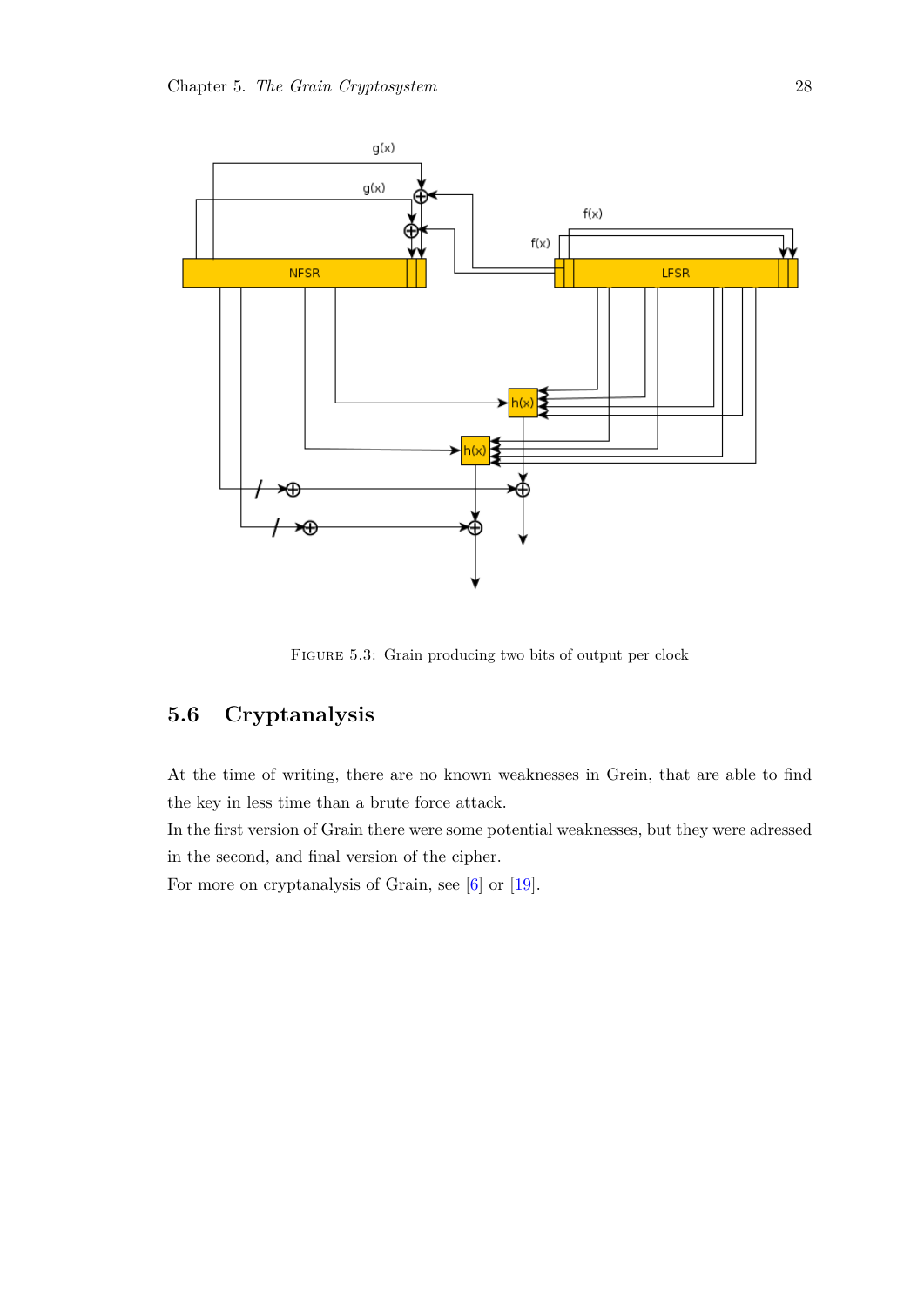FIGURE 5.3: Grain producing two bits of output per clock

## 5.6 Cryptanalysis

At the time of writing, there are no known weaknesses in Grein, that are able to find the key in less time than a brute force attack.
In the first version of Grain there were some potential weaknesses, but they were adressed in the second, and final version of the cipher.
For more on cryptanalysis of Grain, see [6] or [19].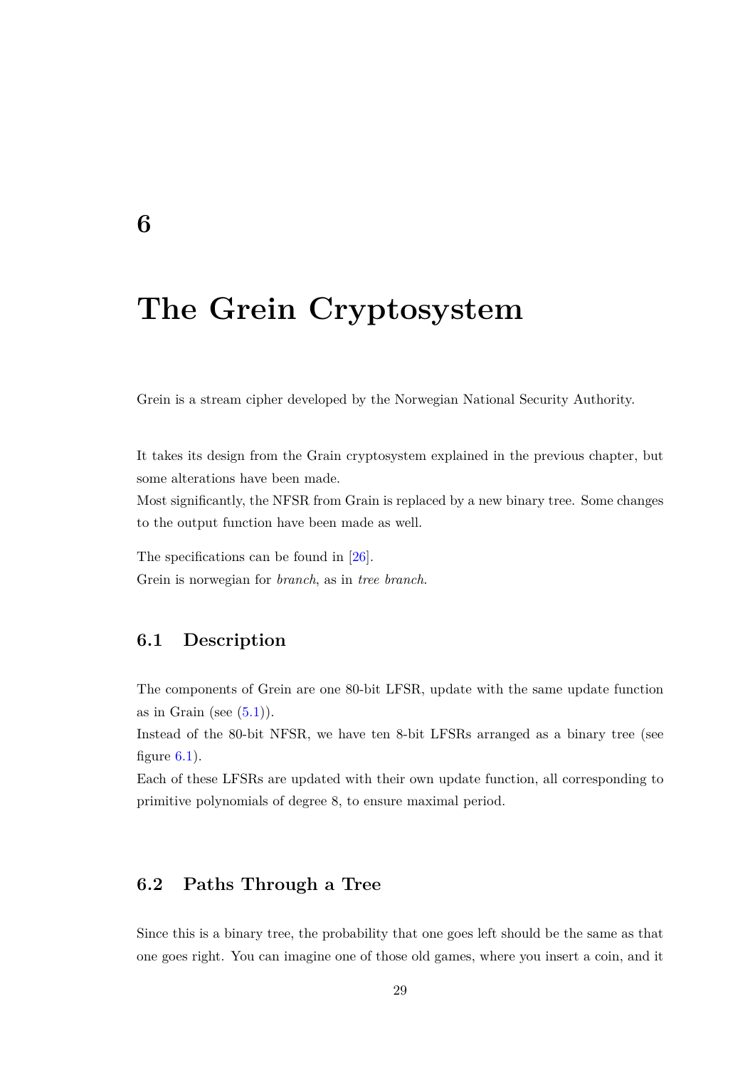# 6

# The Grein Cryptosystem

Grein is a stream cipher developed by the Norwegian National Security Authority.

It takes its design from the Grain cryptosystem explained in the previous chapter, but some alterations have been made.
Most significantly, the NFSR from Grain is replaced by a new binary tree. Some changes to the output function have been made as well.

The specifications can be found in [26].
Grein is norwegian for *branch*, as in *tree branch*.

## 6.1 Description

The components of Grein are one 80-bit LFSR, update with the same update function as in Grain (see (5.1)).
Instead of the 80-bit NFSR, we have ten 8-bit LFSRs arranged as a binary tree (see figure 6.1).
Each of these LFSRs are updated with their own update function, all corresponding to primitive polynomials of degree 8, to ensure maximal period.

## 6.2 Paths Through a Tree

Since this is a binary tree, the probability that one goes left should be the same as that one goes right. You can imagine one of those old games, where you insert a coin, and it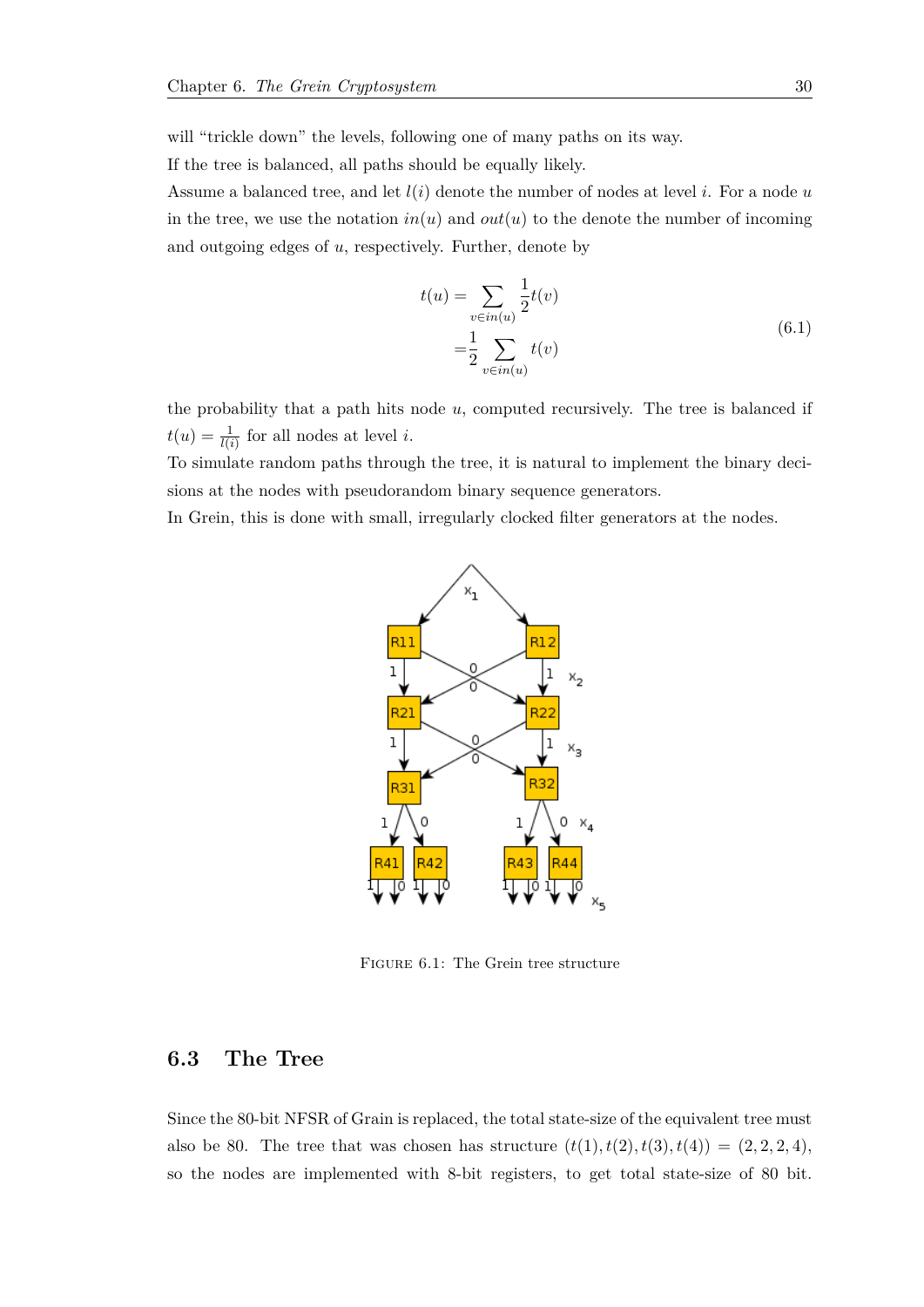will "trickle down" the levels, following one of many paths on its way.

If the tree is balanced, all paths should be equally likely.

Assume a balanced tree, and let $l(i)$ denote the number of nodes at level $i$. For a node $u$ in the tree, we use the notation $in(u)$ and $out(u)$ to the denote the number of incoming and outgoing edges of $u$, respectively. Further, denote by

$$
\begin{aligned}
t(u) = & \sum_{v \in in(u)} \frac{1}{2} t(v) \\
= & \frac{1}{2} \sum_{v \in in(u)} t(v)
\end{aligned}
\tag{6.1}
$$

the probability that a path hits node $u$, computed recursively. The tree is balanced if $t(u) = \frac{1}{l(i)}$ for all nodes at level $i$.

To simulate random paths through the tree, it is natural to implement the binary decisions at the nodes with pseudorandom binary sequence generators.

In Grein, this is done with small, irregularly clocked filter generators at the nodes.

FIGURE 6.1: The Grein tree structure

## 6.3 The Tree

Since the 80-bit NFSR of Grain is replaced, the total state-size of the equivalent tree must also be 80. The tree that was chosen has structure $(t(1), t(2), t(3), t(4)) = (2, 2, 2, 4)$, so the nodes are implemented with 8-bit registers, to get total state-size of 80 bit.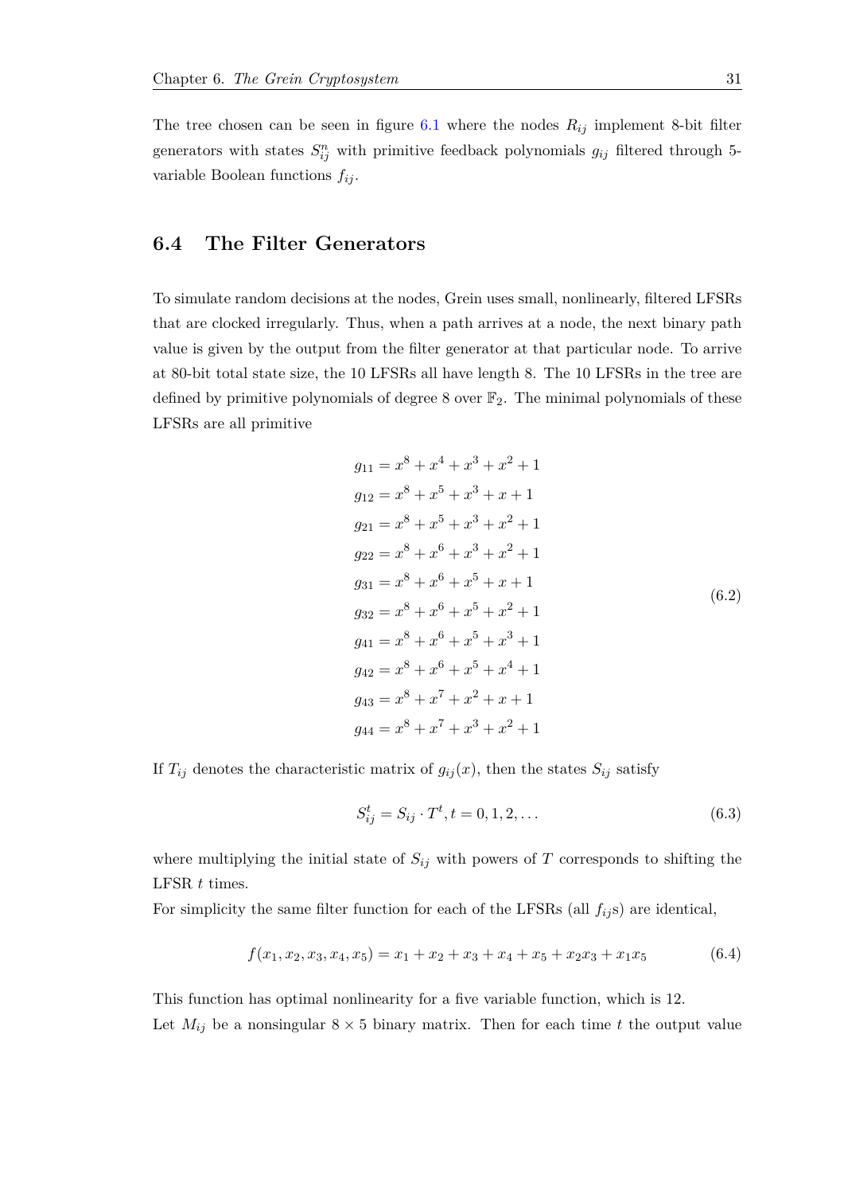The tree chosen can be seen in figure 6.1 where the nodes $R_{ij}$ implement 8-bit filter generators with states $S_{ij}^n$ with primitive feedback polynomials $g_{ij}$ filtered through 5-variable Boolean functions $f_{ij}$.

## 6.4 The Filter Generators

To simulate random decisions at the nodes, Grein uses small, nonlinearly, filtered LFSRs that are clocked irregularly. Thus, when a path arrives at a node, the next binary path value is given by the output from the filter generator at that particular node. To arrive at 80-bit total state size, the 10 LFSRs all have length 8. The 10 LFSRs in the tree are defined by primitive polynomials of degree 8 over $\mathbb{F}_2$. The minimal polynomials of these LFSRs are all primitive

$$
\begin{aligned}
g_{11} &= x^8 + x^4 + x^3 + x^2 + 1 \\
g_{12} &= x^8 + x^5 + x^3 + x + 1 \\
g_{21} &= x^8 + x^5 + x^3 + x^2 + 1 \\
g_{22} &= x^8 + x^6 + x^3 + x^2 + 1 \\
g_{31} &= x^8 + x^6 + x^5 + x + 1 \\
g_{32} &= x^8 + x^6 + x^5 + x^2 + 1 \\
g_{41} &= x^8 + x^6 + x^5 + x^3 + 1 \\
g_{42} &= x^8 + x^6 + x^5 + x^4 + 1 \\
g_{43} &= x^8 + x^7 + x^2 + x + 1 \\
g_{44} &= x^8 + x^7 + x^3 + x^2 + 1
\end{aligned}
\tag{6.2}
$$

If $T_{ij}$ denotes the characteristic matrix of $g_{ij}(x)$, then the states $S_{ij}$ satisfy

$$S_{ij}^t = S_{ij} \cdot T^t, t = 0, 1, 2, \dots \tag{6.3}$$

where multiplying the initial state of $S_{ij}$ with powers of $T$ corresponds to shifting the LFSR $t$ times.

For simplicity the same filter function for each of the LFSRs (all $f_{ij}$s) are identical,

$$f(x_1, x_2, x_3, x_4, x_5) = x_1 + x_2 + x_3 + x_4 + x_5 + x_2x_3 + x_1x_5 \tag{6.4}$$

This function has optimal nonlinearity for a five variable function, which is 12.

Let $M_{ij}$ be a nonsingular $8 \times 5$ binary matrix. Then for each time $t$ the output value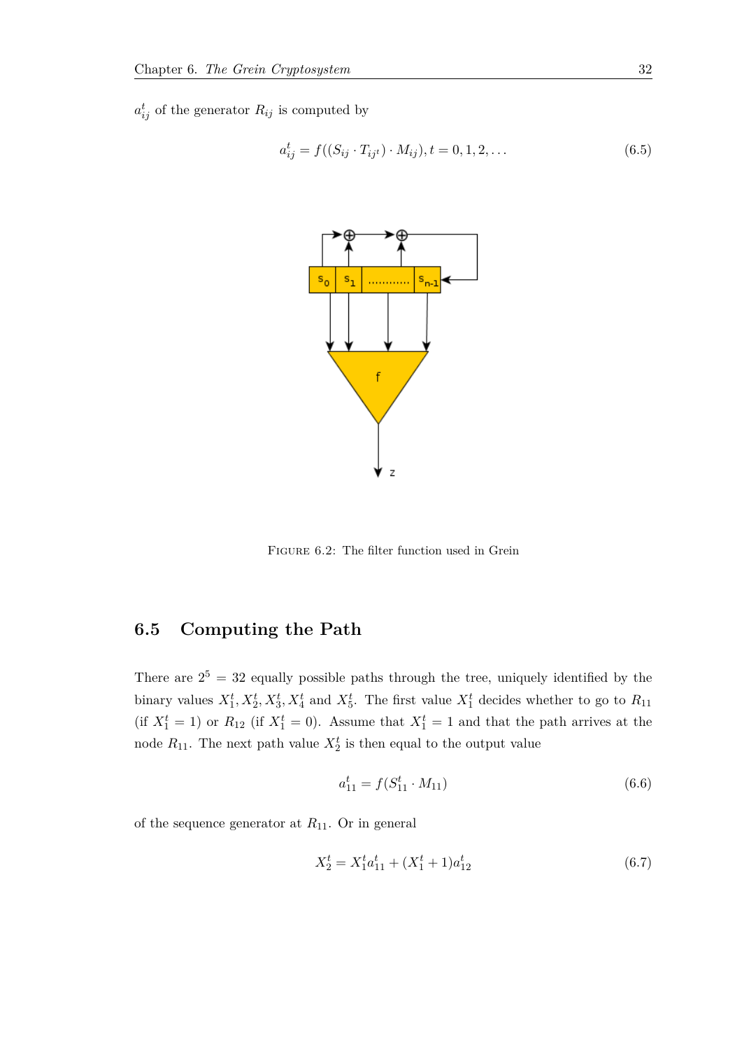$a_{ij}^t$ of the generator $R_{ij}$ is computed by

$$a_{ij}^t = f((S_{ij} \cdot T_{ij^t}) \cdot M_{ij}), t = 0, 1, 2, \dots \tag{6.5}$$

FIGURE 6.2: The filter function used in Grein

## 6.5 Computing the Path

There are $2^5 = 32$ equally possible paths through the tree, uniquely identified by the binary values $X_1^t, X_2^t, X_3^t, X_4^t$ and $X_5^t$. The first value $X_1^t$ decides whether to go to $R_{11}$ (if $X_1^t = 1$) or $R_{12}$ (if $X_1^t = 0$). Assume that $X_1^t = 1$ and that the path arrives at the node $R_{11}$. The next path value $X_2^t$ is then equal to the output value

$$a_{11}^t = f(S_{11}^t \cdot M_{11}) \tag{6.6}$$

of the sequence generator at $R_{11}$. Or in general

$$X_2^t = X_1^t a_{11}^t + (X_1^t + 1)a_{12}^t \tag{6.7}$$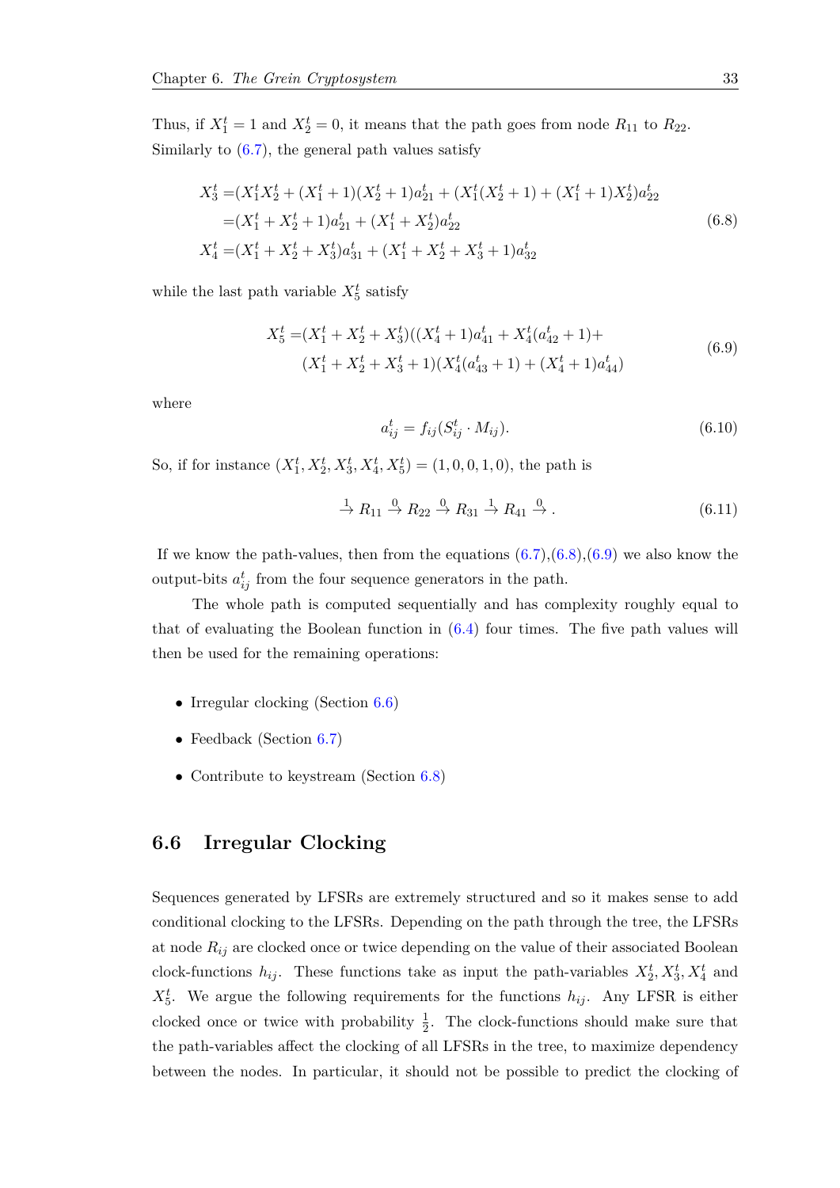Thus, if $X_1^t = 1$ and $X_2^t = 0$, it means that the path goes from node $R_{11}$ to $R_{22}$. Similarly to (6.7), the general path values satisfy

$$
\begin{aligned}
X_3^t =& (X_1^t X_2^t + (X_1^t + 1)(X_2^t + 1)a_{21}^t + (X_1^t(X_2^t + 1) + (X_1^t + 1)X_2^t)a_{22}^t \\
=& (X_1^t + X_2^t + 1)a_{21}^t + (X_1^t + X_2^t)a_{22}^t \\
X_4^t =& (X_1^t + X_2^t + X_3^t)a_{31}^t + (X_1^t + X_2^t + X_3^t + 1)a_{32}^t
\end{aligned}
\tag{6.8}
$$

while the last path variable $X_5^t$ satisfy

$$
\begin{aligned}
X_5^t =& (X_1^t + X_2^t + X_3^t)((X_4^t + 1)a_{41}^t + X_4^t(a_{42}^t + 1) + \\
& (X_1^t + X_2^t + X_3^t + 1)(X_4^t(a_{43}^t + 1) + (X_4^t + 1)a_{44}^t)
\end{aligned}
\tag{6.9}
$$

where

$$
a_{ij}^t = f_{ij}(S_{ij}^t \cdot M_{ij}). \tag{6.10}
$$

So, if for instance $(X_1^t, X_2^t, X_3^t, X_4^t, X_5^t) = (1, 0, 0, 1, 0)$, the path is

$$
\xrightarrow{1} R_{11} \xrightarrow{0} R_{22} \xrightarrow{0} R_{31} \xrightarrow{1} R_{41} \xrightarrow{0} . \tag{6.11}
$$

If we know the path-values, then from the equations (6.7),(6.8),(6.9) we also know the output-bits $a_{ij}^t$ from the four sequence generators in the path.

The whole path is computed sequentially and has complexity roughly equal to that of evaluating the Boolean function in (6.4) four times. The five path values will then be used for the remaining operations:

- Irregular clocking (Section 6.6)
- Feedback (Section 6.7)
- Contribute to keystream (Section 6.8)

## 6.6 Irregular Clocking

Sequences generated by LFSRs are extremely structured and so it makes sense to add conditional clocking to the LFSRs. Depending on the path through the tree, the LFSRs at node $R_{ij}$ are clocked once or twice depending on the value of their associated Boolean clock-functions $h_{ij}$. These functions take as input the path-variables $X_2^t, X_3^t, X_4^t$ and $X_5^t$. We argue the following requirements for the functions $h_{ij}$. Any LFSR is either clocked once or twice with probability $\frac{1}{2}$. The clock-functions should make sure that the path-variables affect the clocking of all LFSRs in the tree, to maximize dependency between the nodes. In particular, it should not be possible to predict the clocking of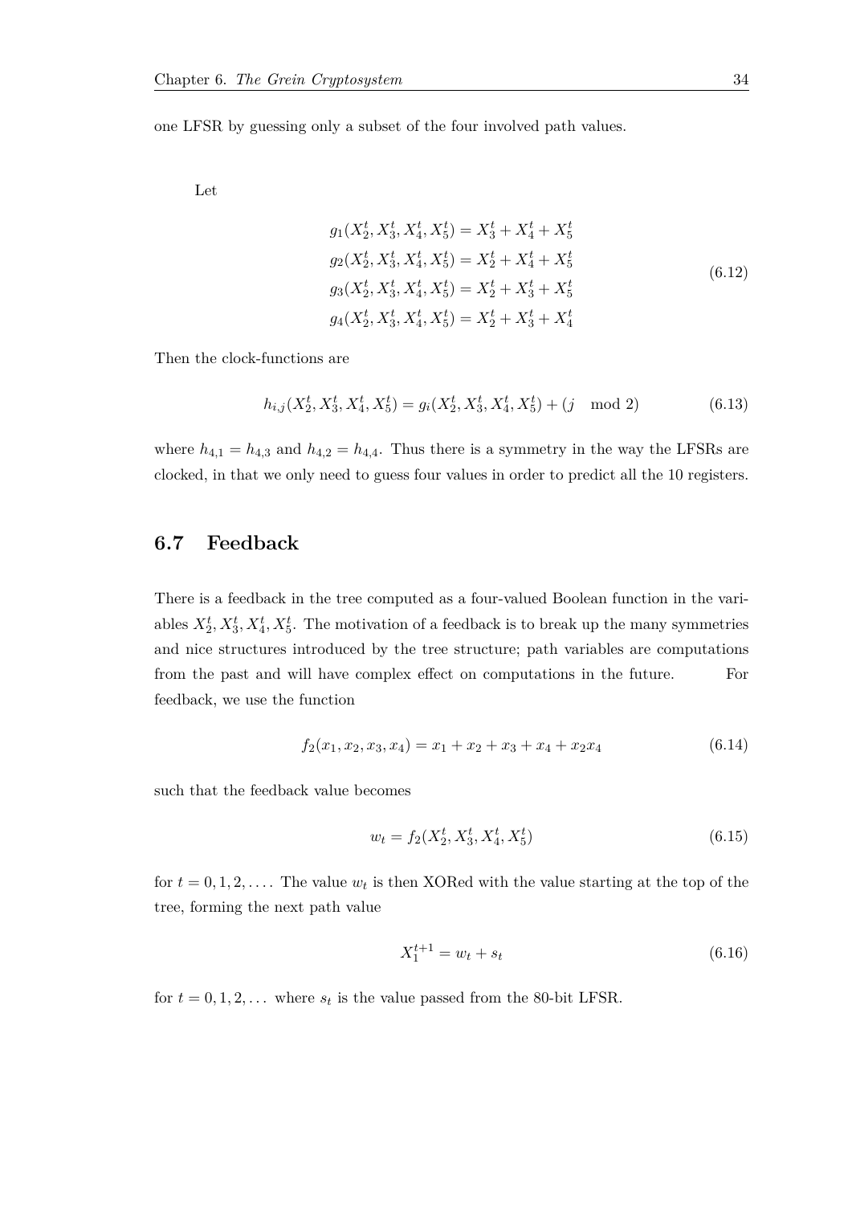one LFSR by guessing only a subset of the four involved path values.

Let

$$
\begin{aligned}
g_1(X_2^t, X_3^t, X_4^t, X_5^t) &= X_3^t + X_4^t + X_5^t \\
g_2(X_2^t, X_3^t, X_4^t, X_5^t) &= X_2^t + X_4^t + X_5^t \\
g_3(X_2^t, X_3^t, X_4^t, X_5^t) &= X_2^t + X_3^t + X_5^t \\
g_4(X_2^t, X_3^t, X_4^t, X_5^t) &= X_2^t + X_3^t + X_4^t
\end{aligned}
\tag{6.12}
$$

Then the clock-functions are

$$
h_{i,j}(X_2^t, X_3^t, X_4^t, X_5^t) = g_i(X_2^t, X_3^t, X_4^t, X_5^t) + (j \mod 2) \tag{6.13}
$$

where $h_{4,1} = h_{4,3}$ and $h_{4,2} = h_{4,4}$. Thus there is a symmetry in the way the LFSRs are clocked, in that we only need to guess four values in order to predict all the 10 registers.

## 6.7 Feedback

There is a feedback in the tree computed as a four-valued Boolean function in the variables $X_2^t, X_3^t, X_4^t, X_5^t$. The motivation of a feedback is to break up the many symmetries and nice structures introduced by the tree structure; path variables are computations from the past and will have complex effect on computations in the future. For feedback, we use the function

$$
f_2(x_1, x_2, x_3, x_4) = x_1 + x_2 + x_3 + x_4 + x_2 x_4 \tag{6.14}
$$

such that the feedback value becomes

$$
w_t = f_2(X_2^t, X_3^t, X_4^t, X_5^t) \tag{6.15}
$$

for $t = 0, 1, 2, \ldots$. The value $w_t$ is then XORed with the value starting at the top of the tree, forming the next path value

$$
X_1^{t+1} = w_t + s_t \tag{6.16}
$$

for $t = 0, 1, 2, \ldots$ where $s_t$ is the value passed from the 80-bit LFSR.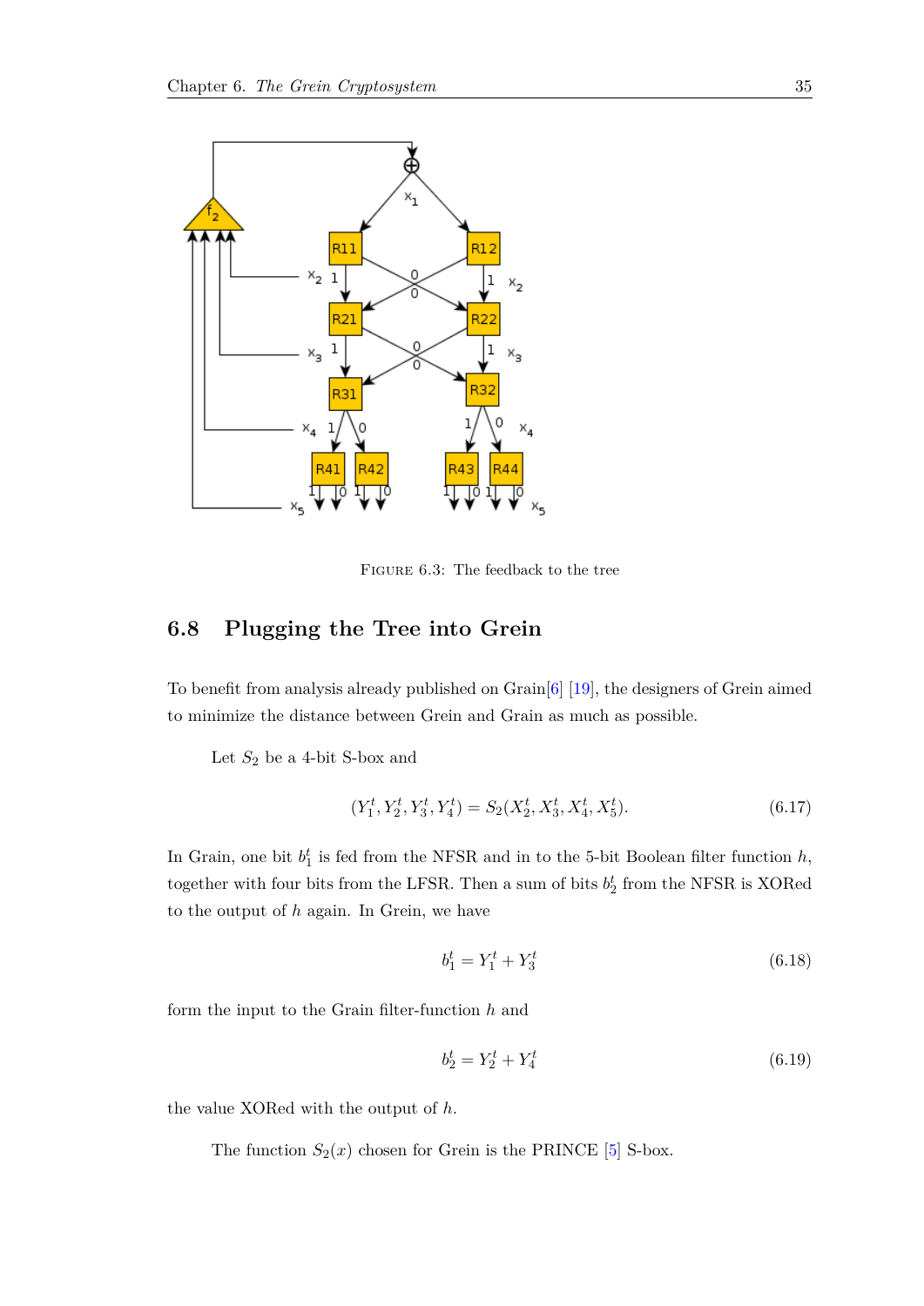FIGURE 6.3: The feedback to the tree

## 6.8 Plugging the Tree into Grein

To benefit from analysis already published on Grain[6] [19], the designers of Grein aimed to minimize the distance between Grein and Grain as much as possible.

Let $S_2$ be a 4-bit S-box and

$$(Y_1^t, Y_2^t, Y_3^t, Y_4^t) = S_2(X_2^t, X_3^t, X_4^t, X_5^t). \tag{6.17}$$

In Grain, one bit $b_1^t$ is fed from the NFSR and in to the 5-bit Boolean filter function $h$, together with four bits from the LFSR. Then a sum of bits $b_2^t$ from the NFSR is XORed to the output of $h$ again. In Grein, we have

$$b_1^t = Y_1^t + Y_3^t \tag{6.18}$$

form the input to the Grain filter-function $h$ and

$$b_2^t = Y_2^t + Y_4^t \tag{6.19}$$

the value XORed with the output of $h$.

The function $S_2(x)$ chosen for Grein is the PRINCE [5] S-box.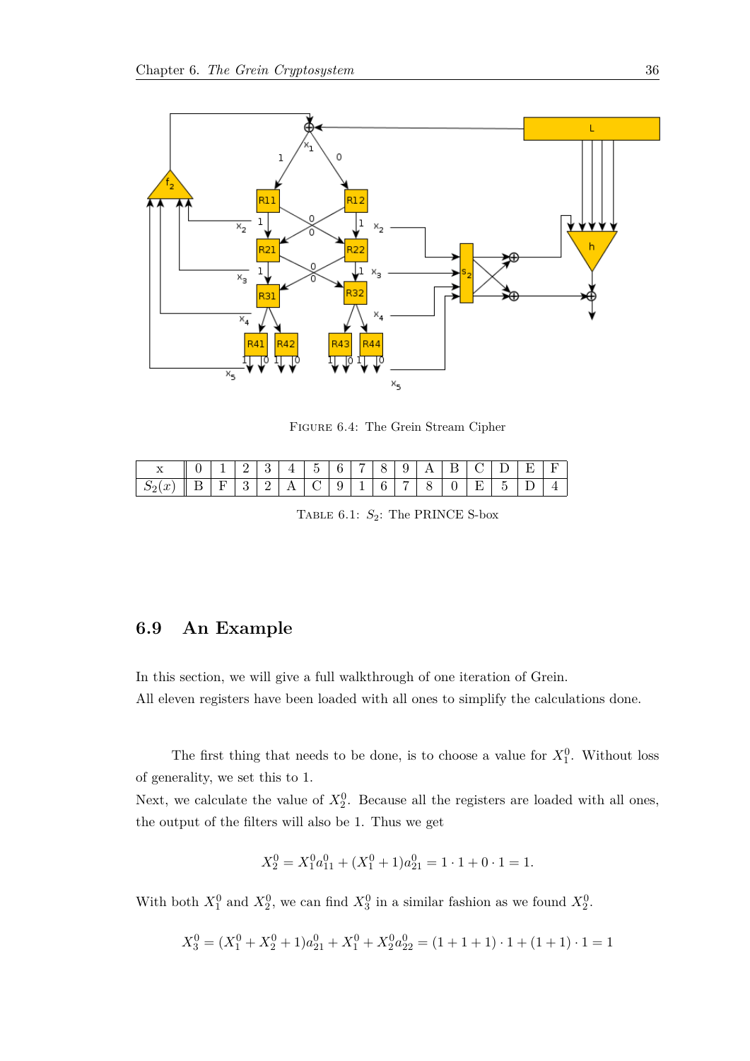FIGURE 6.4: The Grein Stream Cipher

| x | 0 | 1 | 2 | 3 | 4 | 5 | 6 | 7 | 8 | 9 | A | B | C | D | E | F |
|---|---|---|---|---|---|---|---|---|---|---|---|---|---|---|---|---|
| $S_2(x)$ | B | F | 3 | 2 | A | C | 9 | 1 | 6 | 7 | 8 | 0 | E | 5 | D | 4 |

TABLE 6.1: $S_2$: The PRINCE S-box

## 6.9 An Example

In this section, we will give a full walkthrough of one iteration of Grein.
All eleven registers have been loaded with all ones to simplify the calculations done.

The first thing that needs to be done, is to choose a value for $X_1^0$. Without loss of generality, we set this to 1.
Next, we calculate the value of $X_2^0$. Because all the registers are loaded with all ones, the output of the filters will also be 1. Thus we get

$$X_2^0 = X_1^0 a_{11}^0 + (X_1^0 + 1)a_{21}^0 = 1 \cdot 1 + 0 \cdot 1 = 1.$$

With both $X_1^0$ and $X_2^0$, we can find $X_3^0$ in a similar fashion as we found $X_2^0$.

$$X_3^0 = (X_1^0 + X_2^0 + 1)a_{21}^0 + X_1^0 + X_2^0 a_{22}^0 = (1 + 1 + 1) \cdot 1 + (1 + 1) \cdot 1 = 1$$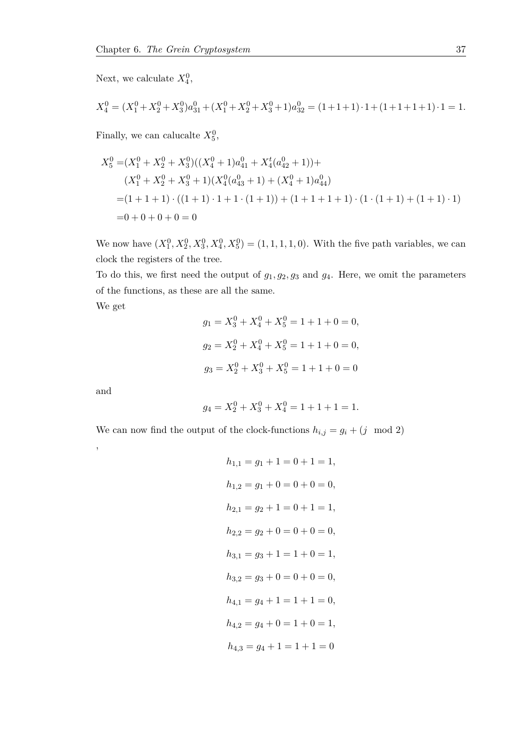Next, we calculate $X_4^0$,

$$X_4^0 = (X_1^0 + X_2^0 + X_3^0)a_{31}^0 + (X_1^0 + X_2^0 + X_3^0 + 1)a_{32}^0 = (1+1+1)\cdot 1 + (1+1+1+1)\cdot 1 = 1.$$

Finally, we can calucalte $X_5^0$,

$$\begin{aligned}
X_5^0 =&(X_1^0 + X_2^0 + X_3^0)((X_4^0 + 1)a_{41}^0 + X_4^t(a_{42}^0 + 1)) + \\
&(X_1^0 + X_2^0 + X_3^0 + 1)(X_4^0(a_{43}^0 + 1) + (X_4^0 + 1)a_{44}^0) \\
=&(1 + 1 + 1) \cdot ((1 + 1) \cdot 1 + 1 \cdot (1 + 1)) + (1 + 1 + 1 + 1) \cdot (1 \cdot (1 + 1) + (1 + 1) \cdot 1) \\
=&0 + 0 + 0 + 0 = 0
\end{aligned}$$

We now have $(X_1^0, X_2^0, X_3^0, X_4^0, X_5^0) = (1, 1, 1, 1, 0)$. With the five path variables, we can clock the registers of the tree.

To do this, we first need the output of $g_1, g_2, g_3$ and $g_4$. Here, we omit the parameters of the functions, as these are all the same.

We get

$$g_1 = X_3^0 + X_4^0 + X_5^0 = 1 + 1 + 0 = 0,$$

$$g_2 = X_2^0 + X_4^0 + X_5^0 = 1 + 1 + 0 = 0,$$

$$g_3 = X_2^0 + X_3^0 + X_5^0 = 1 + 1 + 0 = 0$$

and

$$g_4 = X_2^0 + X_3^0 + X_4^0 = 1 + 1 + 1 = 1.$$

We can now find the output of the clock-functions $h_{i,j} = g_i + (j \mod 2)$

,

$$h_{1,1} = g_1 + 1 = 0 + 1 = 1,$$

$$h_{1,2} = g_1 + 0 = 0 + 0 = 0,$$

$$h_{2,1} = g_2 + 1 = 0 + 1 = 1,$$

$$h_{2,2} = g_2 + 0 = 0 + 0 = 0,$$

$$h_{3,1} = g_3 + 1 = 1 + 0 = 1,$$

$$h_{3,2} = g_3 + 0 = 0 + 0 = 0,$$

$$h_{4,1} = g_4 + 1 = 1 + 1 = 0,$$

$$h_{4,2} = g_4 + 0 = 1 + 0 = 1,$$

$$h_{4,3} = g_4 + 1 = 1 + 1 = 0$$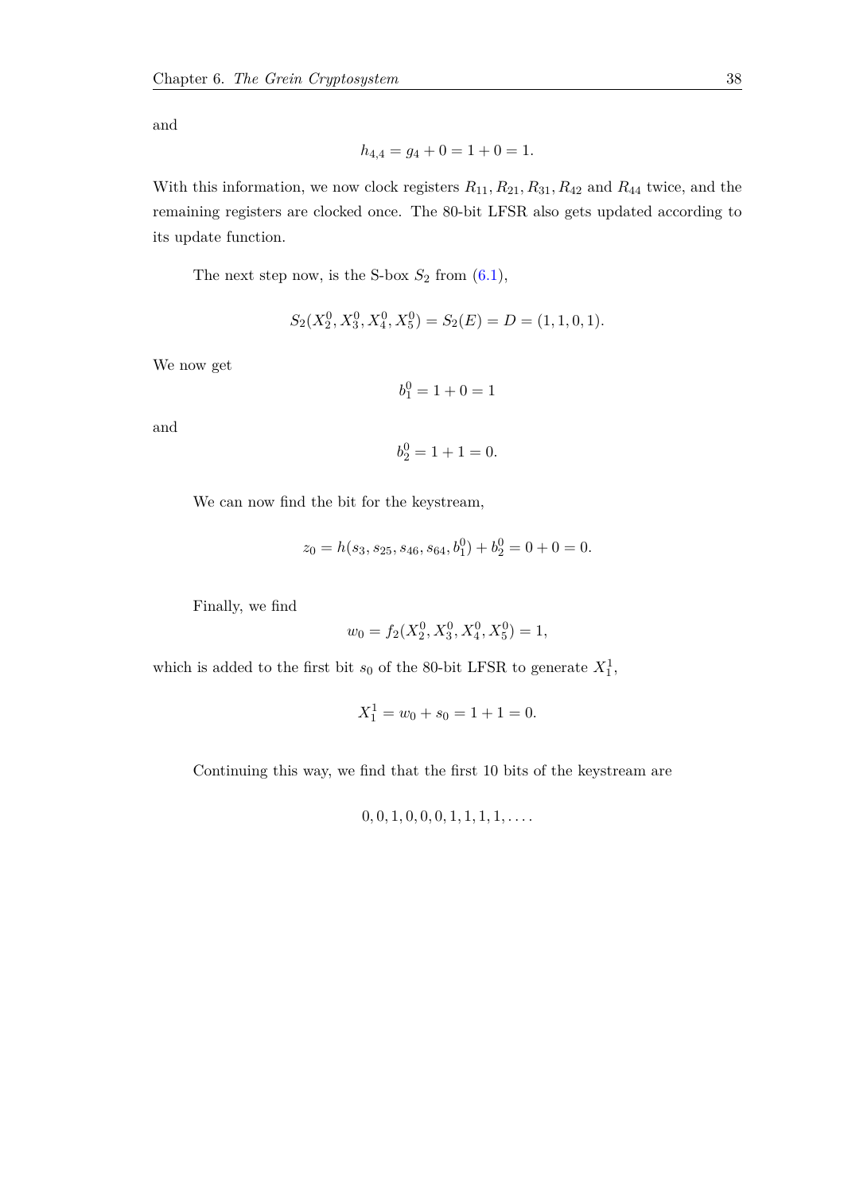and

$$h_{4,4} = g_4 + 0 = 1 + 0 = 1.$$

With this information, we now clock registers $R_{11}, R_{21}, R_{31}, R_{42}$ and $R_{44}$ twice, and the remaining registers are clocked once. The 80-bit LFSR also gets updated according to its update function.

The next step now, is the S-box $S_2$ from (6.1),

$$S_2(X_2^0, X_3^0, X_4^0, X_5^0) = S_2(E) = D = (1, 1, 0, 1).$$

We now get

$$b_1^0 = 1 + 0 = 1$$

and

$$b_2^0 = 1 + 1 = 0.$$

We can now find the bit for the keystream,

$$z_0 = h(s_3, s_{25}, s_{46}, s_{64}, b_1^0) + b_2^0 = 0 + 0 = 0.$$

Finally, we find

$$w_0 = f_2(X_2^0, X_3^0, X_4^0, X_5^0) = 1,$$

which is added to the first bit $s_0$ of the 80-bit LFSR to generate $X_1^1$,

$$X_1^1 = w_0 + s_0 = 1 + 1 = 0.$$

Continuing this way, we find that the first 10 bits of the keystream are

$$0, 0, 1, 0, 0, 0, 1, 1, 1, 1, \ldots.$$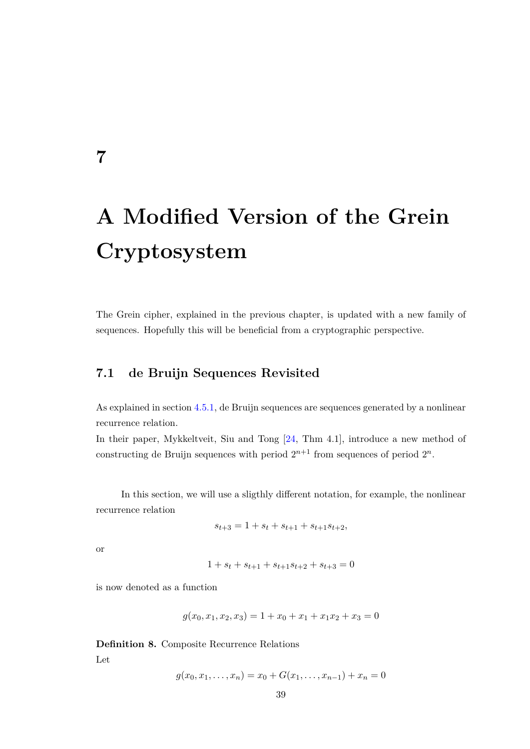# 7

# A Modified Version of the Grein Cryptosystem

The Grein cipher, explained in the previous chapter, is updated with a new family of sequences. Hopefully this will be beneficial from a cryptographic perspective.

## 7.1 de Bruijn Sequences Revisited

As explained in section 4.5.1, de Bruijn sequences are sequences generated by a nonlinear recurrence relation.
In their paper, Mykkeltveit, Siu and Tong [24, Thm 4.1], introduce a new method of constructing de Bruijn sequences with period $2^{n+1}$ from sequences of period $2^n$.

In this section, we will use a sligthly different notation, for example, the nonlinear recurrence relation

$$s_{t+3} = 1 + s_t + s_{t+1} + s_{t+1}s_{t+2},$$

or

$$1 + s_t + s_{t+1} + s_{t+1}s_{t+2} + s_{t+3} = 0$$

is now denoted as a function

$$g(x_0, x_1, x_2, x_3) = 1 + x_0 + x_1 + x_1x_2 + x_3 = 0$$

**Definition 8.** Composite Recurrence Relations
Let

$$g(x_0, x_1, \ldots, x_n) = x_0 + G(x_1, \ldots, x_{n-1}) + x_n = 0$$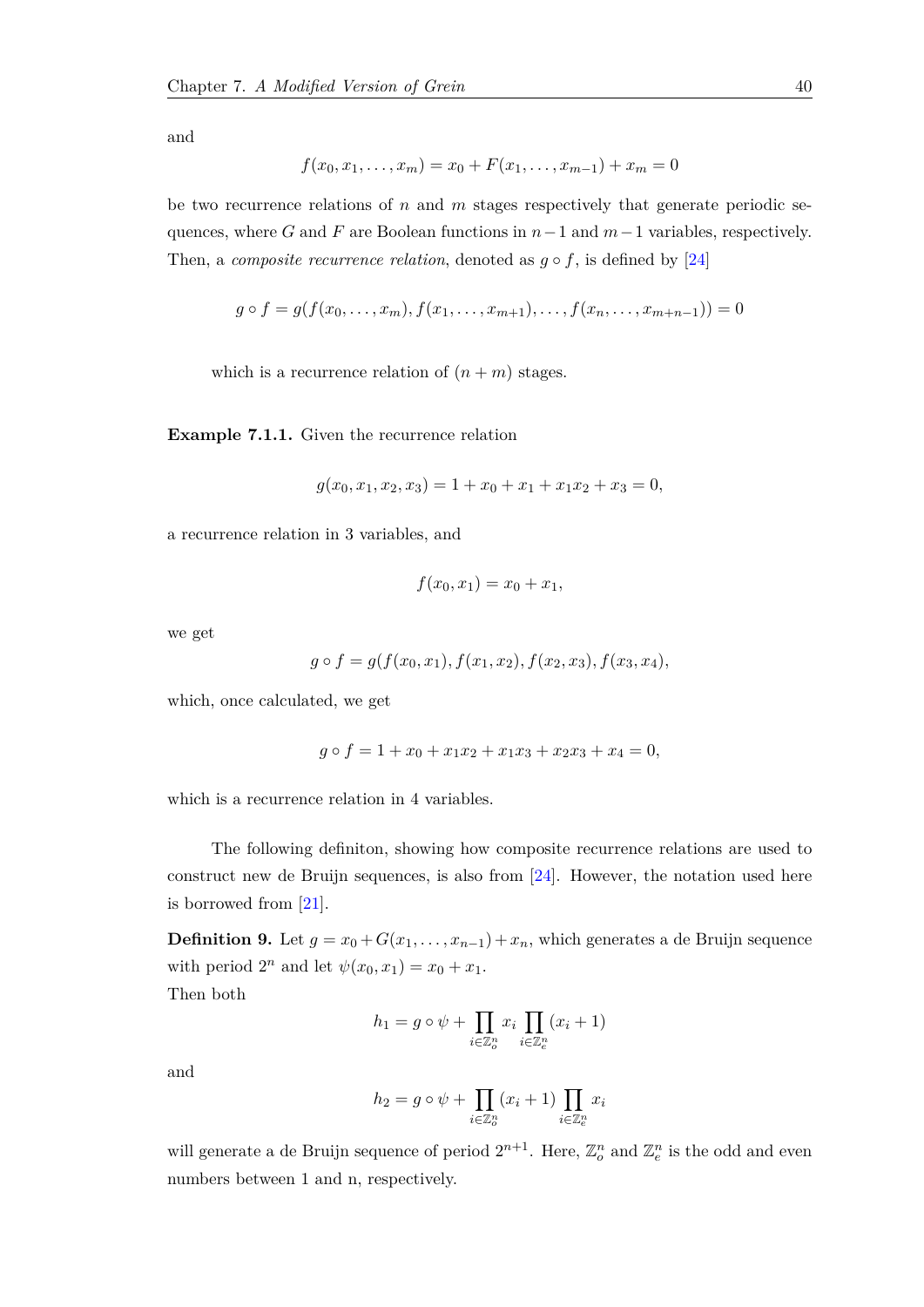and

$$f(x_0, x_1, \ldots, x_m) = x_0 + F(x_1, \ldots, x_{m-1}) + x_m = 0$$

be two recurrence relations of $n$ and $m$ stages respectively that generate periodic sequences, where $G$ and $F$ are Boolean functions in $n-1$ and $m-1$ variables, respectively. Then, a *composite recurrence relation*, denoted as $g \circ f$, is defined by [24]

$$g \circ f = g(f(x_0, \ldots, x_m), f(x_1, \ldots, x_{m+1}), \ldots, f(x_n, \ldots, x_{m+n-1})) = 0$$

which is a recurrence relation of $(n+m)$ stages.

**Example 7.1.1.** Given the recurrence relation

$$g(x_0, x_1, x_2, x_3) = 1 + x_0 + x_1 + x_1x_2 + x_3 = 0,$$

a recurrence relation in 3 variables, and

$$f(x_0, x_1) = x_0 + x_1,$$

we get

$$g \circ f = g(f(x_0, x_1), f(x_1, x_2), f(x_2, x_3), f(x_3, x_4),$$

which, once calculated, we get

$$g \circ f = 1 + x_0 + x_1x_2 + x_1x_3 + x_2x_3 + x_4 = 0,$$

which is a recurrence relation in 4 variables.

The following definiton, showing how composite recurrence relations are used to construct new de Bruijn sequences, is also from [24]. However, the notation used here is borrowed from [21].

**Definition 9.** Let $g = x_0 + G(x_1, \ldots, x_{n-1}) + x_n$, which generates a de Bruijn sequence with period $2^n$ and let $\psi(x_0, x_1) = x_0 + x_1$.
Then both

$$h_1 = g \circ \psi + \prod_{i \in \mathbb{Z}_o^n} x_i \prod_{i \in \mathbb{Z}_e^n} (x_i + 1)$$

and

$$h_2 = g \circ \psi + \prod_{i \in \mathbb{Z}_o^n} (x_i + 1) \prod_{i \in \mathbb{Z}_e^n} x_i$$

will generate a de Bruijn sequence of period $2^{n+1}$. Here, $\mathbb{Z}_o^n$ and $\mathbb{Z}_e^n$ is the odd and even numbers between 1 and n, respectively.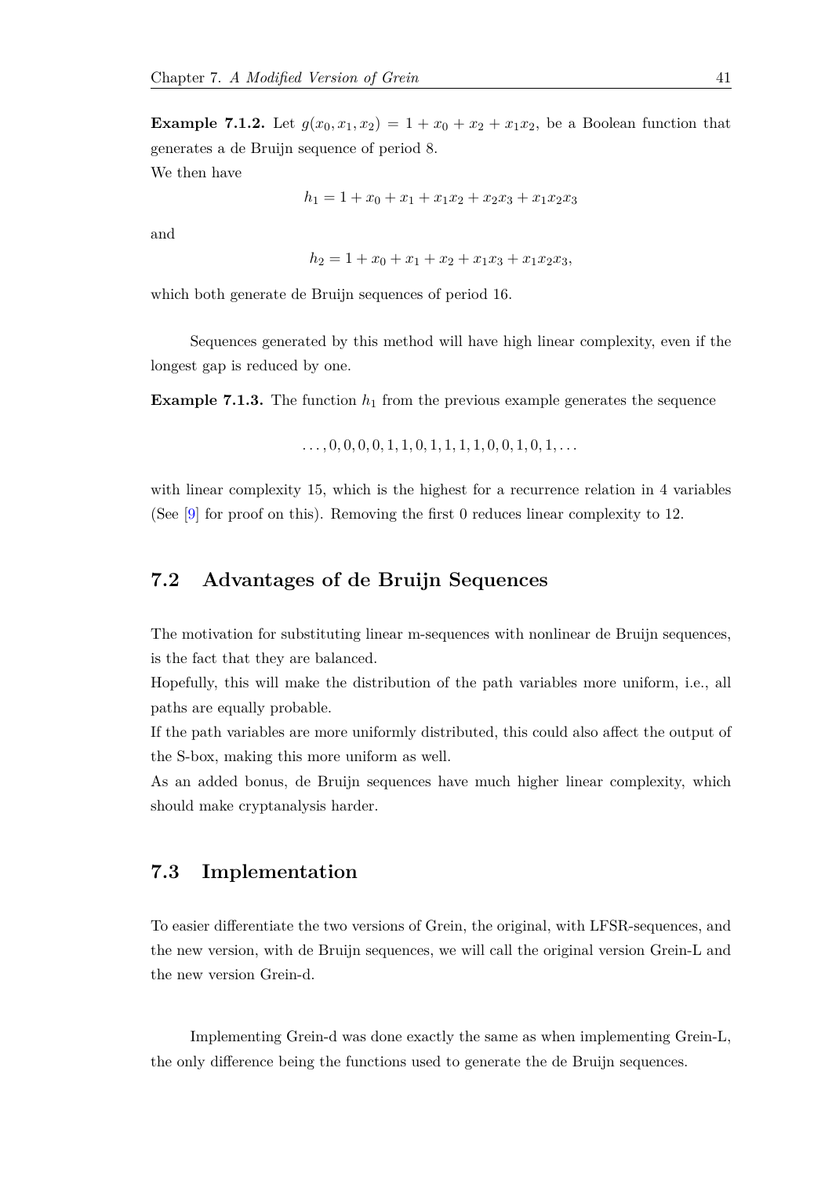**Example 7.1.2.** Let $g(x_0, x_1, x_2) = 1 + x_0 + x_2 + x_1x_2$, be a Boolean function that generates a de Bruijn sequence of period 8.

We then have

$$h_1 = 1 + x_0 + x_1 + x_1x_2 + x_2x_3 + x_1x_2x_3$$

and

$$h_2 = 1 + x_0 + x_1 + x_2 + x_1x_3 + x_1x_2x_3,$$

which both generate de Bruijn sequences of period 16.

Sequences generated by this method will have high linear complexity, even if the longest gap is reduced by one.

**Example 7.1.3.** The function $h_1$ from the previous example generates the sequence

$$\ldots, 0, 0, 0, 0, 1, 1, 0, 1, 1, 1, 1, 0, 0, 1, 0, 1, \ldots$$

with linear complexity 15, which is the highest for a recurrence relation in 4 variables (See [9] for proof on this). Removing the first 0 reduces linear complexity to 12.

## 7.2 Advantages of de Bruijn Sequences

The motivation for substituting linear m-sequences with nonlinear de Bruijn sequences, is the fact that they are balanced.

Hopefully, this will make the distribution of the path variables more uniform, i.e., all paths are equally probable.

If the path variables are more uniformly distributed, this could also affect the output of the S-box, making this more uniform as well.

As an added bonus, de Bruijn sequences have much higher linear complexity, which should make cryptanalysis harder.

## 7.3 Implementation

To easier differentiate the two versions of Grein, the original, with LFSR-sequences, and the new version, with de Bruijn sequences, we will call the original version Grein-L and the new version Grein-d.

Implementing Grein-d was done exactly the same as when implementing Grein-L, the only difference being the functions used to generate the de Bruijn sequences.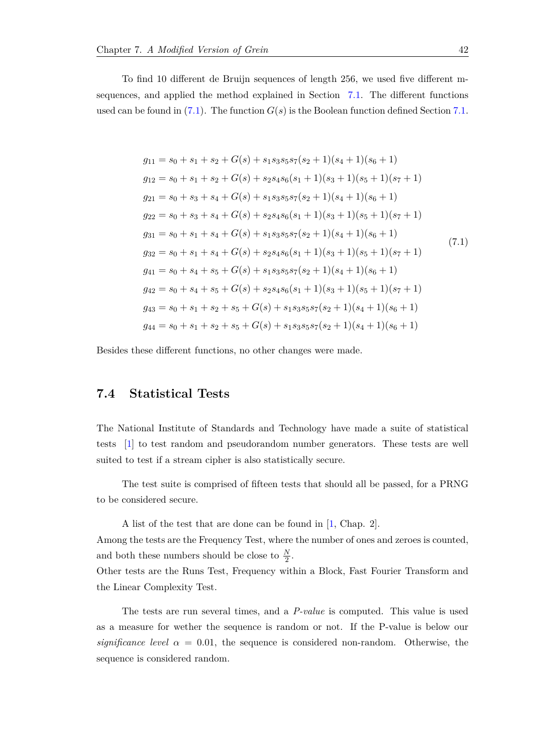To find 10 different de Bruijn sequences of length 256, we used five different m-sequences, and applied the method explained in Section 7.1. The different functions used can be found in (7.1). The function $G(s)$ is the Boolean function defined Section 7.1.

$$
\begin{aligned}
g_{11} &= s_0 + s_1 + s_2 + G(s) + s_1 s_3 s_5 s_7 (s_2 + 1)(s_4 + 1)(s_6 + 1) \\
g_{12} &= s_0 + s_1 + s_2 + G(s) + s_2 s_4 s_6 (s_1 + 1)(s_3 + 1)(s_5 + 1)(s_7 + 1) \\
g_{21} &= s_0 + s_3 + s_4 + G(s) + s_1 s_3 s_5 s_7 (s_2 + 1)(s_4 + 1)(s_6 + 1) \\
g_{22} &= s_0 + s_3 + s_4 + G(s) + s_2 s_4 s_6 (s_1 + 1)(s_3 + 1)(s_5 + 1)(s_7 + 1) \\
g_{31} &= s_0 + s_1 + s_4 + G(s) + s_1 s_3 s_5 s_7 (s_2 + 1)(s_4 + 1)(s_6 + 1) \\
g_{32} &= s_0 + s_1 + s_4 + G(s) + s_2 s_4 s_6 (s_1 + 1)(s_3 + 1)(s_5 + 1)(s_7 + 1) \\
g_{41} &= s_0 + s_4 + s_5 + G(s) + s_1 s_3 s_5 s_7 (s_2 + 1)(s_4 + 1)(s_6 + 1) \\
g_{42} &= s_0 + s_4 + s_5 + G(s) + s_2 s_4 s_6 (s_1 + 1)(s_3 + 1)(s_5 + 1)(s_7 + 1) \\
g_{43} &= s_0 + s_1 + s_2 + s_5 + G(s) + s_1 s_3 s_5 s_7 (s_2 + 1)(s_4 + 1)(s_6 + 1) \\
g_{44} &= s_0 + s_1 + s_2 + s_5 + G(s) + s_1 s_3 s_5 s_7 (s_2 + 1)(s_4 + 1)(s_6 + 1)
\end{aligned}
\tag{7.1}
$$

Besides these different functions, no other changes were made.

## 7.4 Statistical Tests

The National Institute of Standards and Technology have made a suite of statistical tests [1] to test random and pseudorandom number generators. These tests are well suited to test if a stream cipher is also statistically secure.

The test suite is comprised of fifteen tests that should all be passed, for a PRNG to be considered secure.

A list of the test that are done can be found in [1, Chap. 2].
Among the tests are the Frequency Test, where the number of ones and zeroes is counted, and both these numbers should be close to $\frac{N}{2}$.
Other tests are the Runs Test, Frequency within a Block, Fast Fourier Transform and the Linear Complexity Test.

The tests are run several times, and a *P-value* is computed. This value is used as a measure for wether the sequence is random or not. If the P-value is below our *significance level* $\alpha = 0.01$, the sequence is considered non-random. Otherwise, the sequence is considered random.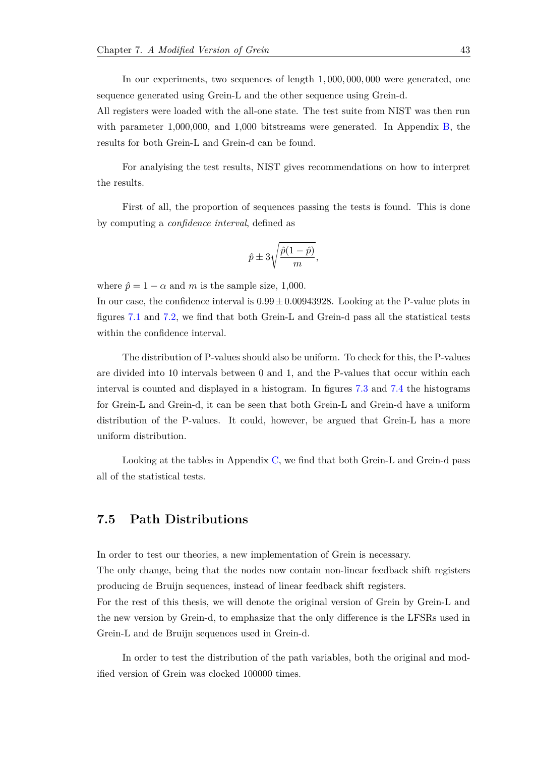In our experiments, two sequences of length $1,000,000,000$ were generated, one sequence generated using Grein-L and the other sequence using Grein-d.
All registers were loaded with the all-one state. The test suite from NIST was then run with parameter 1,000,000, and 1,000 bitstreams were generated. In Appendix B, the results for both Grein-L and Grein-d can be found.

For analysing the test results, NIST gives recommendations on how to interpret the results.

First of all, the proportion of sequences passing the tests is found. This is done by computing a *confidence interval*, defined as

$$\hat{p} \pm 3\sqrt{\frac{\hat{p}(1-\hat{p})}{m}},$$

where $\hat{p} = 1 - \alpha$ and $m$ is the sample size, 1,000.
In our case, the confidence interval is $0.99 \pm 0.00943928$. Looking at the P-value plots in figures 7.1 and 7.2, we find that both Grein-L and Grein-d pass all the statistical tests within the confidence interval.

The distribution of P-values should also be uniform. To check for this, the P-values are divided into 10 intervals between 0 and 1, and the P-values that occur within each interval is counted and displayed in a histogram. In figures 7.3 and 7.4 the histograms for Grein-L and Grein-d, it can be seen that both Grein-L and Grein-d have a uniform distribution of the P-values. It could, however, be argued that Grein-L has a more uniform distribution.

Looking at the tables in Appendix C, we find that both Grein-L and Grein-d pass all of the statistical tests.

## 7.5 Path Distributions

In order to test our theories, a new implementation of Grein is necessary.
The only change, being that the nodes now contain non-linear feedback shift registers producing de Bruijn sequences, instead of linear feedback shift registers.
For the rest of this thesis, we will denote the original version of Grein by Grein-L and the new version by Grein-d, to emphasize that the only difference is the LFSRs used in Grein-L and de Bruijn sequences used in Grein-d.

In order to test the distribution of the path variables, both the original and modified version of Grein was clocked 100000 times.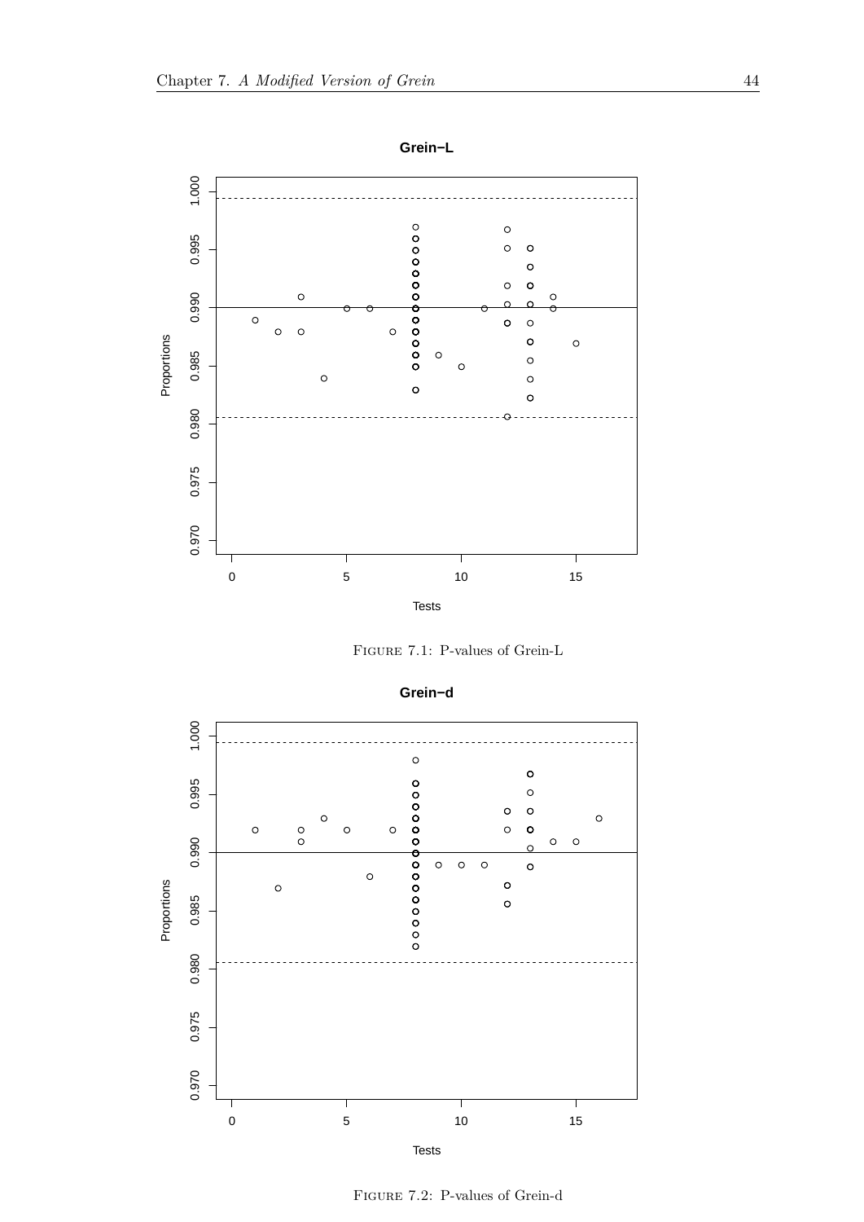Figure 7.1: P-values of Grein-L

Figure 7.2: P-values of Grein-d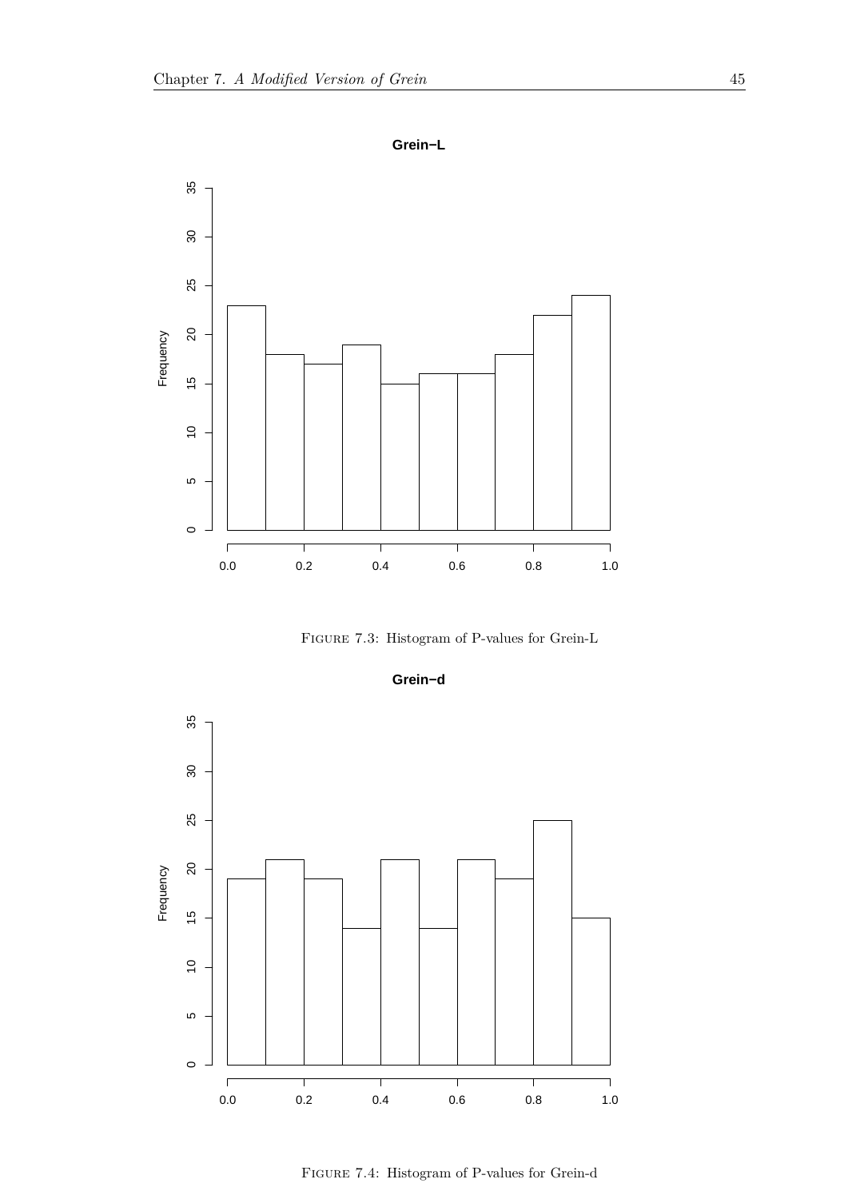Figure 7.3: Histogram of P-values for Grein-L

Figure 7.4: Histogram of P-values for Grein-d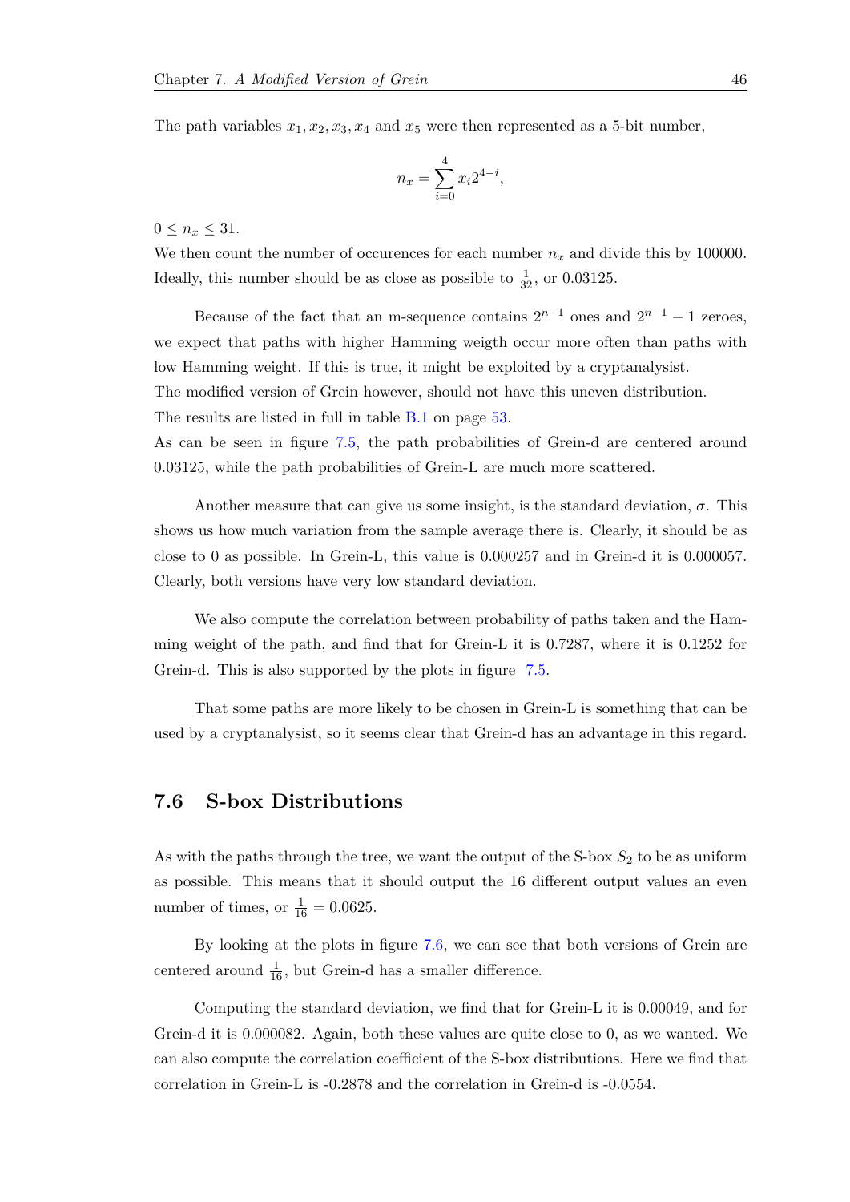The path variables $x_1, x_2, x_3, x_4$ and $x_5$ were then represented as a 5-bit number,

$$n_x = \sum_{i=0}^{4} x_i 2^{4-i},$$

$0 \leq n_x \leq 31$.

We then count the number of occurences for each number $n_x$ and divide this by 100000. Ideally, this number should be as close as possible to $\frac{1}{32}$, or 0.03125.

Because of the fact that an m-sequence contains $2^{n-1}$ ones and $2^{n-1} - 1$ zeroes, we expect that paths with higher Hamming weigth occur more often than paths with low Hamming weight. If this is true, it might be exploited by a cryptanalysist.
The modified version of Grein however, should not have this uneven distribution.
The results are listed in full in table B.1 on page 53.
As can be seen in figure 7.5, the path probabilities of Grein-d are centered around 0.03125, while the path probabilities of Grein-L are much more scattered.

Another measure that can give us some insight, is the standard deviation, $\sigma$. This shows us how much variation from the sample average there is. Clearly, it should be as close to 0 as possible. In Grein-L, this value is 0.000257 and in Grein-d it is 0.000057. Clearly, both versions have very low standard deviation.

We also compute the correlation between probability of paths taken and the Hamming weight of the path, and find that for Grein-L it is 0.7287, where it is 0.1252 for Grein-d. This is also supported by the plots in figure 7.5.

That some paths are more likely to be chosen in Grein-L is something that can be used by a cryptanalysist, so it seems clear that Grein-d has an advantage in this regard.

## 7.6 S-box Distributions

As with the paths through the tree, we want the output of the S-box $S_2$ to be as uniform as possible. This means that it should output the 16 different output values an even number of times, or $\frac{1}{16} = 0.0625$.

By looking at the plots in figure 7.6, we can see that both versions of Grein are centered around $\frac{1}{16}$, but Grein-d has a smaller difference.

Computing the standard deviation, we find that for Grein-L it is 0.00049, and for Grein-d it is 0.000082. Again, both these values are quite close to 0, as we wanted. We can also compute the correlation coefficient of the S-box distributions. Here we find that correlation in Grein-L is -0.2878 and the correlation in Grein-d is -0.0554.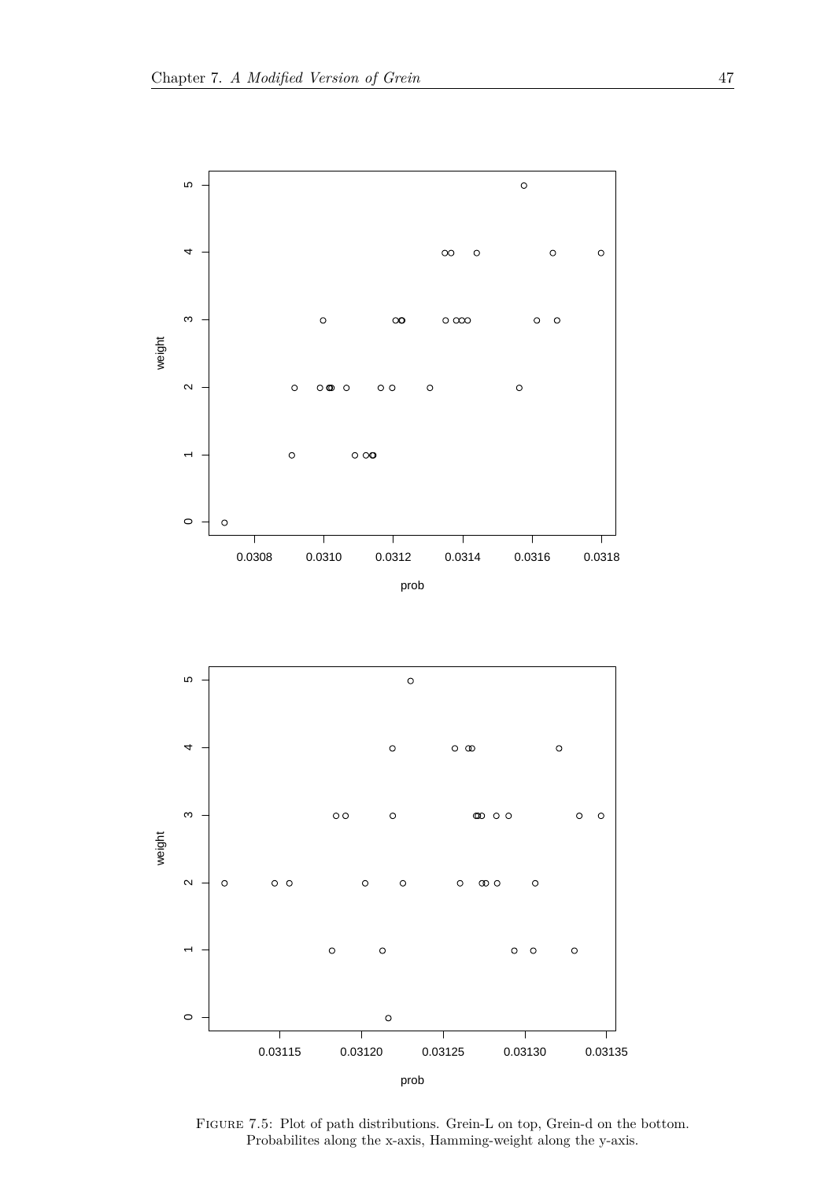Figure 7.5: Plot of path distributions. Grein-L on top, Grein-d on the bottom. Probabilites along the x-axis, Hamming-weight along the y-axis.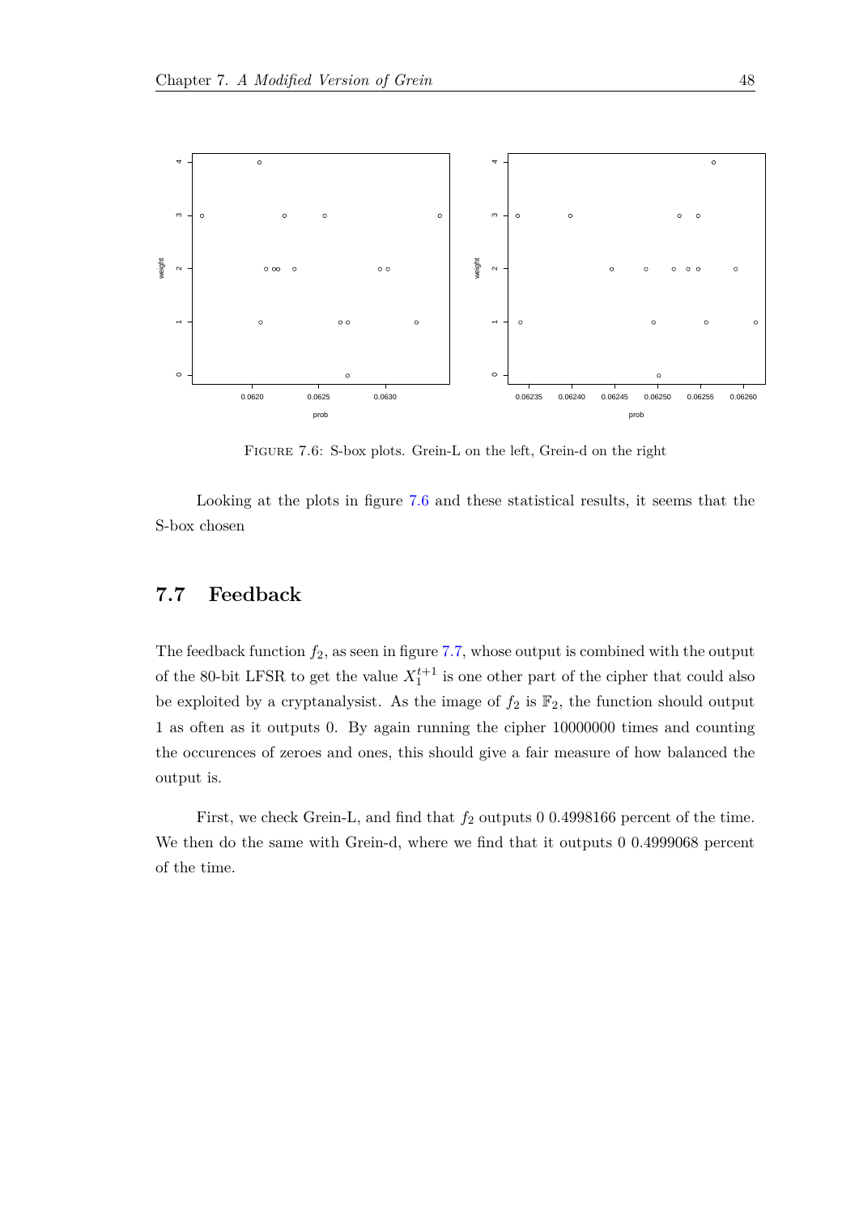FIGURE 7.6: S-box plots. Grein-L on the left, Grein-d on the right

Looking at the plots in figure 7.6 and these statistical results, it seems that the S-box chosen

## 7.7 Feedback

The feedback function $f_2$, as seen in figure 7.7, whose output is combined with the output of the 80-bit LFSR to get the value $X_1^{t+1}$ is one other part of the cipher that could also be exploited by a cryptanalysist. As the image of $f_2$ is $\mathbb{F}_2$, the function should output 1 as often as it outputs 0. By again running the cipher 10000000 times and counting the occurences of zeroes and ones, this should give a fair measure of how balanced the output is.

First, we check Grein-L, and find that $f_2$ outputs 0 0.4998166 percent of the time. We then do the same with Grein-d, where we find that it outputs 0 0.4999068 percent of the time.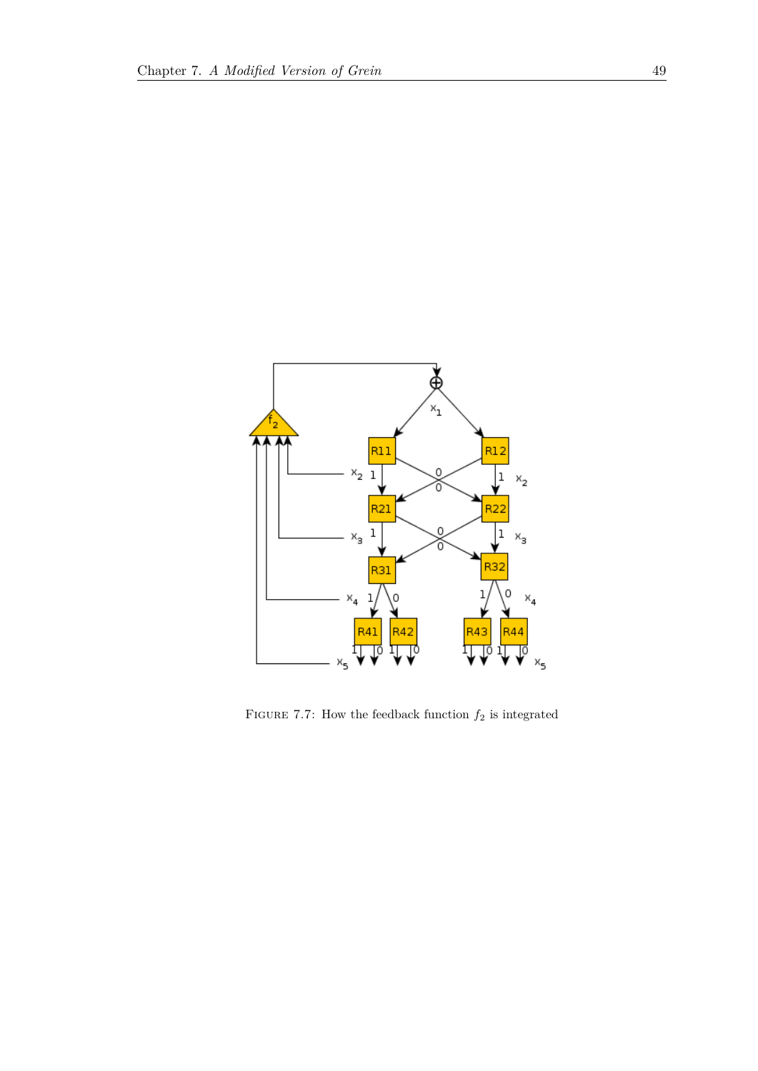FIGURE 7.7: How the feedback function $f_2$ is integrated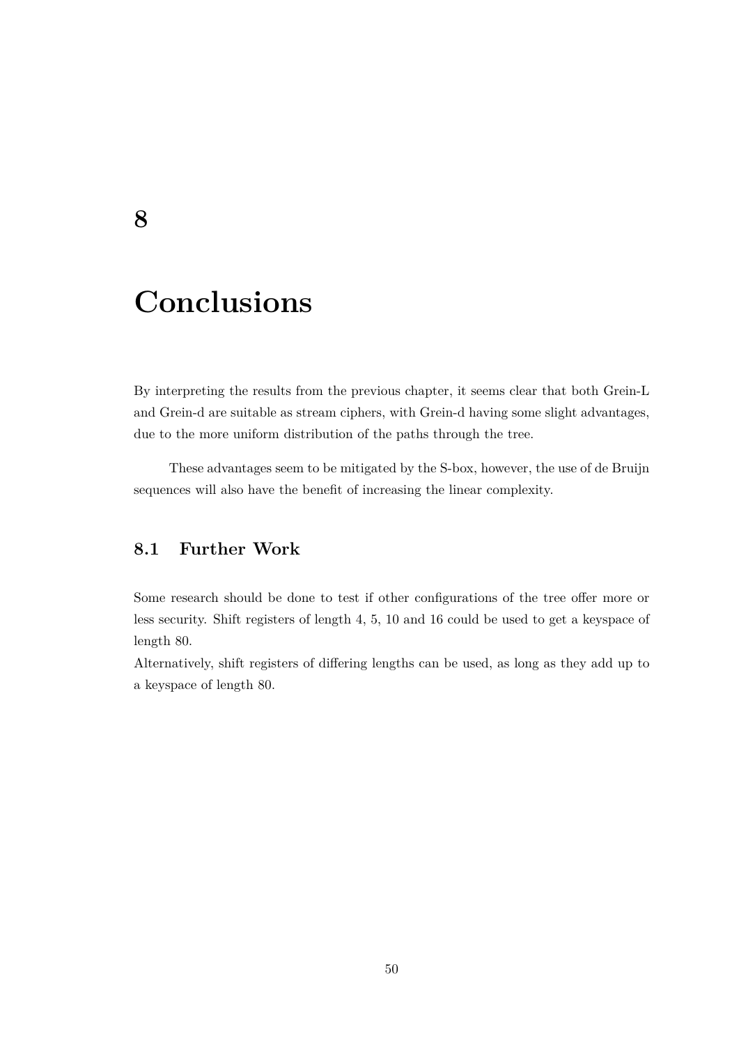# 8 Conclusions

By interpreting the results from the previous chapter, it seems clear that both Grein-L and Grein-d are suitable as stream ciphers, with Grein-d having some slight advantages, due to the more uniform distribution of the paths through the tree.

These advantages seem to be mitigated by the S-box, however, the use of de Bruijn sequences will also have the benefit of increasing the linear complexity.

## 8.1 Further Work

Some research should be done to test if other configurations of the tree offer more or less security. Shift registers of length 4, 5, 10 and 16 could be used to get a keyspace of length 80.

Alternatively, shift registers of differing lengths can be used, as long as they add up to a keyspace of length 80.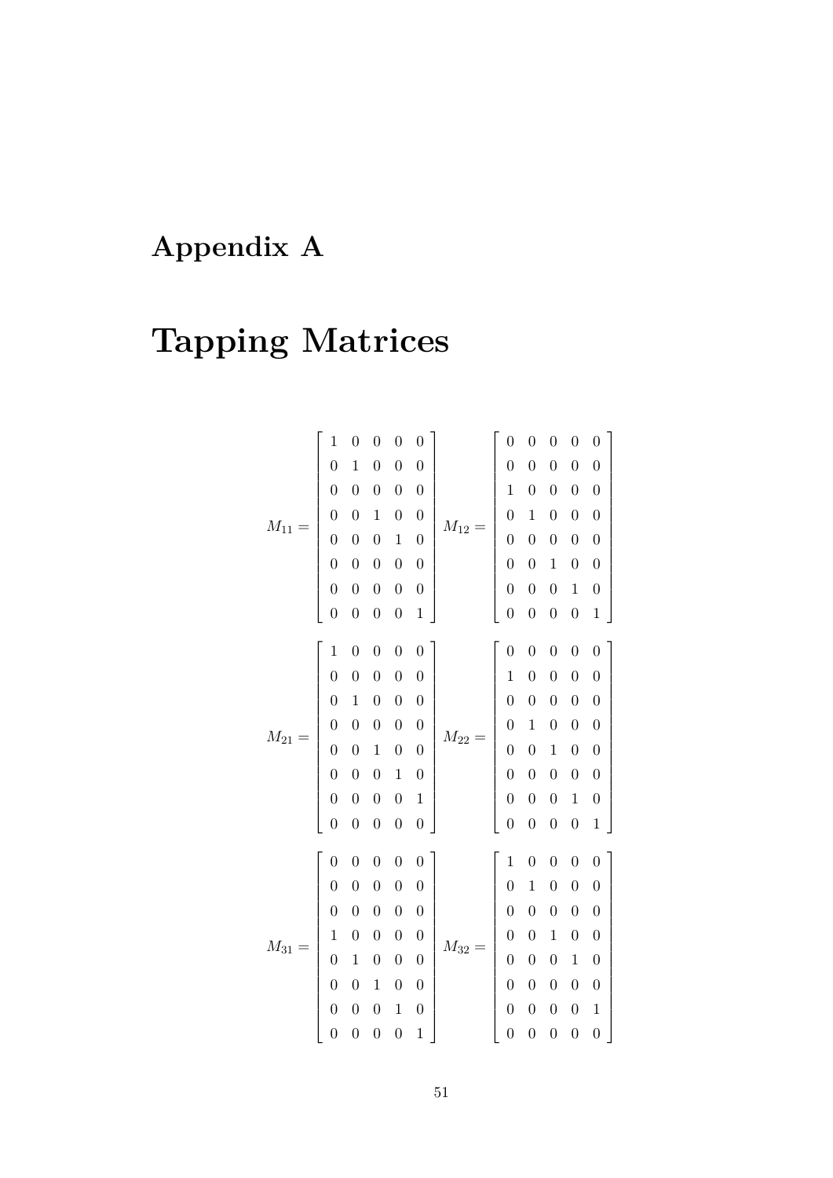# Appendix A

# Tapping Matrices

$$M_{11} = \begin{bmatrix} 1 & 0 & 0 & 0 & 0 \\ 0 & 1 & 0 & 0 & 0 \\ 0 & 0 & 0 & 0 & 0 \\ 0 & 0 & 1 & 0 & 0 \\ 0 & 0 & 0 & 1 & 0 \\ 0 & 0 & 0 & 0 & 0 \\ 0 & 0 & 0 & 0 & 0 \\ 0 & 0 & 0 & 0 & 1 \end{bmatrix} \quad M_{12} = \begin{bmatrix} 0 & 0 & 0 & 0 & 0 \\ 0 & 0 & 0 & 0 & 0 \\ 1 & 0 & 0 & 0 & 0 \\ 0 & 1 & 0 & 0 & 0 \\ 0 & 0 & 0 & 0 & 0 \\ 0 & 0 & 1 & 0 & 0 \\ 0 & 0 & 0 & 1 & 0 \\ 0 & 0 & 0 & 0 & 1 \end{bmatrix}$$

$$M_{21} = \begin{bmatrix} 1 & 0 & 0 & 0 & 0 \\ 0 & 0 & 0 & 0 & 0 \\ 0 & 1 & 0 & 0 & 0 \\ 0 & 0 & 0 & 0 & 0 \\ 0 & 0 & 1 & 0 & 0 \\ 0 & 0 & 0 & 1 & 0 \\ 0 & 0 & 0 & 0 & 1 \\ 0 & 0 & 0 & 0 & 0 \end{bmatrix} \quad M_{22} = \begin{bmatrix} 0 & 0 & 0 & 0 & 0 \\ 1 & 0 & 0 & 0 & 0 \\ 0 & 0 & 0 & 0 & 0 \\ 0 & 1 & 0 & 0 & 0 \\ 0 & 0 & 1 & 0 & 0 \\ 0 & 0 & 0 & 0 & 0 \\ 0 & 0 & 0 & 1 & 0 \\ 0 & 0 & 0 & 0 & 1 \end{bmatrix}$$

$$M_{31} = \begin{bmatrix} 0 & 0 & 0 & 0 & 0 \\ 0 & 0 & 0 & 0 & 0 \\ 0 & 0 & 0 & 0 & 0 \\ 1 & 0 & 0 & 0 & 0 \\ 0 & 1 & 0 & 0 & 0 \\ 0 & 0 & 1 & 0 & 0 \\ 0 & 0 & 0 & 1 & 0 \\ 0 & 0 & 0 & 0 & 1 \end{bmatrix} \quad M_{32} = \begin{bmatrix} 1 & 0 & 0 & 0 & 0 \\ 0 & 1 & 0 & 0 & 0 \\ 0 & 0 & 0 & 0 & 0 \\ 0 & 0 & 1 & 0 & 0 \\ 0 & 0 & 0 & 1 & 0 \\ 0 & 0 & 0 & 0 & 0 \\ 0 & 0 & 0 & 0 & 1 \\ 0 & 0 & 0 & 0 & 0 \end{bmatrix}$$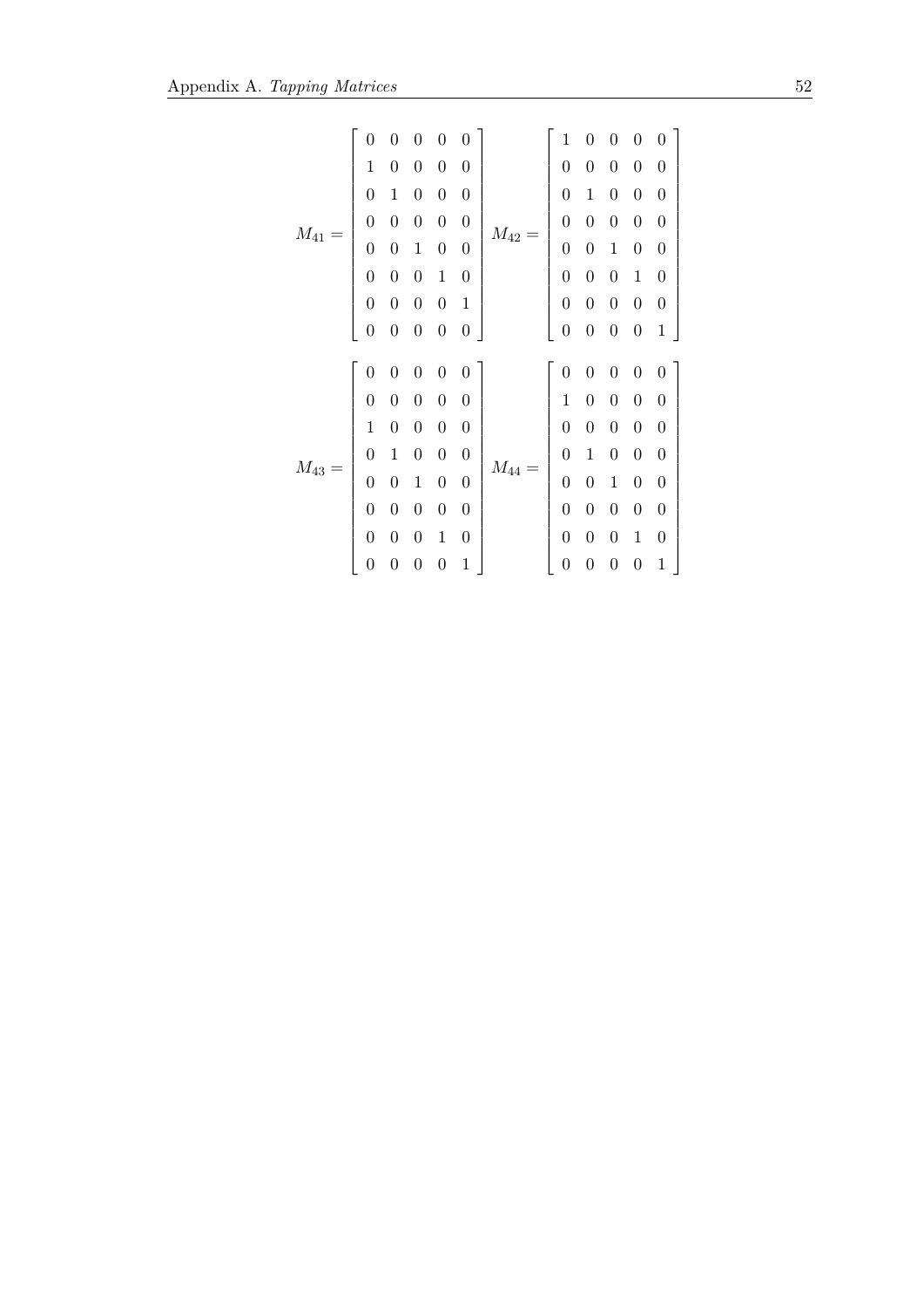$$M_{41} = \begin{bmatrix} 0 & 0 & 0 & 0 & 0 \\ 1 & 0 & 0 & 0 & 0 \\ 0 & 1 & 0 & 0 & 0 \\ 0 & 0 & 0 & 0 & 0 \\ 0 & 0 & 1 & 0 & 0 \\ 0 & 0 & 0 & 1 & 0 \\ 0 & 0 & 0 & 0 & 1 \\ 0 & 0 & 0 & 0 & 0 \end{bmatrix} M_{42} = \begin{bmatrix} 1 & 0 & 0 & 0 & 0 \\ 0 & 0 & 0 & 0 & 0 \\ 0 & 1 & 0 & 0 & 0 \\ 0 & 0 & 0 & 0 & 0 \\ 0 & 0 & 1 & 0 & 0 \\ 0 & 0 & 0 & 1 & 0 \\ 0 & 0 & 0 & 0 & 0 \\ 0 & 0 & 0 & 0 & 1 \end{bmatrix}$$

$$M_{43} = \begin{bmatrix} 0 & 0 & 0 & 0 & 0 \\ 0 & 0 & 0 & 0 & 0 \\ 1 & 0 & 0 & 0 & 0 \\ 0 & 1 & 0 & 0 & 0 \\ 0 & 0 & 1 & 0 & 0 \\ 0 & 0 & 0 & 0 & 0 \\ 0 & 0 & 0 & 1 & 0 \\ 0 & 0 & 0 & 0 & 1 \end{bmatrix} M_{44} = \begin{bmatrix} 0 & 0 & 0 & 0 & 0 \\ 1 & 0 & 0 & 0 & 0 \\ 0 & 0 & 0 & 0 & 0 \\ 0 & 1 & 0 & 0 & 0 \\ 0 & 0 & 1 & 0 & 0 \\ 0 & 0 & 0 & 0 & 0 \\ 0 & 0 & 0 & 1 & 0 \\ 0 & 0 & 0 & 0 & 1 \end{bmatrix}$$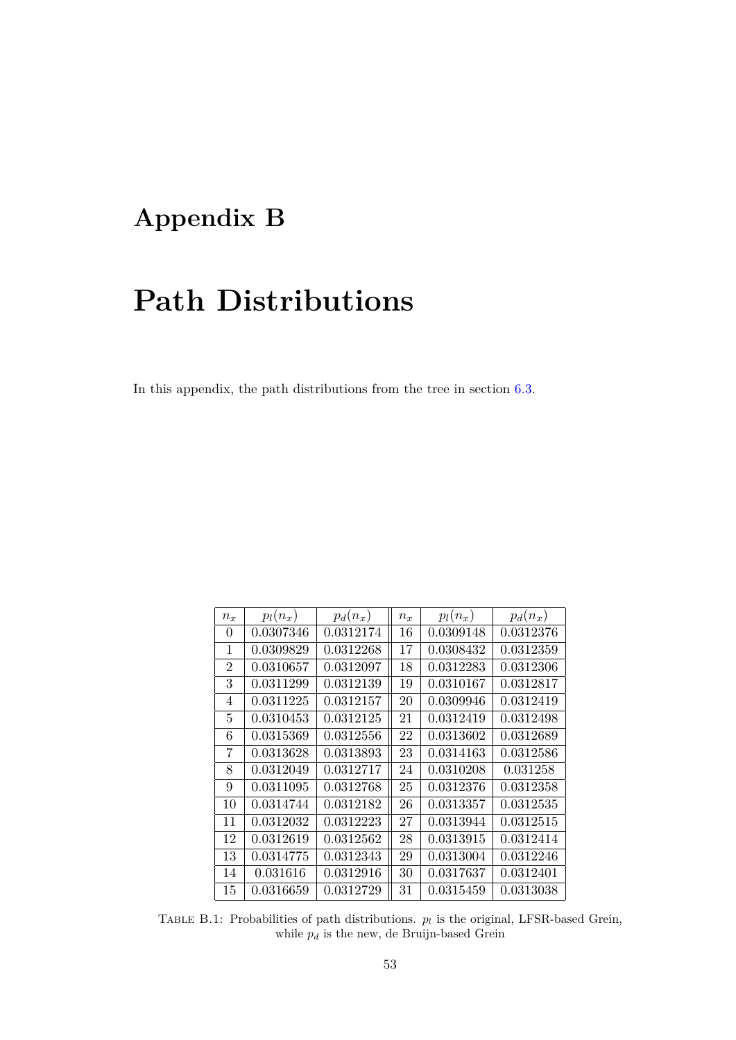# Appendix B

# Path Distributions

In this appendix, the path distributions from the tree in section 6.3.

| $n_x$ | $p_l(n_x)$ | $p_d(n_x)$ | $n_x$ | $p_l(n_x)$ | $p_d(n_x)$ |
|---|---|---|---|---|---|
| 0 | 0.0307346 | 0.0312174 | 16 | 0.0309148 | 0.0312376 |
| 1 | 0.0309829 | 0.0312268 | 17 | 0.0308432 | 0.0312359 |
| 2 | 0.0310657 | 0.0312097 | 18 | 0.0312283 | 0.0312306 |
| 3 | 0.0311299 | 0.0312139 | 19 | 0.0310167 | 0.0312817 |
| 4 | 0.0311225 | 0.0312157 | 20 | 0.0309946 | 0.0312419 |
| 5 | 0.0310453 | 0.0312125 | 21 | 0.0312419 | 0.0312498 |
| 6 | 0.0315369 | 0.0312556 | 22 | 0.0313602 | 0.0312689 |
| 7 | 0.0313628 | 0.0313893 | 23 | 0.0314163 | 0.0312586 |
| 8 | 0.0312049 | 0.0312717 | 24 | 0.0310208 | 0.031258 |
| 9 | 0.0311095 | 0.0312768 | 25 | 0.0312376 | 0.0312358 |
| 10 | 0.0314744 | 0.0312182 | 26 | 0.0313357 | 0.0312535 |
| 11 | 0.0312032 | 0.0312223 | 27 | 0.0313944 | 0.0312515 |
| 12 | 0.0312619 | 0.0312562 | 28 | 0.0313915 | 0.0312414 |
| 13 | 0.0314775 | 0.0312343 | 29 | 0.0313004 | 0.0312246 |
| 14 | 0.031616 | 0.0312916 | 30 | 0.0317637 | 0.0312401 |
| 15 | 0.0316659 | 0.0312729 | 31 | 0.0315459 | 0.0313038 |

TABLE B.1: Probabilities of path distributions. $p_l$ is the original, LFSR-based Grein, while $p_d$ is the new, de Bruijn-based Grein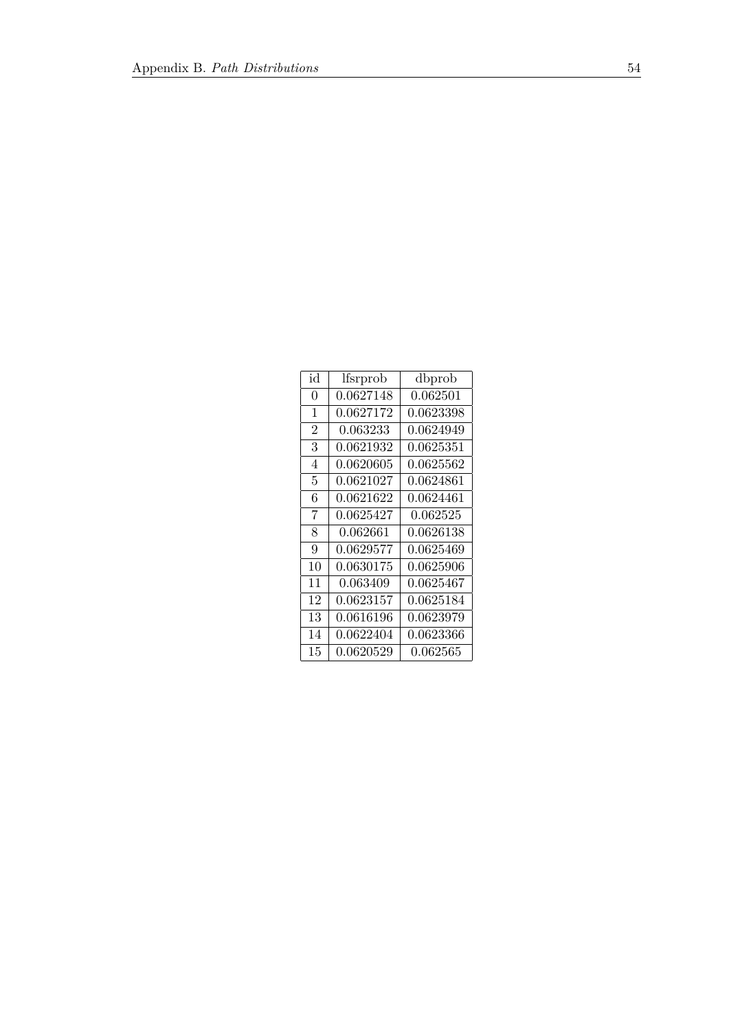| id | lfsrprob | dbprob |
|---|---|---|
| 0 | 0.0627148 | 0.062501 |
| 1 | 0.0627172 | 0.0623398 |
| 2 | 0.063233 | 0.0624949 |
| 3 | 0.0621932 | 0.0625351 |
| 4 | 0.0620605 | 0.0625562 |
| 5 | 0.0621027 | 0.0624861 |
| 6 | 0.0621622 | 0.0624461 |
| 7 | 0.0625427 | 0.062525 |
| 8 | 0.062661 | 0.0626138 |
| 9 | 0.0629577 | 0.0625469 |
| 10 | 0.0630175 | 0.0625906 |
| 11 | 0.063409 | 0.0625467 |
| 12 | 0.0623157 | 0.0625184 |
| 13 | 0.0616196 | 0.0623979 |
| 14 | 0.0622404 | 0.0623366 |
| 15 | 0.0620529 | 0.062565 |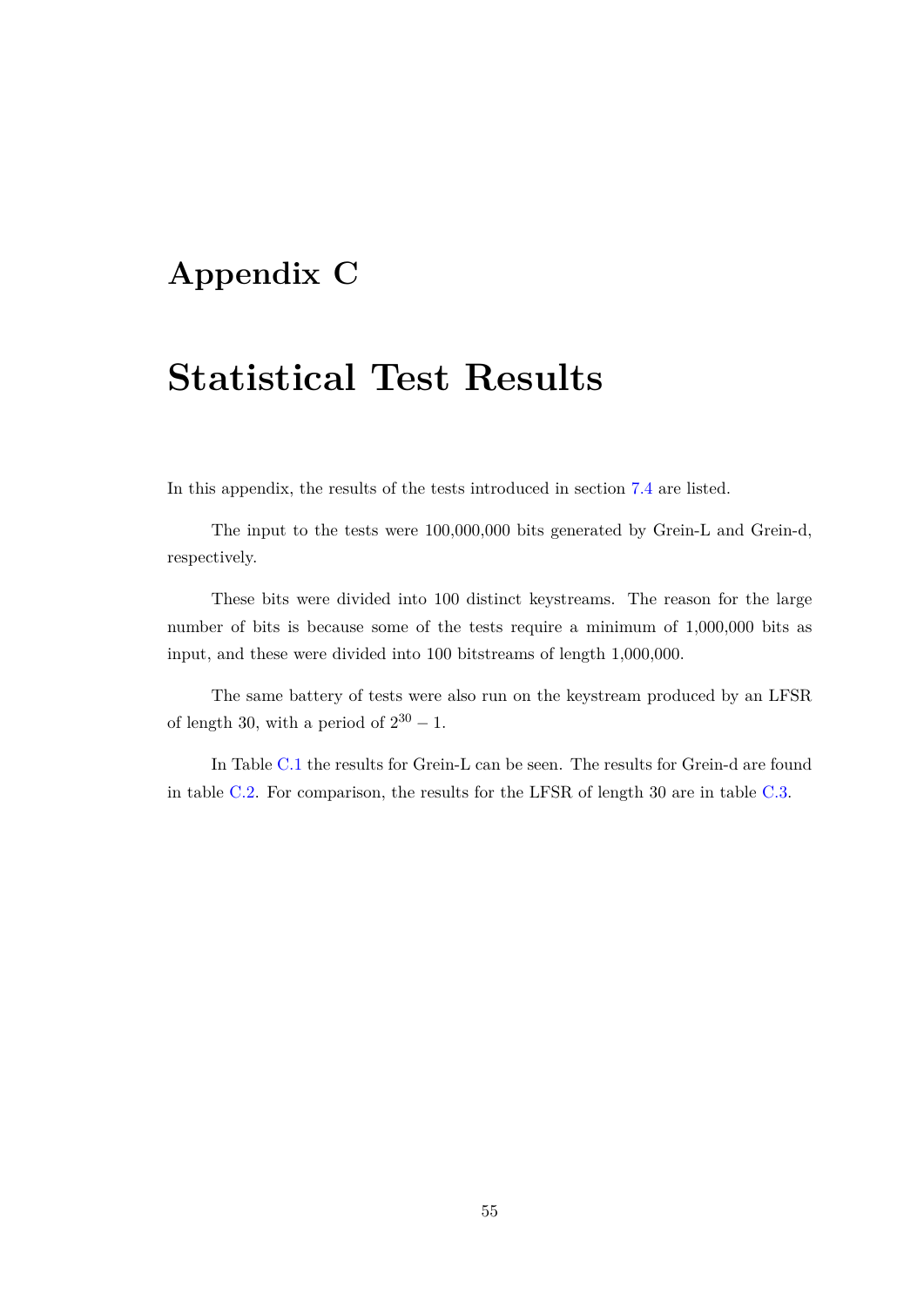# Appendix C

# Statistical Test Results

In this appendix, the results of the tests introduced in section 7.4 are listed.

The input to the tests were 100,000,000 bits generated by Grein-L and Grein-d, respectively.

These bits were divided into 100 distinct keystreams. The reason for the large number of bits is because some of the tests require a minimum of 1,000,000 bits as input, and these were divided into 100 bitstreams of length 1,000,000.

The same battery of tests were also run on the keystream produced by an LFSR of length 30, with a period of $2^{30} - 1$.

In Table C.1 the results for Grein-L can be seen. The results for Grein-d are found in table C.2. For comparison, the results for the LFSR of length 30 are in table C.3.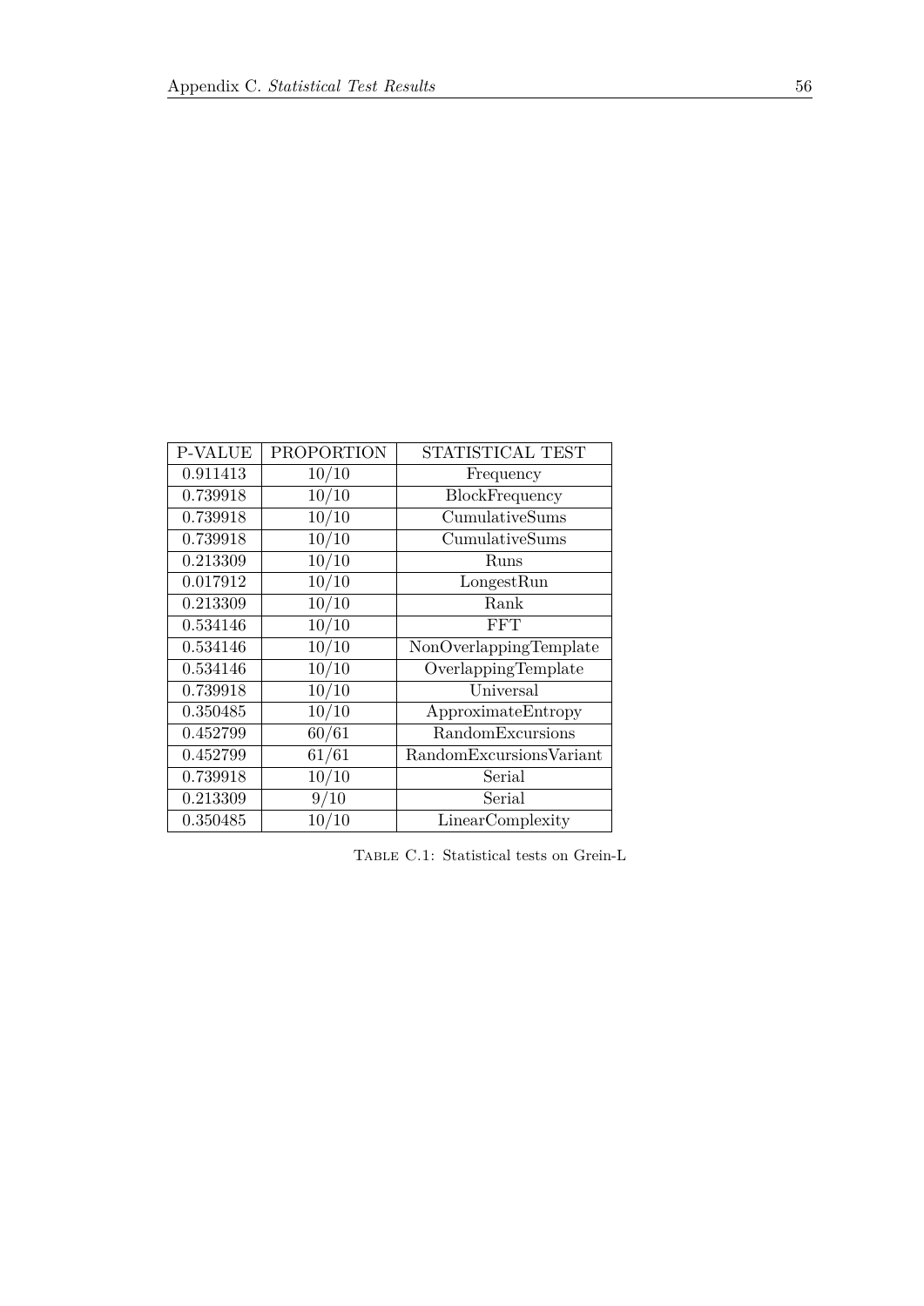| P-VALUE | PROPORTION | STATISTICAL TEST |
|---|---|---|
| 0.911413 | 10/10 | Frequency |
| 0.739918 | 10/10 | BlockFrequency |
| 0.739918 | 10/10 | CumulativeSums |
| 0.739918 | 10/10 | CumulativeSums |
| 0.213309 | 10/10 | Runs |
| 0.017912 | 10/10 | LongestRun |
| 0.213309 | 10/10 | Rank |
| 0.534146 | 10/10 | FFT |
| 0.534146 | 10/10 | NonOverlappingTemplate |
| 0.534146 | 10/10 | OverlappingTemplate |
| 0.739918 | 10/10 | Universal |
| 0.350485 | 10/10 | ApproximateEntropy |
| 0.452799 | 60/61 | RandomExcursions |
| 0.452799 | 61/61 | RandomExcursionsVariant |
| 0.739918 | 10/10 | Serial |
| 0.213309 | 9/10 | Serial |
| 0.350485 | 10/10 | LinearComplexity |

Table C.1: Statistical tests on Grein-L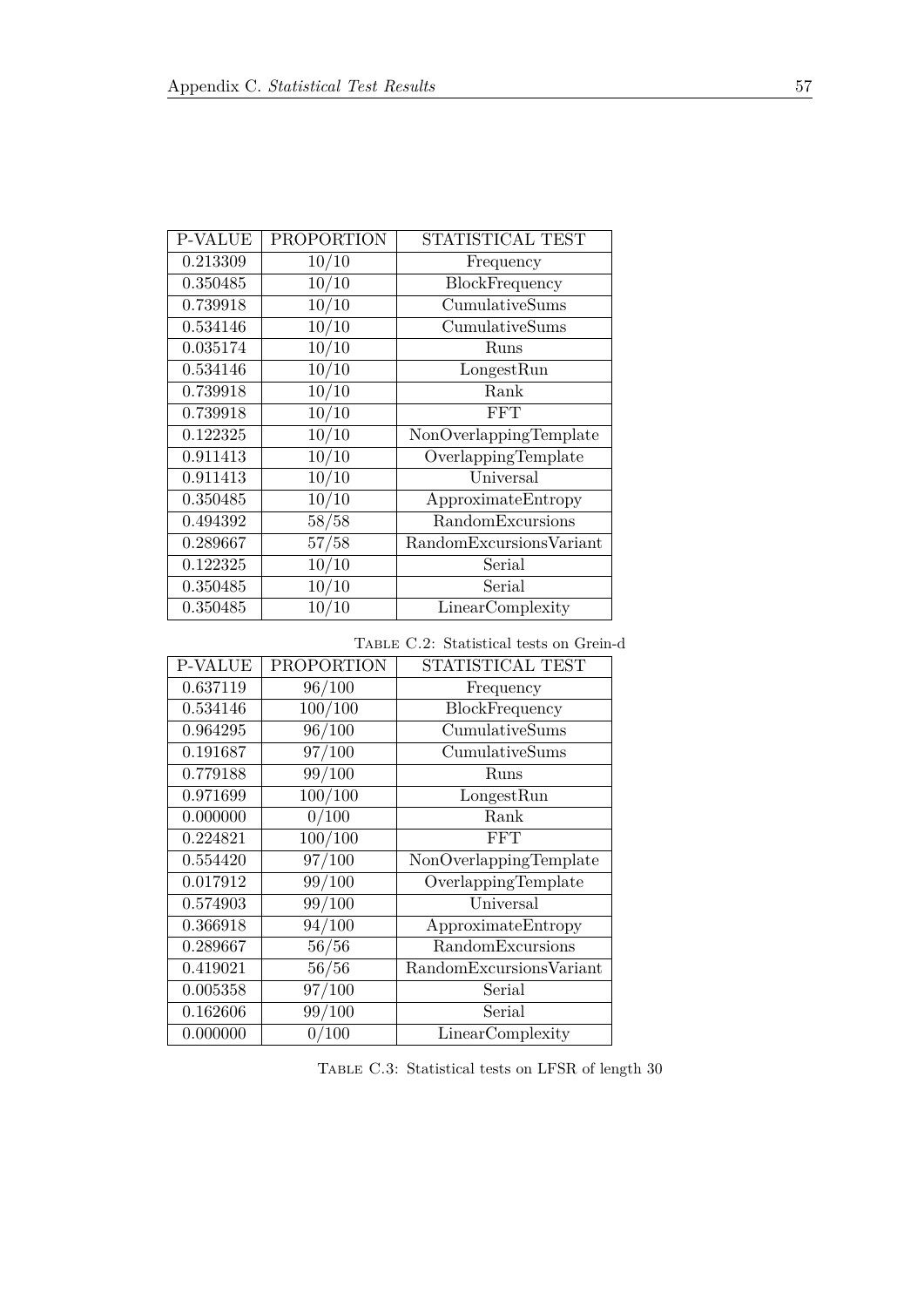| P-VALUE | PROPORTION | STATISTICAL TEST |
|---|---|---|
| 0.213309 | 10/10 | Frequency |
| 0.350485 | 10/10 | BlockFrequency |
| 0.739918 | 10/10 | CumulativeSums |
| 0.534146 | 10/10 | CumulativeSums |
| 0.035174 | 10/10 | Runs |
| 0.534146 | 10/10 | LongestRun |
| 0.739918 | 10/10 | Rank |
| 0.739918 | 10/10 | FFT |
| 0.122325 | 10/10 | NonOverlappingTemplate |
| 0.911413 | 10/10 | OverlappingTemplate |
| 0.911413 | 10/10 | Universal |
| 0.350485 | 10/10 | ApproximateEntropy |
| 0.494392 | 58/58 | RandomExcursions |
| 0.289667 | 57/58 | RandomExcursionsVariant |
| 0.122325 | 10/10 | Serial |
| 0.350485 | 10/10 | Serial |
| 0.350485 | 10/10 | LinearComplexity |

Table C.2: Statistical tests on Grein-d

| P-VALUE | PROPORTION | STATISTICAL TEST |
|---|---|---|
| 0.637119 | 96/100 | Frequency |
| 0.534146 | 100/100 | BlockFrequency |
| 0.964295 | 96/100 | CumulativeSums |
| 0.191687 | 97/100 | CumulativeSums |
| 0.779188 | 99/100 | Runs |
| 0.971699 | 100/100 | LongestRun |
| 0.000000 | 0/100 | Rank |
| 0.224821 | 100/100 | FFT |
| 0.554420 | 97/100 | NonOverlappingTemplate |
| 0.017912 | 99/100 | OverlappingTemplate |
| 0.574903 | 99/100 | Universal |
| 0.366918 | 94/100 | ApproximateEntropy |
| 0.289667 | 56/56 | RandomExcursions |
| 0.419021 | 56/56 | RandomExcursionsVariant |
| 0.005358 | 97/100 | Serial |
| 0.162606 | 99/100 | Serial |
| 0.000000 | 0/100 | LinearComplexity |

Table C.3: Statistical tests on LFSR of length 30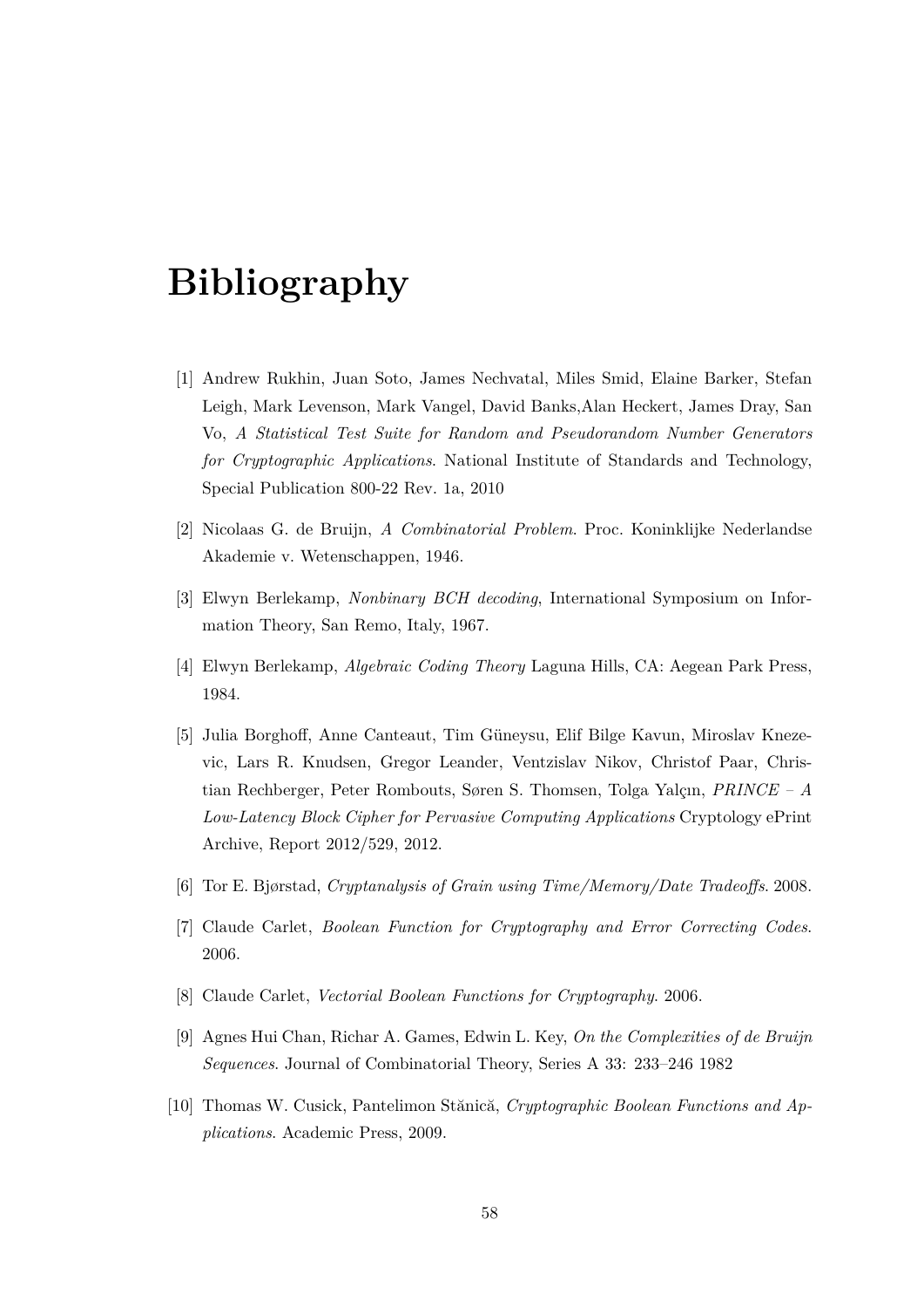# Bibliography

[1] Andrew Rukhin, Juan Soto, James Nechvatal, Miles Smid, Elaine Barker, Stefan Leigh, Mark Levenson, Mark Vangel, David Banks,Alan Heckert, James Dray, San Vo, *A Statistical Test Suite for Random and Pseudorandom Number Generators for Cryptographic Applications*. National Institute of Standards and Technology, Special Publication 800-22 Rev. 1a, 2010

[2] Nicolaas G. de Bruijn, *A Combinatorial Problem*. Proc. Koninklijke Nederlandse Akademie v. Wetenschappen, 1946.

[3] Elwyn Berlekamp, *Nonbinary BCH decoding*, International Symposium on Information Theory, San Remo, Italy, 1967.

[4] Elwyn Berlekamp, *Algebraic Coding Theory* Laguna Hills, CA: Aegean Park Press, 1984.

[5] Julia Borghoff, Anne Canteaut, Tim Güneysu, Elif Bilge Kavun, Miroslav Knezevic, Lars R. Knudsen, Gregor Leander, Ventzislav Nikov, Christof Paar, Christian Rechberger, Peter Rombouts, Søren S. Thomsen, Tolga Yalçın, *PRINCE – A Low-Latency Block Cipher for Pervasive Computing Applications* Cryptology ePrint Archive, Report 2012/529, 2012.

[6] Tor E. Bjørstad, *Cryptanalysis of Grain using Time/Memory/Date Tradeoffs*. 2008.

[7] Claude Carlet, *Boolean Function for Cryptography and Error Correcting Codes*. 2006.

[8] Claude Carlet, *Vectorial Boolean Functions for Cryptography*. 2006.

[9] Agnes Hui Chan, Richar A. Games, Edwin L. Key, *On the Complexities of de Bruijn Sequences*. Journal of Combinatorial Theory, Series A 33: 233–246 1982

[10] Thomas W. Cusick, Pantelimon Stănică, *Cryptographic Boolean Functions and Applications*. Academic Press, 2009.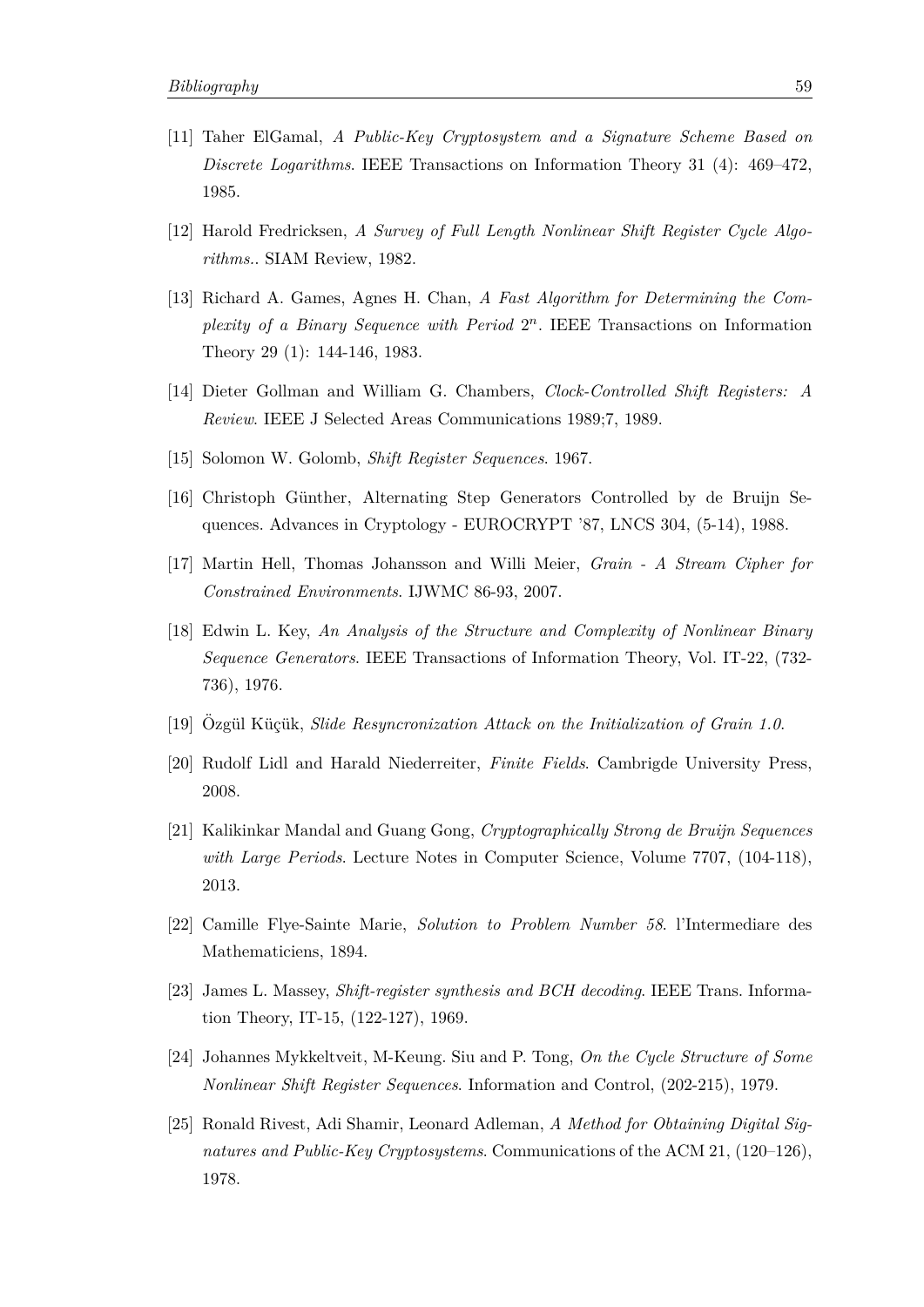[11] Taher ElGamal, *A Public-Key Cryptosystem and a Signature Scheme Based on Discrete Logarithms*. IEEE Transactions on Information Theory 31 (4): 469–472, 1985.

[12] Harold Fredricksen, *A Survey of Full Length Nonlinear Shift Register Cycle Algorithms.*. SIAM Review, 1982.

[13] Richard A. Games, Agnes H. Chan, *A Fast Algorithm for Determining the Complexity of a Binary Sequence with Period* $2^n$. IEEE Transactions on Information Theory 29 (1): 144-146, 1983.

[14] Dieter Gollman and William G. Chambers, *Clock-Controlled Shift Registers: A Review*. IEEE J Selected Areas Communications 1989;7, 1989.

[15] Solomon W. Golomb, *Shift Register Sequences*. 1967.

[16] Christoph Günther, Alternating Step Generators Controlled by de Bruijn Sequences. Advances in Cryptology - EUROCRYPT '87, LNCS 304, (5-14), 1988.

[17] Martin Hell, Thomas Johansson and Willi Meier, *Grain - A Stream Cipher for Constrained Environments*. IJWMC 86-93, 2007.

[18] Edwin L. Key, *An Analysis of the Structure and Complexity of Nonlinear Binary Sequence Generators*. IEEE Transactions of Information Theory, Vol. IT-22, (732-736), 1976.

[19] Özgül Küçük, *Slide Resyncronization Attack on the Initialization of Grain 1.0*.

[20] Rudolf Lidl and Harald Niederreiter, *Finite Fields*. Cambrigde University Press, 2008.

[21] Kalikinkar Mandal and Guang Gong, *Cryptographically Strong de Bruijn Sequences with Large Periods*. Lecture Notes in Computer Science, Volume 7707, (104-118), 2013.

[22] Camille Flye-Sainte Marie, *Solution to Problem Number 58*. l'Intermediare des Mathematiciens, 1894.

[23] James L. Massey, *Shift-register synthesis and BCH decoding*. IEEE Trans. Information Theory, IT-15, (122-127), 1969.

[24] Johannes Mykkeltveit, M-Keung. Siu and P. Tong, *On the Cycle Structure of Some Nonlinear Shift Register Sequences*. Information and Control, (202-215), 1979.

[25] Ronald Rivest, Adi Shamir, Leonard Adleman, *A Method for Obtaining Digital Signatures and Public-Key Cryptosystems*. Communications of the ACM 21, (120–126), 1978.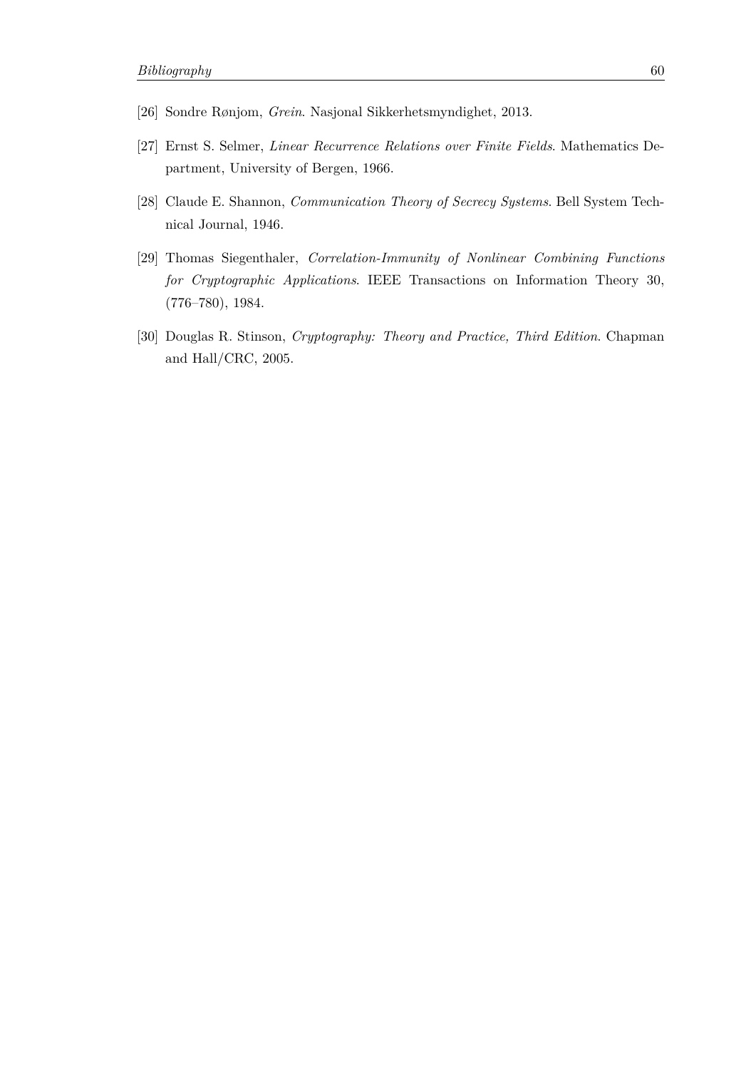[26] Sondre Rønjom, *Grein*. Nasjonal Sikkerhetsmyndighet, 2013.

[27] Ernst S. Selmer, *Linear Recurrence Relations over Finite Fields*. Mathematics Department, University of Bergen, 1966.

[28] Claude E. Shannon, *Communication Theory of Secrecy Systems*. Bell System Technical Journal, 1946.

[29] Thomas Siegenthaler, *Correlation-Immunity of Nonlinear Combining Functions for Cryptographic Applications*. IEEE Transactions on Information Theory 30, (776–780), 1984.

[30] Douglas R. Stinson, *Cryptography: Theory and Practice, Third Edition*. Chapman and Hall/CRC, 2005.